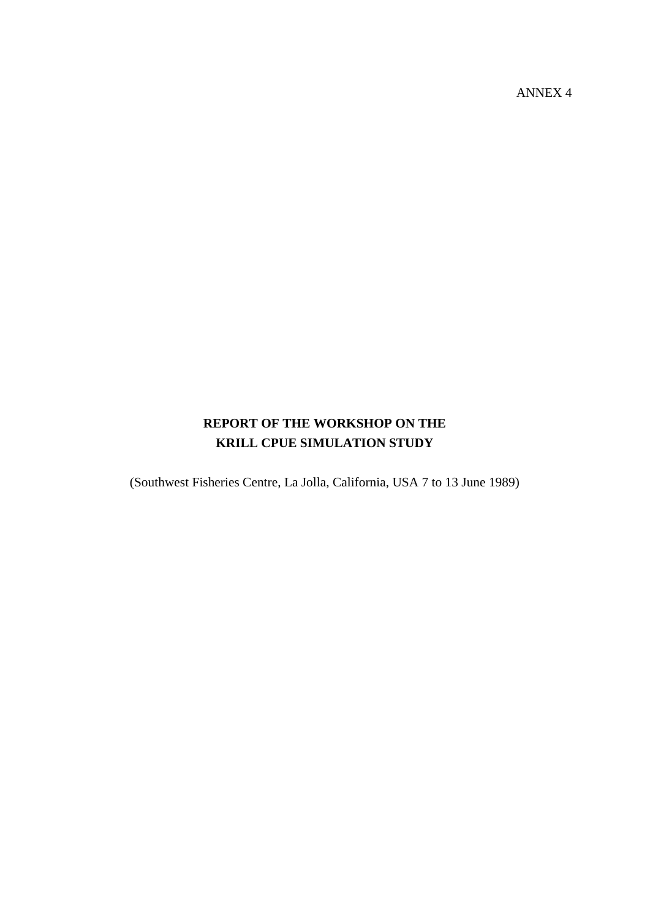ANNEX 4

# REPORT OF THE WORKSHOP ON THE KRILL CPUE SIMULATION STUDY

(Southwest Fisheries Centre, La Jolla, California, USA 7 to 13 June 1989)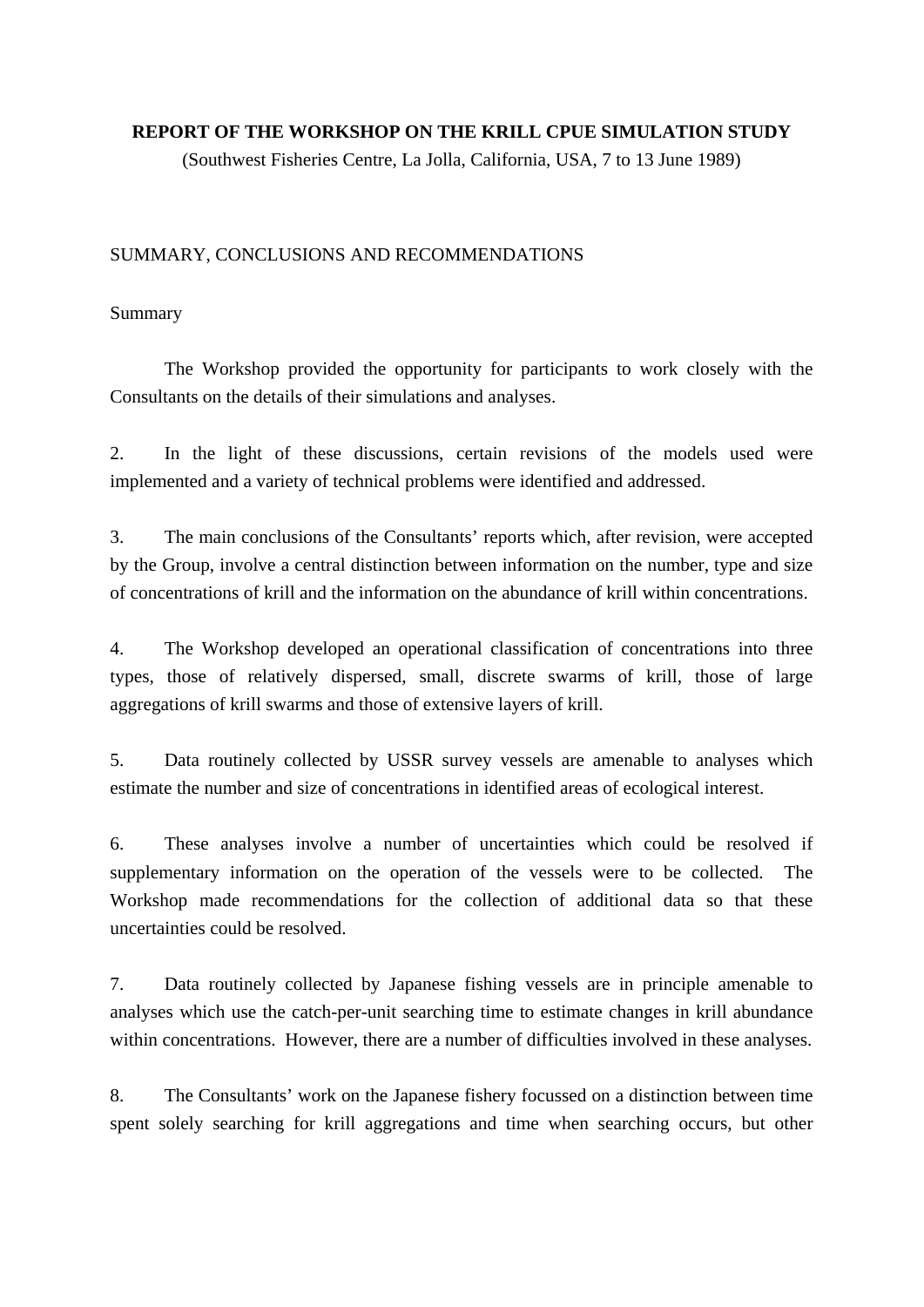**REPORT OF THE WORKSHOP ON THE KRILL CPUE SIMULATION STUDY**

(Southwest Fisheries Centre, La Jolla, California, USA, 7 to 13 June 1989)

SUMMARY, CONCLUSIONS AND RECOMMENDATIONS

Summary

The Workshop provided the opportunity for participants to work closely with the Consultants on the details of their simulations and analyses.

2. In the light of these discussions, certain revisions of the models used were implemented and a variety of technical problems were identified and addressed.

3. The main conclusions of the Consultants' reports which, after revision, were accepted by the Group, involve a central distinction between information on the number, type and size of concentrations of krill and the information on the abundance of krill within concentrations.

4. The Workshop developed an operational classification of concentrations into three types, those of relatively dispersed, small, discrete swarms of krill, those of large aggregations of krill swarms and those of extensive layers of krill.

5. Data routinely collected by USSR survey vessels are amenable to analyses which estimate the number and size of concentrations in identified areas of ecological interest.

6. These analyses involve a number of uncertainties which could be resolved if supplementary information on the operation of the vessels were to be collected. The Workshop made recommendations for the collection of additional data so that these uncertainties could be resolved.

7. Data routinely collected by Japanese fishing vessels are in principle amenable to analyses which use the catch-per-unit searching time to estimate changes in krill abundance within concentrations. However, there are a number of difficulties involved in these analyses.

8. The Consultants' work on the Japanese fishery focussed on a distinction between time spent solely searching for krill aggregations and time when searching occurs, but other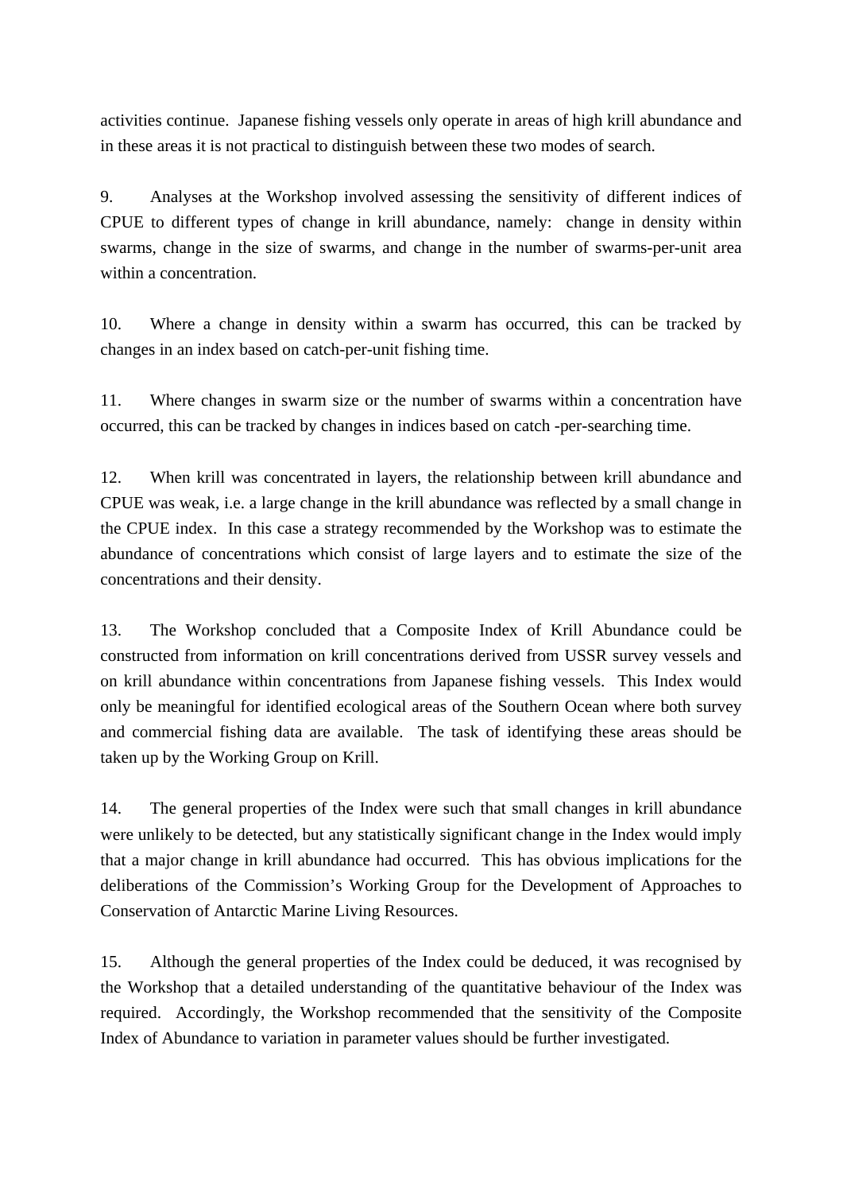activities continue. Japanese fishing vessels only operate in areas of high krill abundance and in these areas it is not practical to distinguish between these two modes of search.

9. Analyses at the Workshop involved assessing the sensitivity of different indices of CPUE to different types of change in krill abundance, namely: change in density within swarms, change in the size of swarms, and change in the number of swarms-per-unit area within a concentration.

10. Where a change in density within a swarm has occurred, this can be tracked by changes in an index based on catch-per-unit fishing time.

11. Where changes in swarm size or the number of swarms within a concentration have occurred, this can be tracked by changes in indices based on catch -per-searching time.

12. When krill was concentrated in layers, the relationship between krill abundance and CPUE was weak, i.e. a large change in the krill abundance was reflected by a small change in the CPUE index. In this case a strategy recommended by the Workshop was to estimate the abundance of concentrations which consist of large layers and to estimate the size of the concentrations and their density.

13. The Workshop concluded that a Composite Index of Krill Abundance could be constructed from information on krill concentrations derived from USSR survey vessels and on krill abundance within concentrations from Japanese fishing vessels. This Index would only be meaningful for identified ecological areas of the Southern Ocean where both survey and commercial fishing data are available. The task of identifying these areas should be taken up by the Working Group on Krill.

14. The general properties of the Index were such that small changes in krill abundance were unlikely to be detected, but any statistically significant change in the Index would imply that a major change in krill abundance had occurred. This has obvious implications for the deliberations of the Commission's Working Group for the Development of Approaches to Conservation of Antarctic Marine Living Resources.

15. Although the general properties of the Index could be deduced, it was recognised by the Workshop that a detailed understanding of the quantitative behaviour of the Index was required. Accordingly, the Workshop recommended that the sensitivity of the Composite Index of Abundance to variation in parameter values should be further investigated.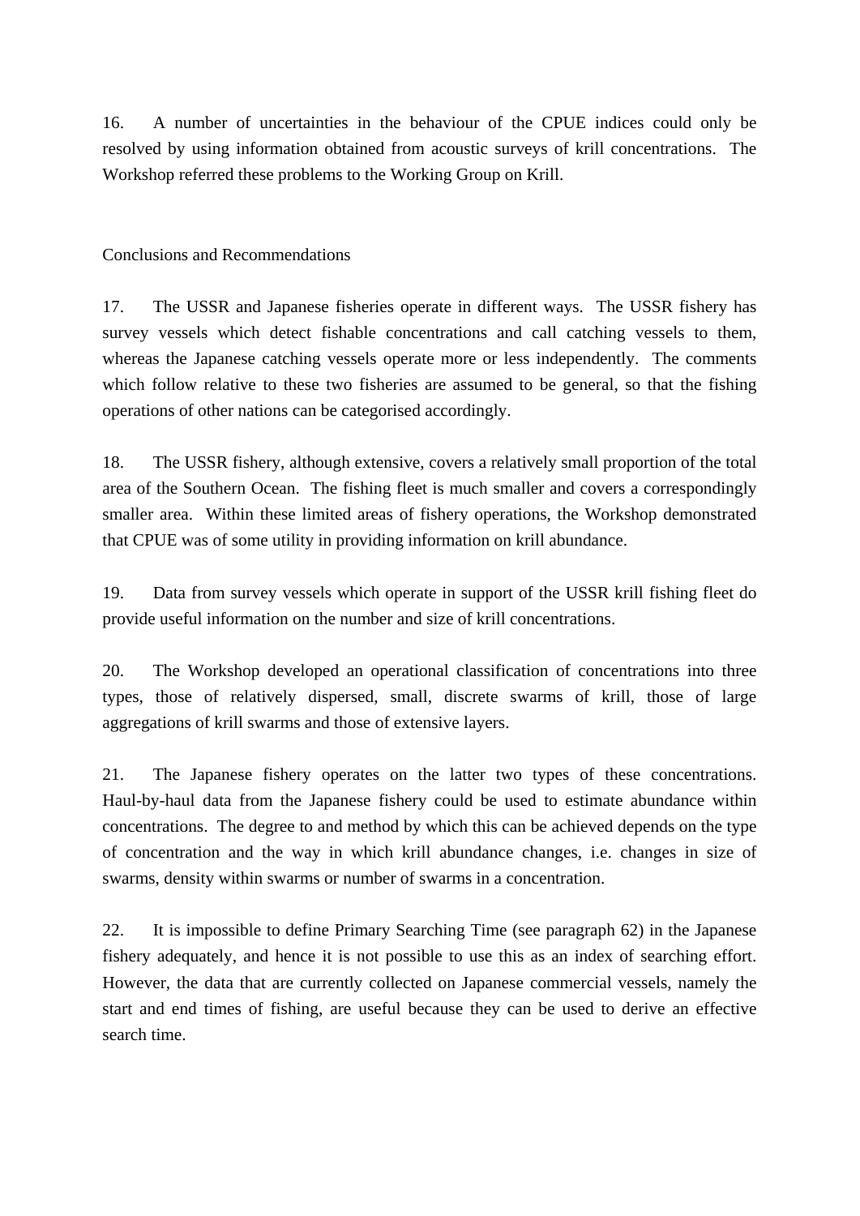16. A number of uncertainties in the behaviour of the CPUE indices could only be resolved by using information obtained from acoustic surveys of krill concentrations. The Workshop referred these problems to the Working Group on Krill.

## Conclusions and Recommendations

17. The USSR and Japanese fisheries operate in different ways. The USSR fishery has survey vessels which detect fishable concentrations and call catching vessels to them, whereas the Japanese catching vessels operate more or less independently. The comments which follow relative to these two fisheries are assumed to be general, so that the fishing operations of other nations can be categorised accordingly.

18. The USSR fishery, although extensive, covers a relatively small proportion of the total area of the Southern Ocean. The fishing fleet is much smaller and covers a correspondingly smaller area. Within these limited areas of fishery operations, the Workshop demonstrated that CPUE was of some utility in providing information on krill abundance.

19. Data from survey vessels which operate in support of the USSR krill fishing fleet do provide useful information on the number and size of krill concentrations.

20. The Workshop developed an operational classification of concentrations into three types, those of relatively dispersed, small, discrete swarms of krill, those of large aggregations of krill swarms and those of extensive layers.

21. The Japanese fishery operates on the latter two types of these concentrations. Haul-by-haul data from the Japanese fishery could be used to estimate abundance within concentrations. The degree to and method by which this can be achieved depends on the type of concentration and the way in which krill abundance changes, i.e. changes in size of swarms, density within swarms or number of swarms in a concentration.

22. It is impossible to define Primary Searching Time (see paragraph 62) in the Japanese fishery adequately, and hence it is not possible to use this as an index of searching effort. However, the data that are currently collected on Japanese commercial vessels, namely the start and end times of fishing, are useful because they can be used to derive an effective search time.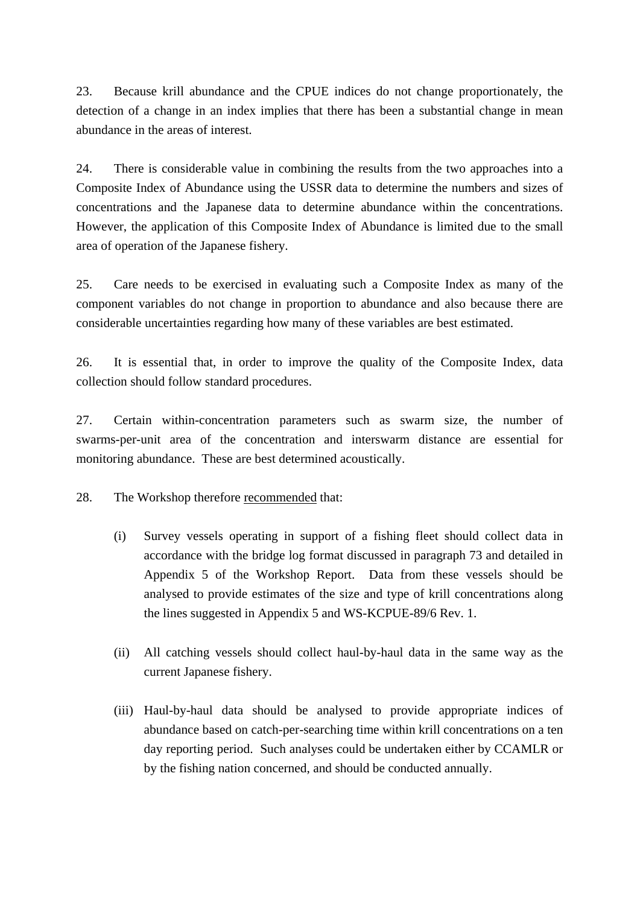23. Because krill abundance and the CPUE indices do not change proportionately, the detection of a change in an index implies that there has been a substantial change in mean abundance in the areas of interest.

24. There is considerable value in combining the results from the two approaches into a Composite Index of Abundance using the USSR data to determine the numbers and sizes of concentrations and the Japanese data to determine abundance within the concentrations. However, the application of this Composite Index of Abundance is limited due to the small area of operation of the Japanese fishery.

25. Care needs to be exercised in evaluating such a Composite Index as many of the component variables do not change in proportion to abundance and also because there are considerable uncertainties regarding how many of these variables are best estimated.

26. It is essential that, in order to improve the quality of the Composite Index, data collection should follow standard procedures.

27. Certain within-concentration parameters such as swarm size, the number of swarms-per-unit area of the concentration and interswarm distance are essential for monitoring abundance. These are best determined acoustically.

28. The Workshop therefore <u>recommended</u> that:

(i) Survey vessels operating in support of a fishing fleet should collect data in accordance with the bridge log format discussed in paragraph 73 and detailed in Appendix 5 of the Workshop Report. Data from these vessels should be analysed to provide estimates of the size and type of krill concentrations along the lines suggested in Appendix 5 and WS-KCPUE-89/6 Rev. 1.

(ii) All catching vessels should collect haul-by-haul data in the same way as the current Japanese fishery.

(iii) Haul-by-haul data should be analysed to provide appropriate indices of abundance based on catch-per-searching time within krill concentrations on a ten day reporting period. Such analyses could be undertaken either by CCAMLR or by the fishing nation concerned, and should be conducted annually.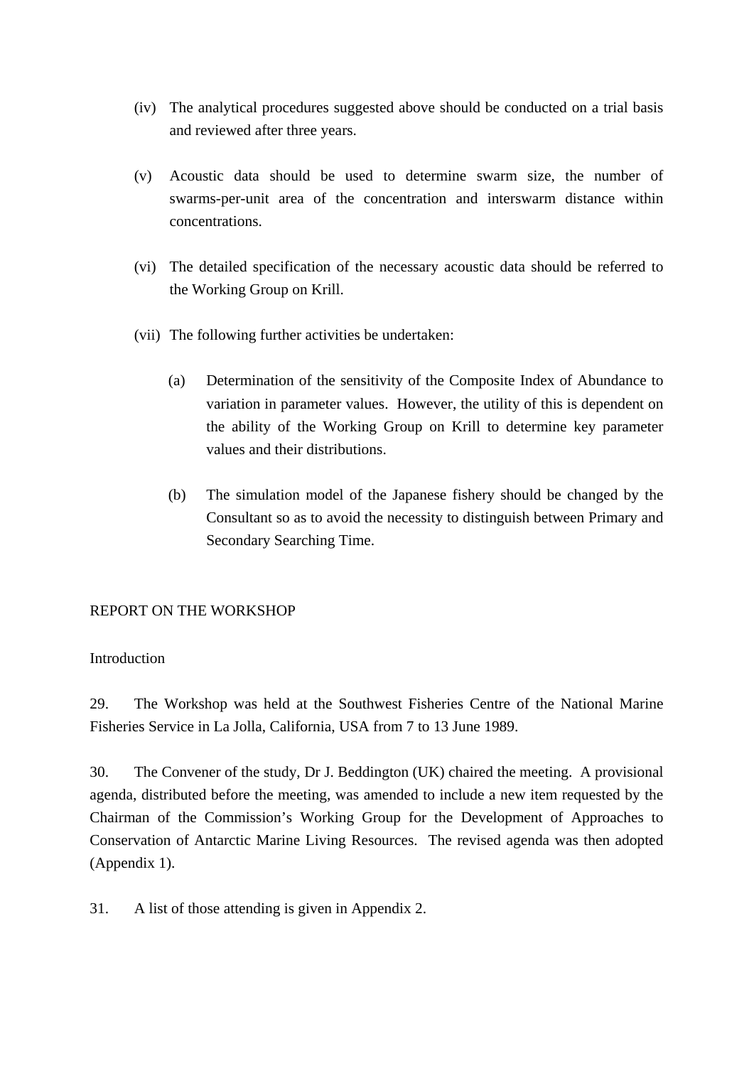(iv) The analytical procedures suggested above should be conducted on a trial basis and reviewed after three years.

(v) Acoustic data should be used to determine swarm size, the number of swarms-per-unit area of the concentration and interswarm distance within concentrations.

(vi) The detailed specification of the necessary acoustic data should be referred to the Working Group on Krill.

(vii) The following further activities be undertaken:

   (a) Determination of the sensitivity of the Composite Index of Abundance to variation in parameter values. However, the utility of this is dependent on the ability of the Working Group on Krill to determine key parameter values and their distributions.

   (b) The simulation model of the Japanese fishery should be changed by the Consultant so as to avoid the necessity to distinguish between Primary and Secondary Searching Time.

## REPORT ON THE WORKSHOP

### Introduction

29. The Workshop was held at the Southwest Fisheries Centre of the National Marine Fisheries Service in La Jolla, California, USA from 7 to 13 June 1989.

30. The Convener of the study, Dr J. Beddington (UK) chaired the meeting. A provisional agenda, distributed before the meeting, was amended to include a new item requested by the Chairman of the Commission's Working Group for the Development of Approaches to Conservation of Antarctic Marine Living Resources. The revised agenda was then adopted (Appendix 1).

31. A list of those attending is given in Appendix 2.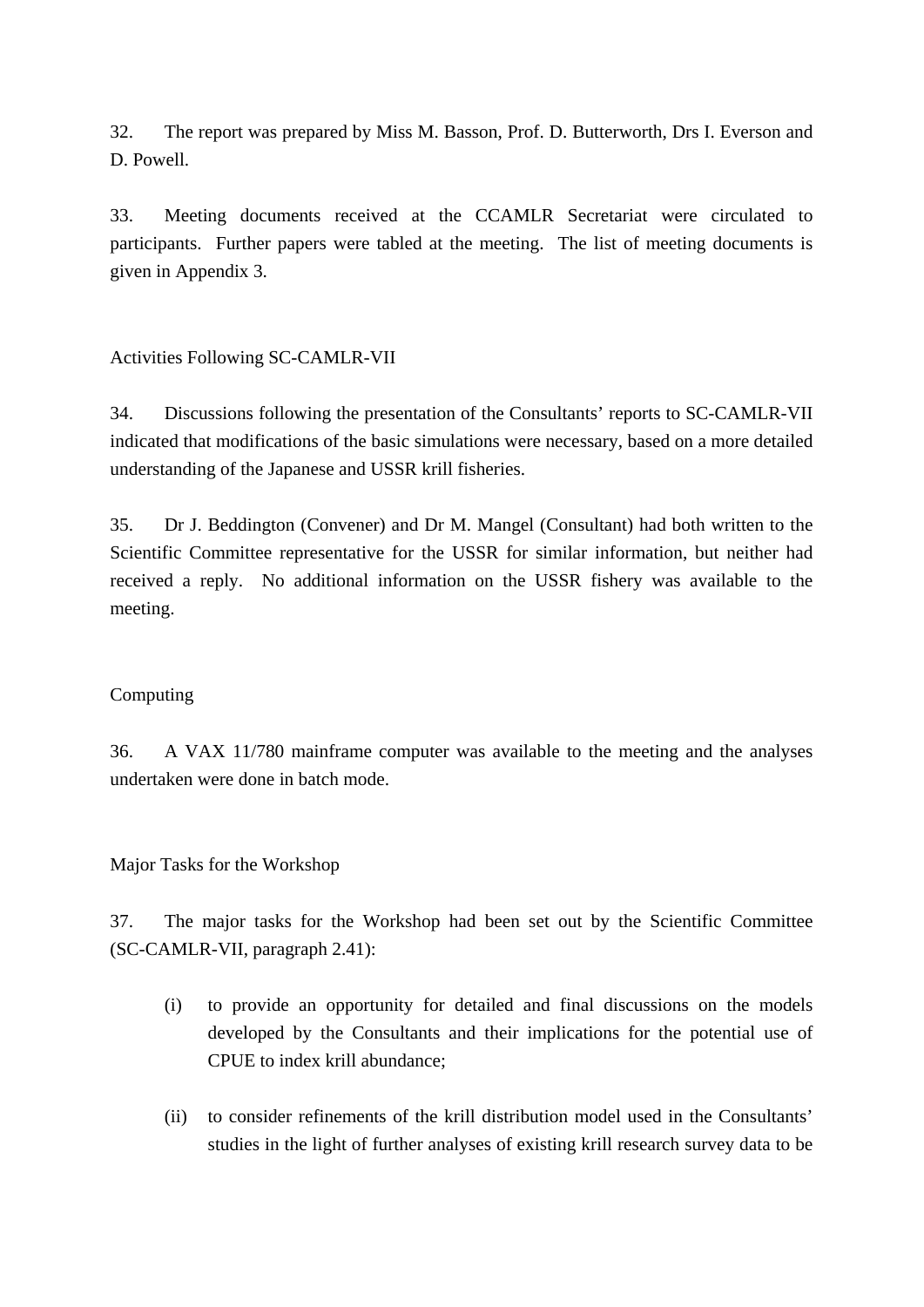32. The report was prepared by Miss M. Basson, Prof. D. Butterworth, Drs I. Everson and D. Powell.

33. Meeting documents received at the CCAMLR Secretariat were circulated to participants. Further papers were tabled at the meeting. The list of meeting documents is given in Appendix 3.

## Activities Following SC-CAMLR-VII

34. Discussions following the presentation of the Consultants' reports to SC-CAMLR-VII indicated that modifications of the basic simulations were necessary, based on a more detailed understanding of the Japanese and USSR krill fisheries.

35. Dr J. Beddington (Convener) and Dr M. Mangel (Consultant) had both written to the Scientific Committee representative for the USSR for similar information, but neither had received a reply. No additional information on the USSR fishery was available to the meeting.

## Computing

36. A VAX 11/780 mainframe computer was available to the meeting and the analyses undertaken were done in batch mode.

## Major Tasks for the Workshop

37. The major tasks for the Workshop had been set out by the Scientific Committee (SC-CAMLR-VII, paragraph 2.41):

(i) to provide an opportunity for detailed and final discussions on the models developed by the Consultants and their implications for the potential use of CPUE to index krill abundance;

(ii) to consider refinements of the krill distribution model used in the Consultants' studies in the light of further analyses of existing krill research survey data to be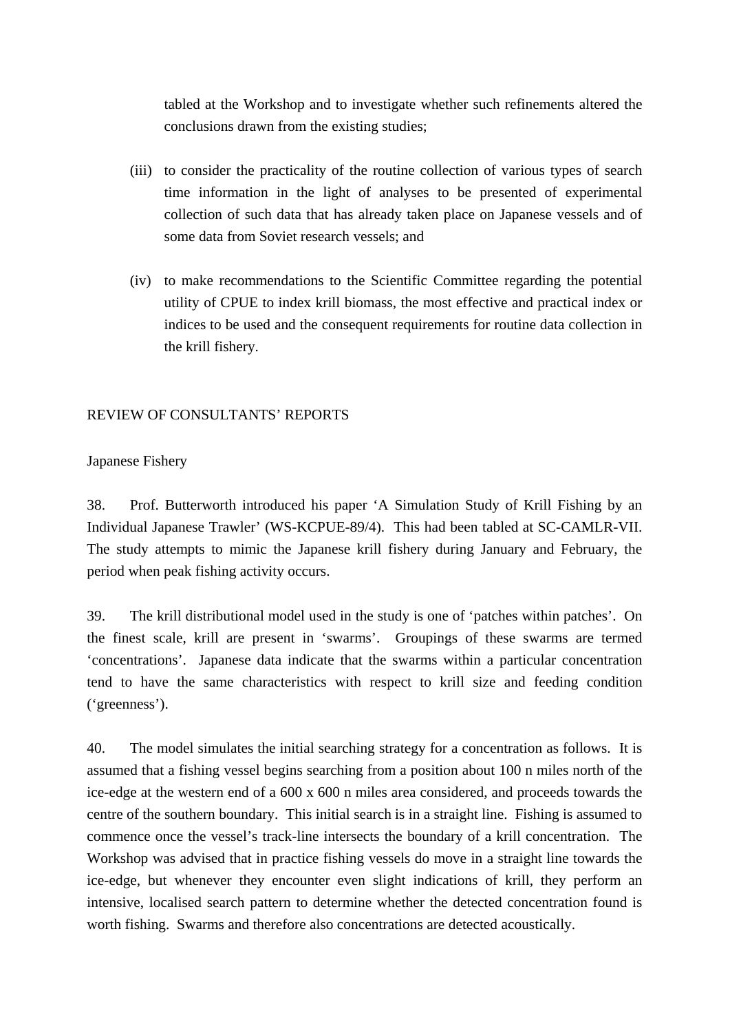tabled at the Workshop and to investigate whether such refinements altered the conclusions drawn from the existing studies;

(iii) to consider the practicality of the routine collection of various types of search time information in the light of analyses to be presented of experimental collection of such data that has already taken place on Japanese vessels and of some data from Soviet research vessels; and

(iv) to make recommendations to the Scientific Committee regarding the potential utility of CPUE to index krill biomass, the most effective and practical index or indices to be used and the consequent requirements for routine data collection in the krill fishery.

## REVIEW OF CONSULTANTS' REPORTS

### Japanese Fishery

38. Prof. Butterworth introduced his paper 'A Simulation Study of Krill Fishing by an Individual Japanese Trawler' (WS-KCPUE-89/4). This had been tabled at SC-CAMLR-VII. The study attempts to mimic the Japanese krill fishery during January and February, the period when peak fishing activity occurs.

39. The krill distributional model used in the study is one of 'patches within patches'. On the finest scale, krill are present in 'swarms'. Groupings of these swarms are termed 'concentrations'. Japanese data indicate that the swarms within a particular concentration tend to have the same characteristics with respect to krill size and feeding condition ('greenness').

40. The model simulates the initial searching strategy for a concentration as follows. It is assumed that a fishing vessel begins searching from a position about 100 n miles north of the ice-edge at the western end of a 600 x 600 n miles area considered, and proceeds towards the centre of the southern boundary. This initial search is in a straight line. Fishing is assumed to commence once the vessel's track-line intersects the boundary of a krill concentration. The Workshop was advised that in practice fishing vessels do move in a straight line towards the ice-edge, but whenever they encounter even slight indications of krill, they perform an intensive, localised search pattern to determine whether the detected concentration found is worth fishing. Swarms and therefore also concentrations are detected acoustically.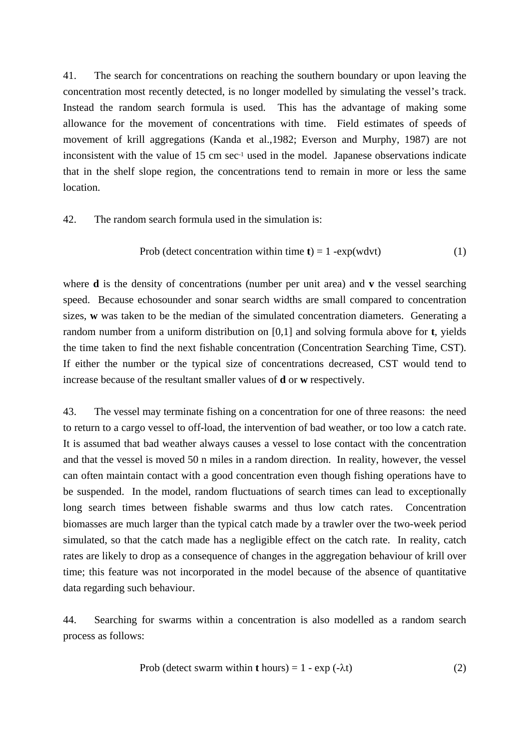41. The search for concentrations on reaching the southern boundary or upon leaving the concentration most recently detected, is no longer modelled by simulating the vessel's track. Instead the random search formula is used. This has the advantage of making some allowance for the movement of concentrations with time. Field estimates of speeds of movement of krill aggregations (Kanda et al.,1982; Everson and Murphy, 1987) are not inconsistent with the value of 15 cm $sec^{-1}$ used in the model. Japanese observations indicate that in the shelf slope region, the concentrations tend to remain in more or less the same location.

42. The random search formula used in the simulation is:

$$\text{Prob (detect concentration within time } \mathbf{t}) = 1 - \exp(wdvt) \qquad (1)$$

where **d** is the density of concentrations (number per unit area) and **v** the vessel searching speed. Because echosounder and sonar search widths are small compared to concentration sizes, **w** was taken to be the median of the simulated concentration diameters. Generating a random number from a uniform distribution on [0,1] and solving formula above for **t**, yields the time taken to find the next fishable concentration (Concentration Searching Time, CST). If either the number or the typical size of concentrations decreased, CST would tend to increase because of the resultant smaller values of **d** or **w** respectively.

43. The vessel may terminate fishing on a concentration for one of three reasons: the need to return to a cargo vessel to off-load, the intervention of bad weather, or too low a catch rate. It is assumed that bad weather always causes a vessel to lose contact with the concentration and that the vessel is moved 50 n miles in a random direction. In reality, however, the vessel can often maintain contact with a good concentration even though fishing operations have to be suspended. In the model, random fluctuations of search times can lead to exceptionally long search times between fishable swarms and thus low catch rates. Concentration biomasses are much larger than the typical catch made by a trawler over the two-week period simulated, so that the catch made has a negligible effect on the catch rate. In reality, catch rates are likely to drop as a consequence of changes in the aggregation behaviour of krill over time; this feature was not incorporated in the model because of the absence of quantitative data regarding such behaviour.

44. Searching for swarms within a concentration is also modelled as a random search process as follows:

$$\text{Prob (detect swarm within } \mathbf{t} \text{ hours)} = 1 - \exp(-\lambda t) \qquad (2)$$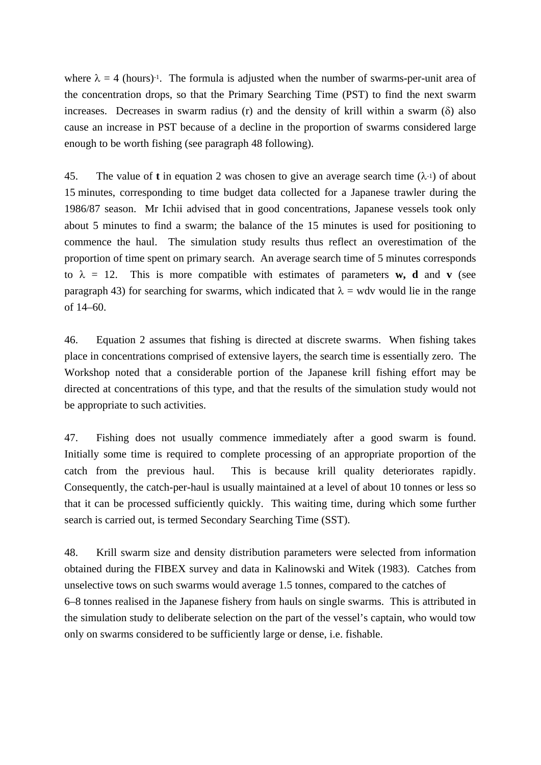where $\lambda = 4$ (hours)$^{-1}$. The formula is adjusted when the number of swarms-per-unit area of the concentration drops, so that the Primary Searching Time (PST) to find the next swarm increases. Decreases in swarm radius (r) and the density of krill within a swarm ($\delta$) also cause an increase in PST because of a decline in the proportion of swarms considered large enough to be worth fishing (see paragraph 48 following).

45. The value of **t** in equation 2 was chosen to give an average search time ($\lambda^{-1}$) of about 15 minutes, corresponding to time budget data collected for a Japanese trawler during the 1986/87 season. Mr Ichii advised that in good concentrations, Japanese vessels took only about 5 minutes to find a swarm; the balance of the 15 minutes is used for positioning to commence the haul. The simulation study results thus reflect an overestimation of the proportion of time spent on primary search. An average search time of 5 minutes corresponds to $\lambda = 12$. This is more compatible with estimates of parameters **w, d** and **v** (see paragraph 43) for searching for swarms, which indicated that $\lambda = wdv$ would lie in the range of 14–60.

46. Equation 2 assumes that fishing is directed at discrete swarms. When fishing takes place in concentrations comprised of extensive layers, the search time is essentially zero. The Workshop noted that a considerable portion of the Japanese krill fishing effort may be directed at concentrations of this type, and that the results of the simulation study would not be appropriate to such activities.

47. Fishing does not usually commence immediately after a good swarm is found. Initially some time is required to complete processing of an appropriate proportion of the catch from the previous haul. This is because krill quality deteriorates rapidly. Consequently, the catch-per-haul is usually maintained at a level of about 10 tonnes or less so that it can be processed sufficiently quickly. This waiting time, during which some further search is carried out, is termed Secondary Searching Time (SST).

48. Krill swarm size and density distribution parameters were selected from information obtained during the FIBEX survey and data in Kalinowski and Witek (1983). Catches from unselective tows on such swarms would average 1.5 tonnes, compared to the catches of 6–8 tonnes realised in the Japanese fishery from hauls on single swarms. This is attributed in the simulation study to deliberate selection on the part of the vessel's captain, who would tow only on swarms considered to be sufficiently large or dense, i.e. fishable.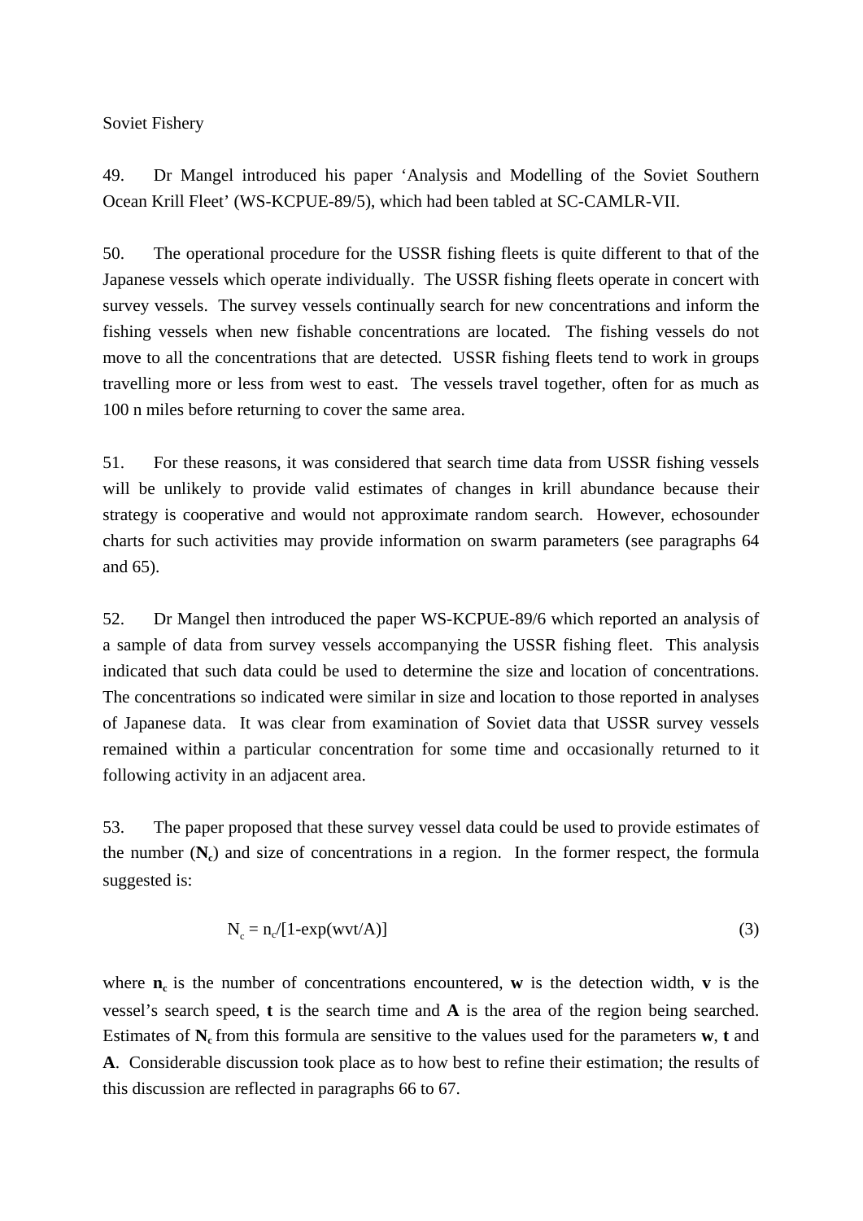Soviet Fishery

49. Dr Mangel introduced his paper 'Analysis and Modelling of the Soviet Southern Ocean Krill Fleet' (WS-KCPUE-89/5), which had been tabled at SC-CAMLR-VII.

50. The operational procedure for the USSR fishing fleets is quite different to that of the Japanese vessels which operate individually. The USSR fishing fleets operate in concert with survey vessels. The survey vessels continually search for new concentrations and inform the fishing vessels when new fishable concentrations are located. The fishing vessels do not move to all the concentrations that are detected. USSR fishing fleets tend to work in groups travelling more or less from west to east. The vessels travel together, often for as much as 100 n miles before returning to cover the same area.

51. For these reasons, it was considered that search time data from USSR fishing vessels will be unlikely to provide valid estimates of changes in krill abundance because their strategy is cooperative and would not approximate random search. However, echosounder charts for such activities may provide information on swarm parameters (see paragraphs 64 and 65).

52. Dr Mangel then introduced the paper WS-KCPUE-89/6 which reported an analysis of a sample of data from survey vessels accompanying the USSR fishing fleet. This analysis indicated that such data could be used to determine the size and location of concentrations. The concentrations so indicated were similar in size and location to those reported in analyses of Japanese data. It was clear from examination of Soviet data that USSR survey vessels remained within a particular concentration for some time and occasionally returned to it following activity in an adjacent area.

53. The paper proposed that these survey vessel data could be used to provide estimates of the number ($\mathbf{N_c}$) and size of concentrations in a region. In the former respect, the formula suggested is:

$$N_c = n_c/[1\text{-}\exp(wvt/A)] \qquad (3)$$

where $\mathbf{n_c}$ is the number of concentrations encountered, $\mathbf{w}$ is the detection width, $\mathbf{v}$ is the vessel's search speed, $\mathbf{t}$ is the search time and $\mathbf{A}$ is the area of the region being searched. Estimates of $\mathbf{N_c}$ from this formula are sensitive to the values used for the parameters $\mathbf{w}$, $\mathbf{t}$ and $\mathbf{A}$. Considerable discussion took place as to how best to refine their estimation; the results of this discussion are reflected in paragraphs 66 to 67.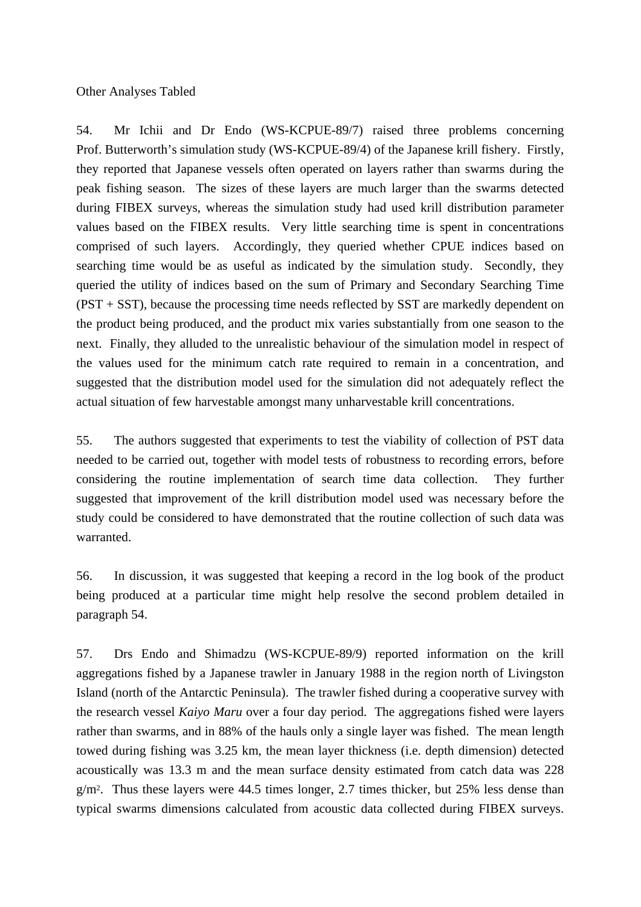Other Analyses Tabled

54. Mr Ichii and Dr Endo (WS-KCPUE-89/7) raised three problems concerning Prof. Butterworth's simulation study (WS-KCPUE-89/4) of the Japanese krill fishery. Firstly, they reported that Japanese vessels often operated on layers rather than swarms during the peak fishing season. The sizes of these layers are much larger than the swarms detected during FIBEX surveys, whereas the simulation study had used krill distribution parameter values based on the FIBEX results. Very little searching time is spent in concentrations comprised of such layers. Accordingly, they queried whether CPUE indices based on searching time would be as useful as indicated by the simulation study. Secondly, they queried the utility of indices based on the sum of Primary and Secondary Searching Time (PST + SST), because the processing time needs reflected by SST are markedly dependent on the product being produced, and the product mix varies substantially from one season to the next. Finally, they alluded to the unrealistic behaviour of the simulation model in respect of the values used for the minimum catch rate required to remain in a concentration, and suggested that the distribution model used for the simulation did not adequately reflect the actual situation of few harvestable amongst many unharvestable krill concentrations.

55. The authors suggested that experiments to test the viability of collection of PST data needed to be carried out, together with model tests of robustness to recording errors, before considering the routine implementation of search time data collection. They further suggested that improvement of the krill distribution model used was necessary before the study could be considered to have demonstrated that the routine collection of such data was warranted.

56. In discussion, it was suggested that keeping a record in the log book of the product being produced at a particular time might help resolve the second problem detailed in paragraph 54.

57. Drs Endo and Shimadzu (WS-KCPUE-89/9) reported information on the krill aggregations fished by a Japanese trawler in January 1988 in the region north of Livingston Island (north of the Antarctic Peninsula). The trawler fished during a cooperative survey with the research vessel *Kaiyo Maru* over a four day period. The aggregations fished were layers rather than swarms, and in 88% of the hauls only a single layer was fished. The mean length towed during fishing was 3.25 km, the mean layer thickness (i.e. depth dimension) detected acoustically was 13.3 m and the mean surface density estimated from catch data was 228 $g/m^2$. Thus these layers were 44.5 times longer, 2.7 times thicker, but 25% less dense than typical swarms dimensions calculated from acoustic data collected during FIBEX surveys.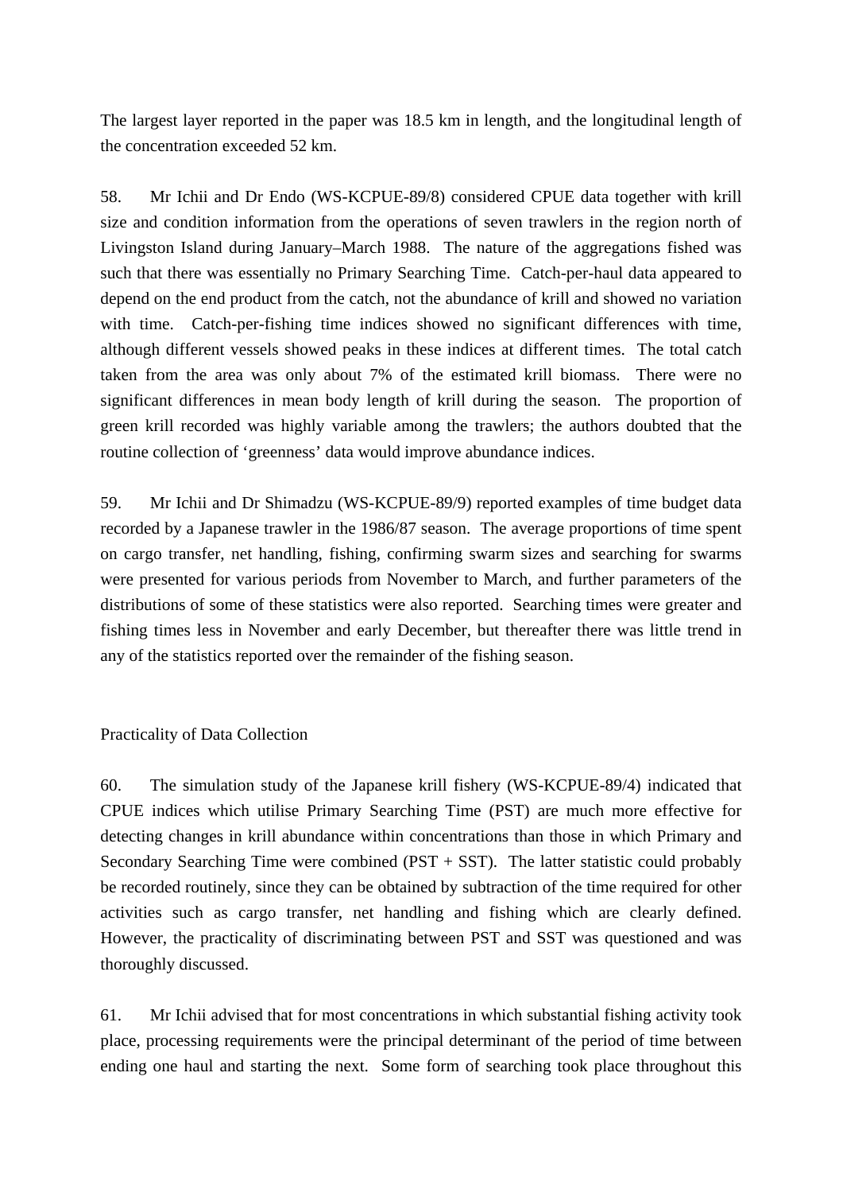The largest layer reported in the paper was 18.5 km in length, and the longitudinal length of the concentration exceeded 52 km.

58. Mr Ichii and Dr Endo (WS-KCPUE-89/8) considered CPUE data together with krill size and condition information from the operations of seven trawlers in the region north of Livingston Island during January–March 1988. The nature of the aggregations fished was such that there was essentially no Primary Searching Time. Catch-per-haul data appeared to depend on the end product from the catch, not the abundance of krill and showed no variation with time. Catch-per-fishing time indices showed no significant differences with time, although different vessels showed peaks in these indices at different times. The total catch taken from the area was only about 7% of the estimated krill biomass. There were no significant differences in mean body length of krill during the season. The proportion of green krill recorded was highly variable among the trawlers; the authors doubted that the routine collection of 'greenness' data would improve abundance indices.

59. Mr Ichii and Dr Shimadzu (WS-KCPUE-89/9) reported examples of time budget data recorded by a Japanese trawler in the 1986/87 season. The average proportions of time spent on cargo transfer, net handling, fishing, confirming swarm sizes and searching for swarms were presented for various periods from November to March, and further parameters of the distributions of some of these statistics were also reported. Searching times were greater and fishing times less in November and early December, but thereafter there was little trend in any of the statistics reported over the remainder of the fishing season.

## Practicality of Data Collection

60. The simulation study of the Japanese krill fishery (WS-KCPUE-89/4) indicated that CPUE indices which utilise Primary Searching Time (PST) are much more effective for detecting changes in krill abundance within concentrations than those in which Primary and Secondary Searching Time were combined (PST + SST). The latter statistic could probably be recorded routinely, since they can be obtained by subtraction of the time required for other activities such as cargo transfer, net handling and fishing which are clearly defined. However, the practicality of discriminating between PST and SST was questioned and was thoroughly discussed.

61. Mr Ichii advised that for most concentrations in which substantial fishing activity took place, processing requirements were the principal determinant of the period of time between ending one haul and starting the next. Some form of searching took place throughout this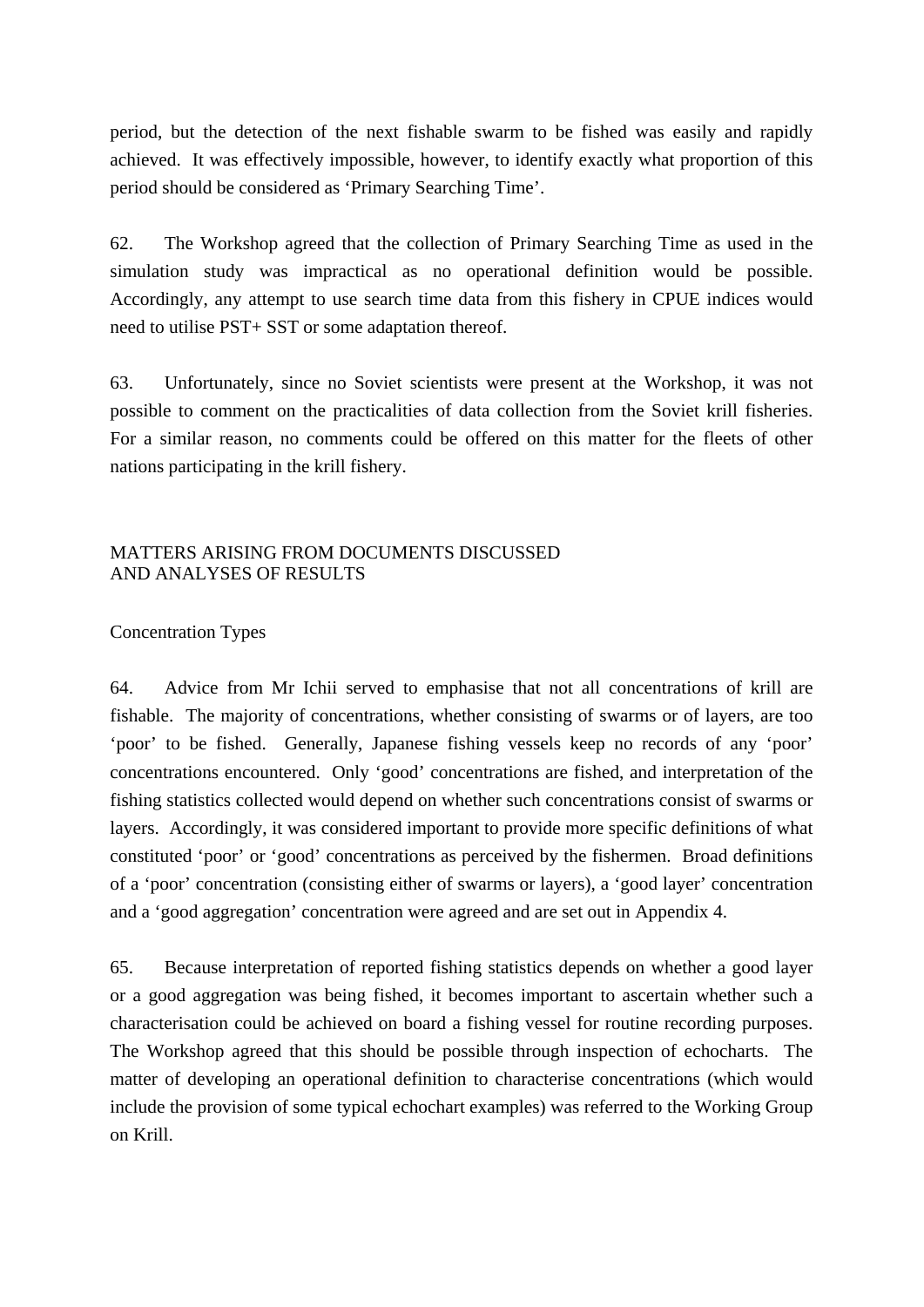period, but the detection of the next fishable swarm to be fished was easily and rapidly achieved. It was effectively impossible, however, to identify exactly what proportion of this period should be considered as 'Primary Searching Time'.

62. The Workshop agreed that the collection of Primary Searching Time as used in the simulation study was impractical as no operational definition would be possible. Accordingly, any attempt to use search time data from this fishery in CPUE indices would need to utilise PST+ SST or some adaptation thereof.

63. Unfortunately, since no Soviet scientists were present at the Workshop, it was not possible to comment on the practicalities of data collection from the Soviet krill fisheries. For a similar reason, no comments could be offered on this matter for the fleets of other nations participating in the krill fishery.

## MATTERS ARISING FROM DOCUMENTS DISCUSSED AND ANALYSES OF RESULTS

### Concentration Types

64. Advice from Mr Ichii served to emphasise that not all concentrations of krill are fishable. The majority of concentrations, whether consisting of swarms or of layers, are too 'poor' to be fished. Generally, Japanese fishing vessels keep no records of any 'poor' concentrations encountered. Only 'good' concentrations are fished, and interpretation of the fishing statistics collected would depend on whether such concentrations consist of swarms or layers. Accordingly, it was considered important to provide more specific definitions of what constituted 'poor' or 'good' concentrations as perceived by the fishermen. Broad definitions of a 'poor' concentration (consisting either of swarms or layers), a 'good layer' concentration and a 'good aggregation' concentration were agreed and are set out in Appendix 4.

65. Because interpretation of reported fishing statistics depends on whether a good layer or a good aggregation was being fished, it becomes important to ascertain whether such a characterisation could be achieved on board a fishing vessel for routine recording purposes. The Workshop agreed that this should be possible through inspection of echocharts. The matter of developing an operational definition to characterise concentrations (which would include the provision of some typical echochart examples) was referred to the Working Group on Krill.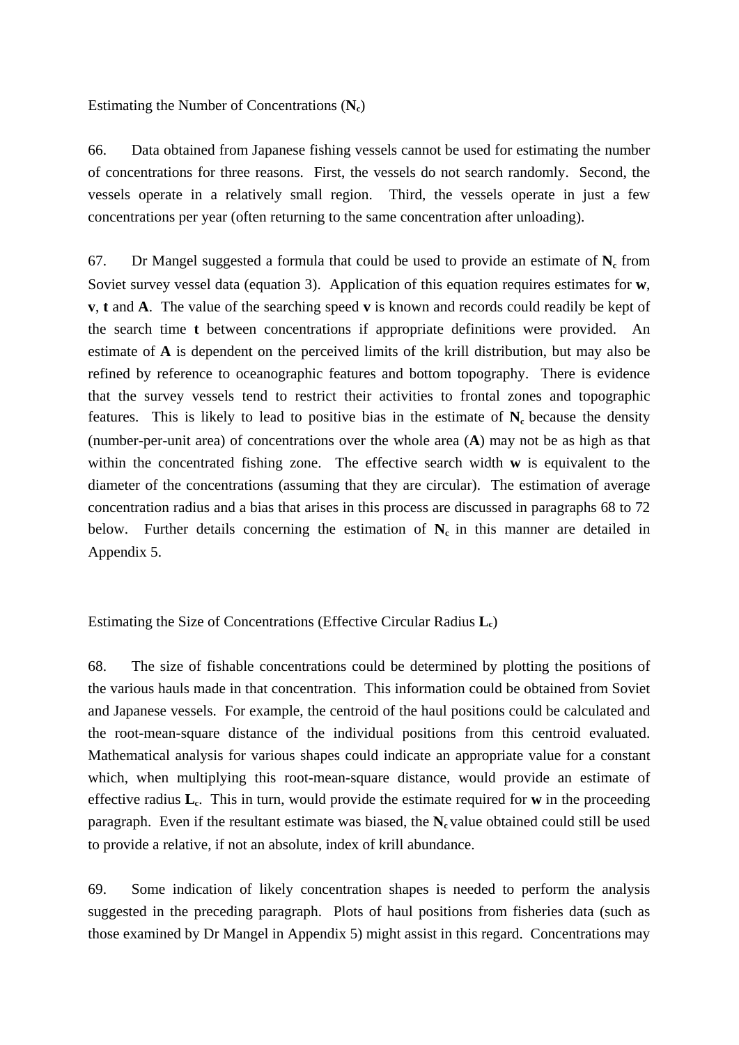### Estimating the Number of Concentrations ($N_c$)

66. Data obtained from Japanese fishing vessels cannot be used for estimating the number of concentrations for three reasons. First, the vessels do not search randomly. Second, the vessels operate in a relatively small region. Third, the vessels operate in just a few concentrations per year (often returning to the same concentration after unloading).

67. Dr Mangel suggested a formula that could be used to provide an estimate of $N_c$ from Soviet survey vessel data (equation 3). Application of this equation requires estimates for **w**, **v**, **t** and **A**. The value of the searching speed **v** is known and records could readily be kept of the search time **t** between concentrations if appropriate definitions were provided. An estimate of **A** is dependent on the perceived limits of the krill distribution, but may also be refined by reference to oceanographic features and bottom topography. There is evidence that the survey vessels tend to restrict their activities to frontal zones and topographic features. This is likely to lead to positive bias in the estimate of $N_c$ because the density (number-per-unit area) of concentrations over the whole area (**A**) may not be as high as that within the concentrated fishing zone. The effective search width **w** is equivalent to the diameter of the concentrations (assuming that they are circular). The estimation of average concentration radius and a bias that arises in this process are discussed in paragraphs 68 to 72 below. Further details concerning the estimation of $N_c$ in this manner are detailed in Appendix 5.

### Estimating the Size of Concentrations (Effective Circular Radius $L_c$)

68. The size of fishable concentrations could be determined by plotting the positions of the various hauls made in that concentration. This information could be obtained from Soviet and Japanese vessels. For example, the centroid of the haul positions could be calculated and the root-mean-square distance of the individual positions from this centroid evaluated. Mathematical analysis for various shapes could indicate an appropriate value for a constant which, when multiplying this root-mean-square distance, would provide an estimate of effective radius $L_c$. This in turn, would provide the estimate required for **w** in the proceeding paragraph. Even if the resultant estimate was biased, the $N_c$ value obtained could still be used to provide a relative, if not an absolute, index of krill abundance.

69. Some indication of likely concentration shapes is needed to perform the analysis suggested in the preceding paragraph. Plots of haul positions from fisheries data (such as those examined by Dr Mangel in Appendix 5) might assist in this regard. Concentrations may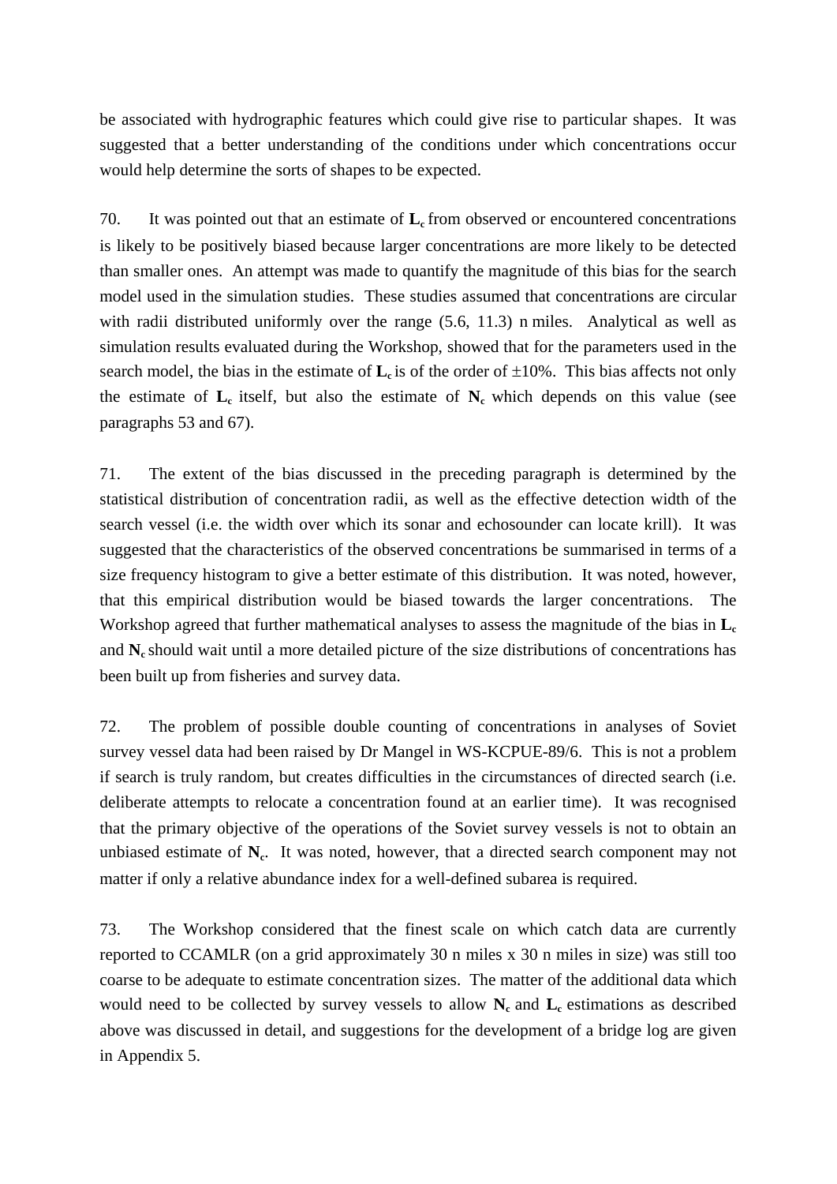be associated with hydrographic features which could give rise to particular shapes. It was suggested that a better understanding of the conditions under which concentrations occur would help determine the sorts of shapes to be expected.

70. It was pointed out that an estimate of $\mathbf{L_c}$ from observed or encountered concentrations is likely to be positively biased because larger concentrations are more likely to be detected than smaller ones. An attempt was made to quantify the magnitude of this bias for the search model used in the simulation studies. These studies assumed that concentrations are circular with radii distributed uniformly over the range (5.6, 11.3) n miles. Analytical as well as simulation results evaluated during the Workshop, showed that for the parameters used in the search model, the bias in the estimate of $\mathbf{L_c}$ is of the order of ±10%. This bias affects not only the estimate of $\mathbf{L_c}$ itself, but also the estimate of $\mathbf{N_c}$ which depends on this value (see paragraphs 53 and 67).

71. The extent of the bias discussed in the preceding paragraph is determined by the statistical distribution of concentration radii, as well as the effective detection width of the search vessel (i.e. the width over which its sonar and echosounder can locate krill). It was suggested that the characteristics of the observed concentrations be summarised in terms of a size frequency histogram to give a better estimate of this distribution. It was noted, however, that this empirical distribution would be biased towards the larger concentrations. The Workshop agreed that further mathematical analyses to assess the magnitude of the bias in $\mathbf{L_c}$ and $\mathbf{N_c}$ should wait until a more detailed picture of the size distributions of concentrations has been built up from fisheries and survey data.

72. The problem of possible double counting of concentrations in analyses of Soviet survey vessel data had been raised by Dr Mangel in WS-KCPUE-89/6. This is not a problem if search is truly random, but creates difficulties in the circumstances of directed search (i.e. deliberate attempts to relocate a concentration found at an earlier time). It was recognised that the primary objective of the operations of the Soviet survey vessels is not to obtain an unbiased estimate of $\mathbf{N_c}$. It was noted, however, that a directed search component may not matter if only a relative abundance index for a well-defined subarea is required.

73. The Workshop considered that the finest scale on which catch data are currently reported to CCAMLR (on a grid approximately 30 n miles x 30 n miles in size) was still too coarse to be adequate to estimate concentration sizes. The matter of the additional data which would need to be collected by survey vessels to allow $\mathbf{N_c}$ and $\mathbf{L_c}$ estimations as described above was discussed in detail, and suggestions for the development of a bridge log are given in Appendix 5.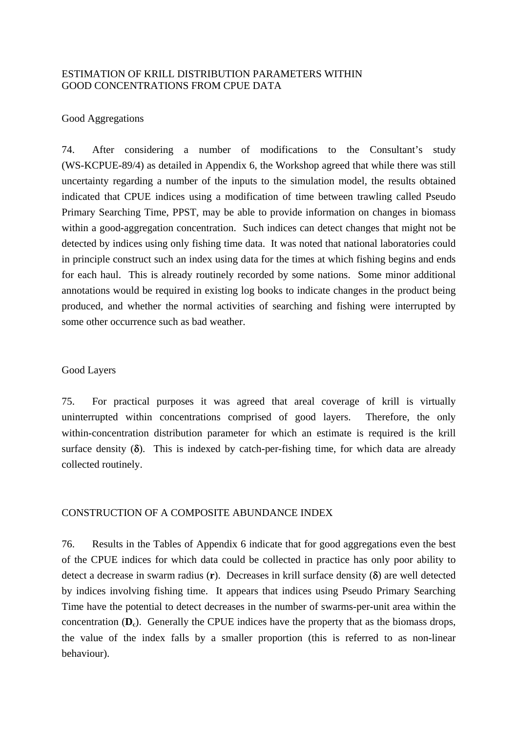## ESTIMATION OF KRILL DISTRIBUTION PARAMETERS WITHIN GOOD CONCENTRATIONS FROM CPUE DATA

### Good Aggregations

74. After considering a number of modifications to the Consultant's study (WS-KCPUE-89/4) as detailed in Appendix 6, the Workshop agreed that while there was still uncertainty regarding a number of the inputs to the simulation model, the results obtained indicated that CPUE indices using a modification of time between trawling called Pseudo Primary Searching Time, PPST, may be able to provide information on changes in biomass within a good-aggregation concentration. Such indices can detect changes that might not be detected by indices using only fishing time data. It was noted that national laboratories could in principle construct such an index using data for the times at which fishing begins and ends for each haul. This is already routinely recorded by some nations. Some minor additional annotations would be required in existing log books to indicate changes in the product being produced, and whether the normal activities of searching and fishing were interrupted by some other occurrence such as bad weather.

### Good Layers

75. For practical purposes it was agreed that areal coverage of krill is virtually uninterrupted within concentrations comprised of good layers. Therefore, the only within-concentration distribution parameter for which an estimate is required is the krill surface density ($\delta$). This is indexed by catch-per-fishing time, for which data are already collected routinely.

## CONSTRUCTION OF A COMPOSITE ABUNDANCE INDEX

76. Results in the Tables of Appendix 6 indicate that for good aggregations even the best of the CPUE indices for which data could be collected in practice has only poor ability to detect a decrease in swarm radius ($\mathbf{r}$). Decreases in krill surface density ($\delta$) are well detected by indices involving fishing time. It appears that indices using Pseudo Primary Searching Time have the potential to detect decreases in the number of swarms-per-unit area within the concentration ($\mathbf{D_c}$). Generally the CPUE indices have the property that as the biomass drops, the value of the index falls by a smaller proportion (this is referred to as non-linear behaviour).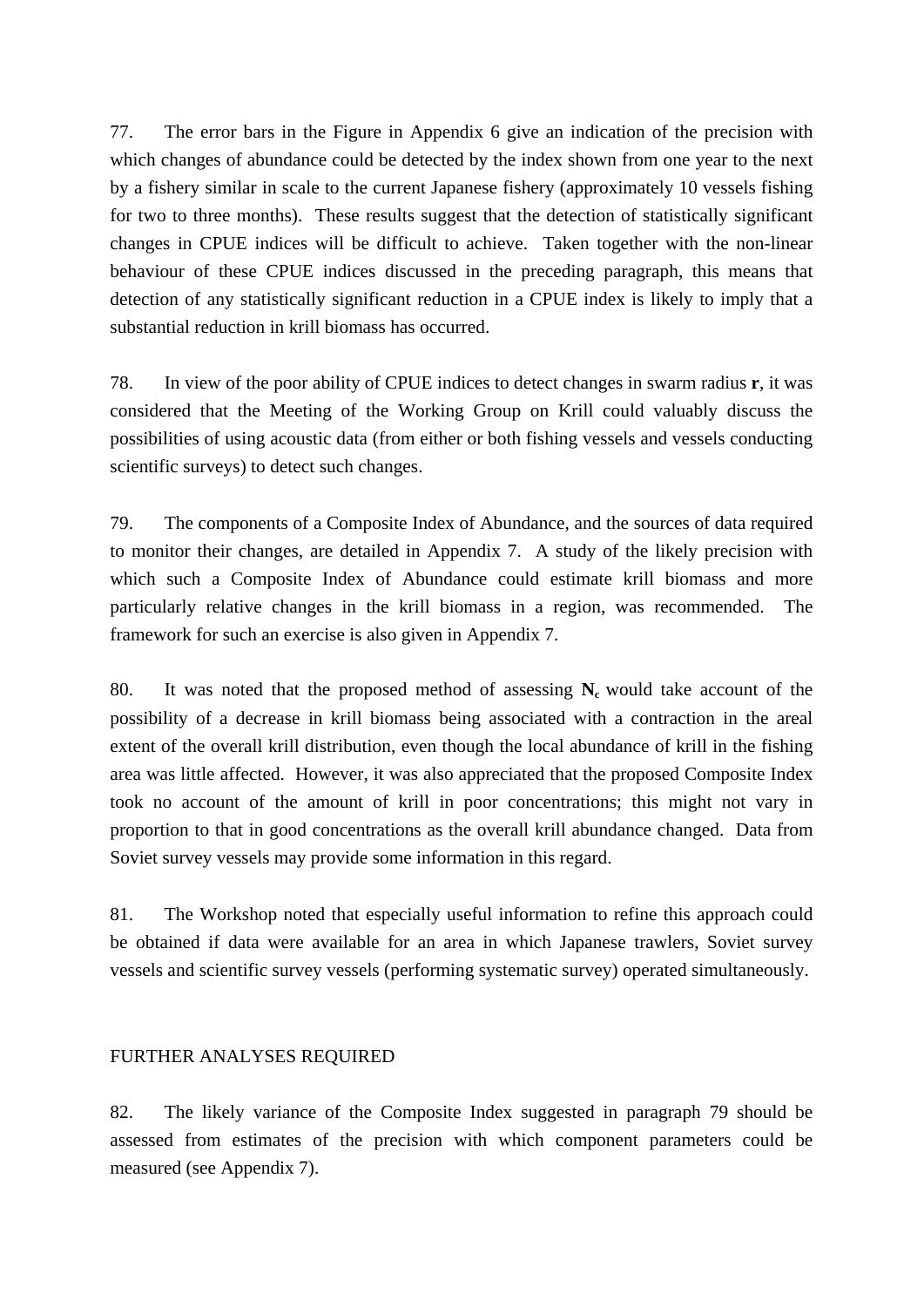77. The error bars in the Figure in Appendix 6 give an indication of the precision with which changes of abundance could be detected by the index shown from one year to the next by a fishery similar in scale to the current Japanese fishery (approximately 10 vessels fishing for two to three months). These results suggest that the detection of statistically significant changes in CPUE indices will be difficult to achieve. Taken together with the non-linear behaviour of these CPUE indices discussed in the preceding paragraph, this means that detection of any statistically significant reduction in a CPUE index is likely to imply that a substantial reduction in krill biomass has occurred.

78. In view of the poor ability of CPUE indices to detect changes in swarm radius $\mathbf{r}$, it was considered that the Meeting of the Working Group on Krill could valuably discuss the possibilities of using acoustic data (from either or both fishing vessels and vessels conducting scientific surveys) to detect such changes.

79. The components of a Composite Index of Abundance, and the sources of data required to monitor their changes, are detailed in Appendix 7. A study of the likely precision with which such a Composite Index of Abundance could estimate krill biomass and more particularly relative changes in the krill biomass in a region, was recommended. The framework for such an exercise is also given in Appendix 7.

80. It was noted that the proposed method of assessing $\mathbf{N_c}$ would take account of the possibility of a decrease in krill biomass being associated with a contraction in the areal extent of the overall krill distribution, even though the local abundance of krill in the fishing area was little affected. However, it was also appreciated that the proposed Composite Index took no account of the amount of krill in poor concentrations; this might not vary in proportion to that in good concentrations as the overall krill abundance changed. Data from Soviet survey vessels may provide some information in this regard.

81. The Workshop noted that especially useful information to refine this approach could be obtained if data were available for an area in which Japanese trawlers, Soviet survey vessels and scientific survey vessels (performing systematic survey) operated simultaneously.

## FURTHER ANALYSES REQUIRED

82. The likely variance of the Composite Index suggested in paragraph 79 should be assessed from estimates of the precision with which component parameters could be measured (see Appendix 7).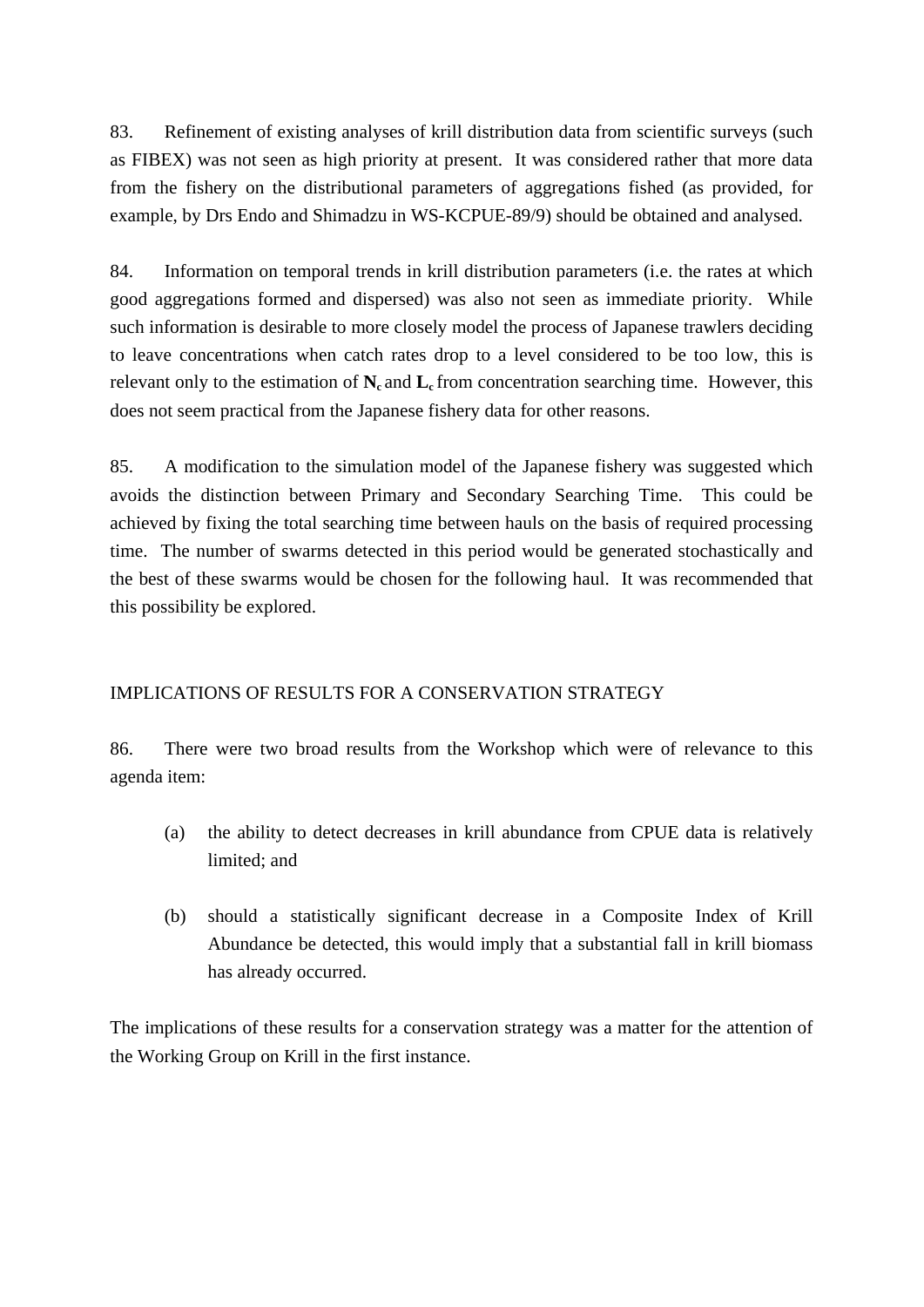83. Refinement of existing analyses of krill distribution data from scientific surveys (such as FIBEX) was not seen as high priority at present. It was considered rather that more data from the fishery on the distributional parameters of aggregations fished (as provided, for example, by Drs Endo and Shimadzu in WS-KCPUE-89/9) should be obtained and analysed.

84. Information on temporal trends in krill distribution parameters (i.e. the rates at which good aggregations formed and dispersed) was also not seen as immediate priority. While such information is desirable to more closely model the process of Japanese trawlers deciding to leave concentrations when catch rates drop to a level considered to be too low, this is relevant only to the estimation of $\mathbf{N_c}$ and $\mathbf{L_c}$ from concentration searching time. However, this does not seem practical from the Japanese fishery data for other reasons.

85. A modification to the simulation model of the Japanese fishery was suggested which avoids the distinction between Primary and Secondary Searching Time. This could be achieved by fixing the total searching time between hauls on the basis of required processing time. The number of swarms detected in this period would be generated stochastically and the best of these swarms would be chosen for the following haul. It was recommended that this possibility be explored.

## IMPLICATIONS OF RESULTS FOR A CONSERVATION STRATEGY

86. There were two broad results from the Workshop which were of relevance to this agenda item:

(a) the ability to detect decreases in krill abundance from CPUE data is relatively limited; and

(b) should a statistically significant decrease in a Composite Index of Krill Abundance be detected, this would imply that a substantial fall in krill biomass has already occurred.

The implications of these results for a conservation strategy was a matter for the attention of the Working Group on Krill in the first instance.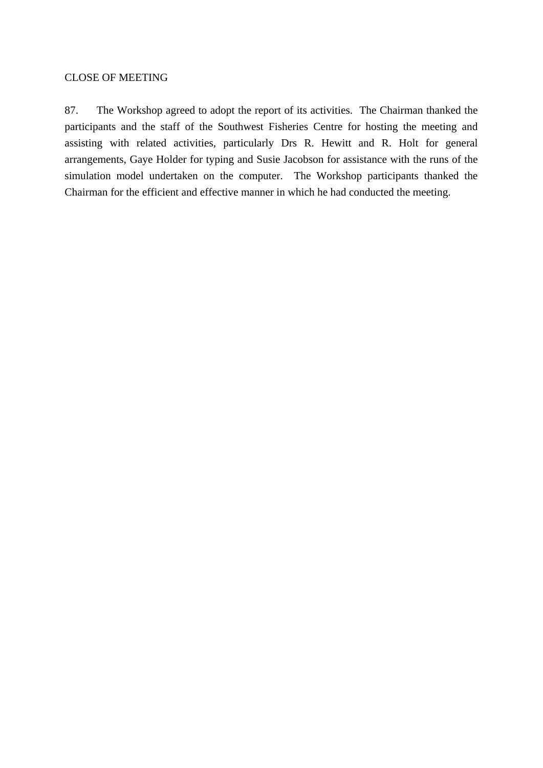## CLOSE OF MEETING

87. The Workshop agreed to adopt the report of its activities. The Chairman thanked the participants and the staff of the Southwest Fisheries Centre for hosting the meeting and assisting with related activities, particularly Drs R. Hewitt and R. Holt for general arrangements, Gaye Holder for typing and Susie Jacobson for assistance with the runs of the simulation model undertaken on the computer. The Workshop participants thanked the Chairman for the efficient and effective manner in which he had conducted the meeting.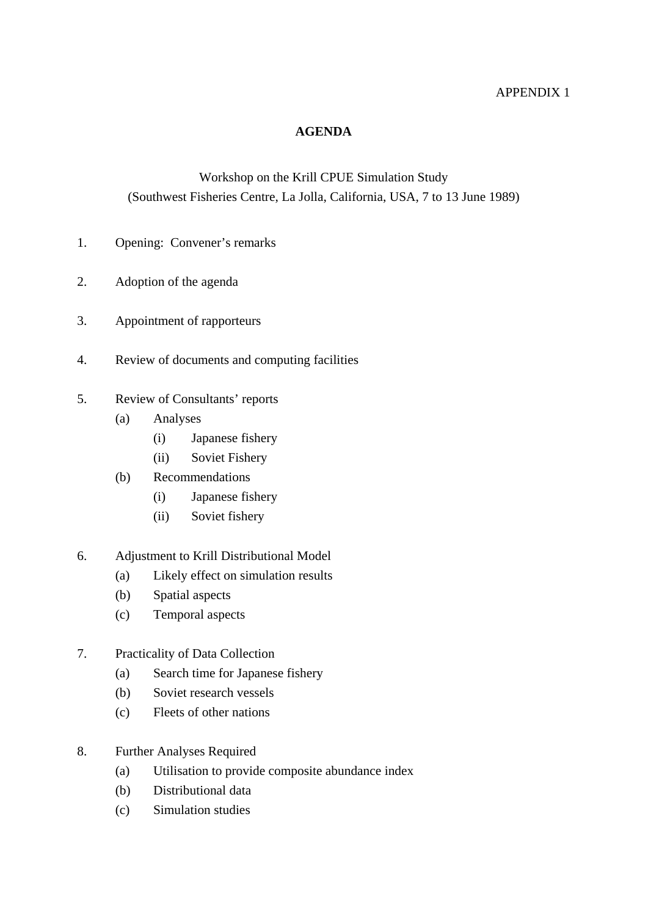APPENDIX 1

# AGENDA

Workshop on the Krill CPUE Simulation Study
(Southwest Fisheries Centre, La Jolla, California, USA, 7 to 13 June 1989)

1. Opening: Convener’s remarks

2. Adoption of the agenda

3. Appointment of rapporteurs

4. Review of documents and computing facilities

5. Review of Consultants’ reports
   - (a) Analyses
     - (i) Japanese fishery
     - (ii) Soviet Fishery
   - (b) Recommendations
     - (i) Japanese fishery
     - (ii) Soviet fishery

6. Adjustment to Krill Distributional Model
   - (a) Likely effect on simulation results
   - (b) Spatial aspects
   - (c) Temporal aspects

7. Practicality of Data Collection
   - (a) Search time for Japanese fishery
   - (b) Soviet research vessels
   - (c) Fleets of other nations

8. Further Analyses Required
   - (a) Utilisation to provide composite abundance index
   - (b) Distributional data
   - (c) Simulation studies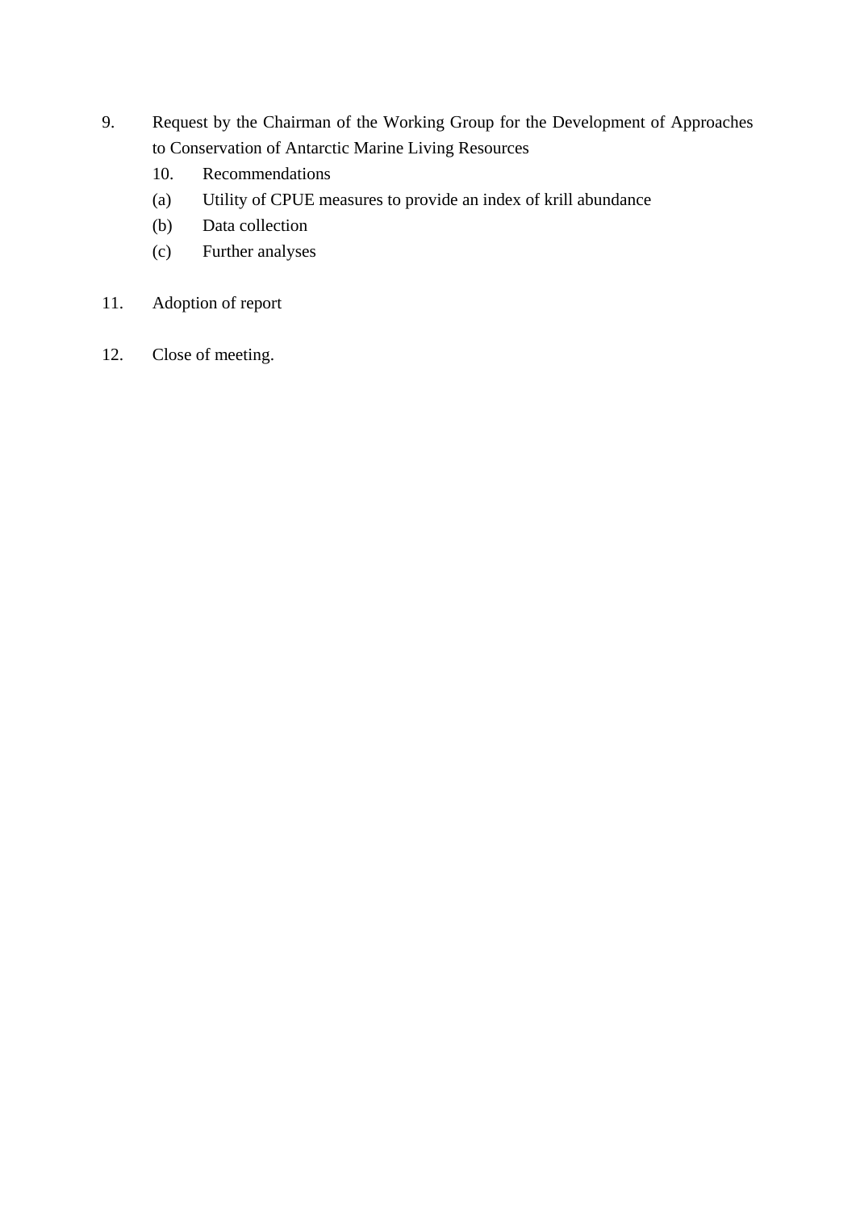9. Request by the Chairman of the Working Group for the Development of Approaches to Conservation of Antarctic Marine Living Resources

    10. Recommendations

    (a) Utility of CPUE measures to provide an index of krill abundance

    (b) Data collection

    (c) Further analyses

11. Adoption of report

12. Close of meeting.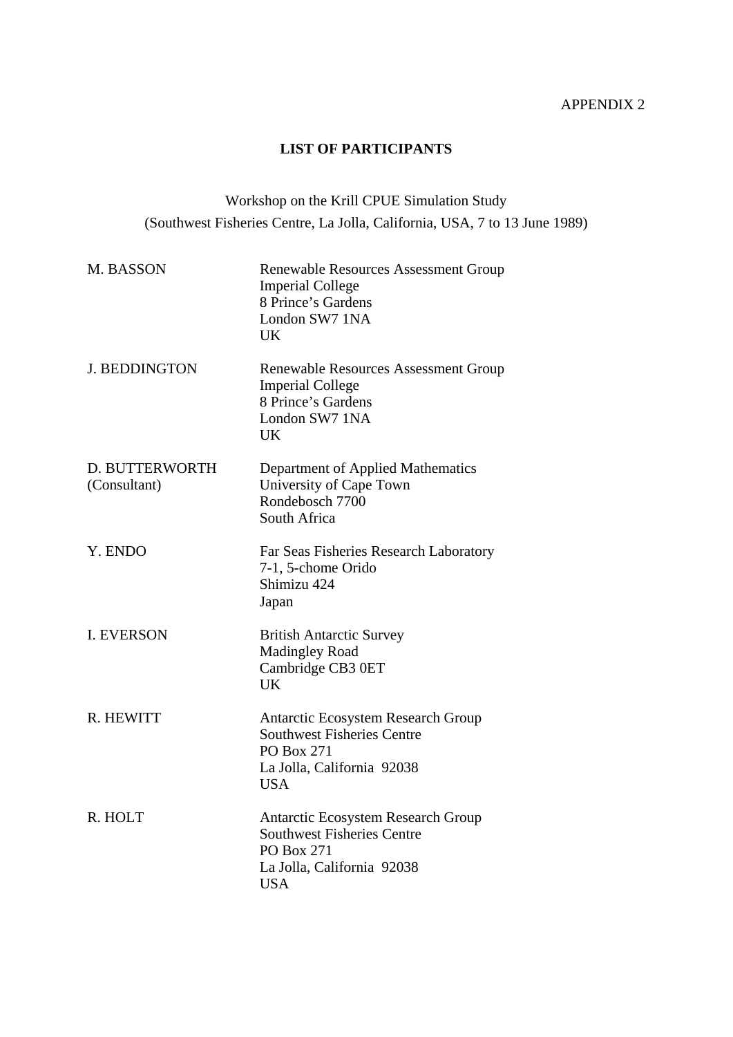APPENDIX 2

## LIST OF PARTICIPANTS

Workshop on the Krill CPUE Simulation Study
(Southwest Fisheries Centre, La Jolla, California, USA, 7 to 13 June 1989)

| | |
|---|---|
| M. BASSON | Renewable Resources Assessment Group<br>Imperial College<br>8 Prince's Gardens<br>London SW7 1NA<br>UK |
| J. BEDDINGTON | Renewable Resources Assessment Group<br>Imperial College<br>8 Prince's Gardens<br>London SW7 1NA<br>UK |
| D. BUTTERWORTH<br>(Consultant) | Department of Applied Mathematics<br>University of Cape Town<br>Rondebosch 7700<br>South Africa |
| Y. ENDO | Far Seas Fisheries Research Laboratory<br>7-1, 5-chome Orido<br>Shimizu 424<br>Japan |
| I. EVERSON | British Antarctic Survey<br>Madingley Road<br>Cambridge CB3 0ET<br>UK |
| R. HEWITT | Antarctic Ecosystem Research Group<br>Southwest Fisheries Centre<br>PO Box 271<br>La Jolla, California 92038<br>USA |
| R. HOLT | Antarctic Ecosystem Research Group<br>Southwest Fisheries Centre<br>PO Box 271<br>La Jolla, California 92038<br>USA |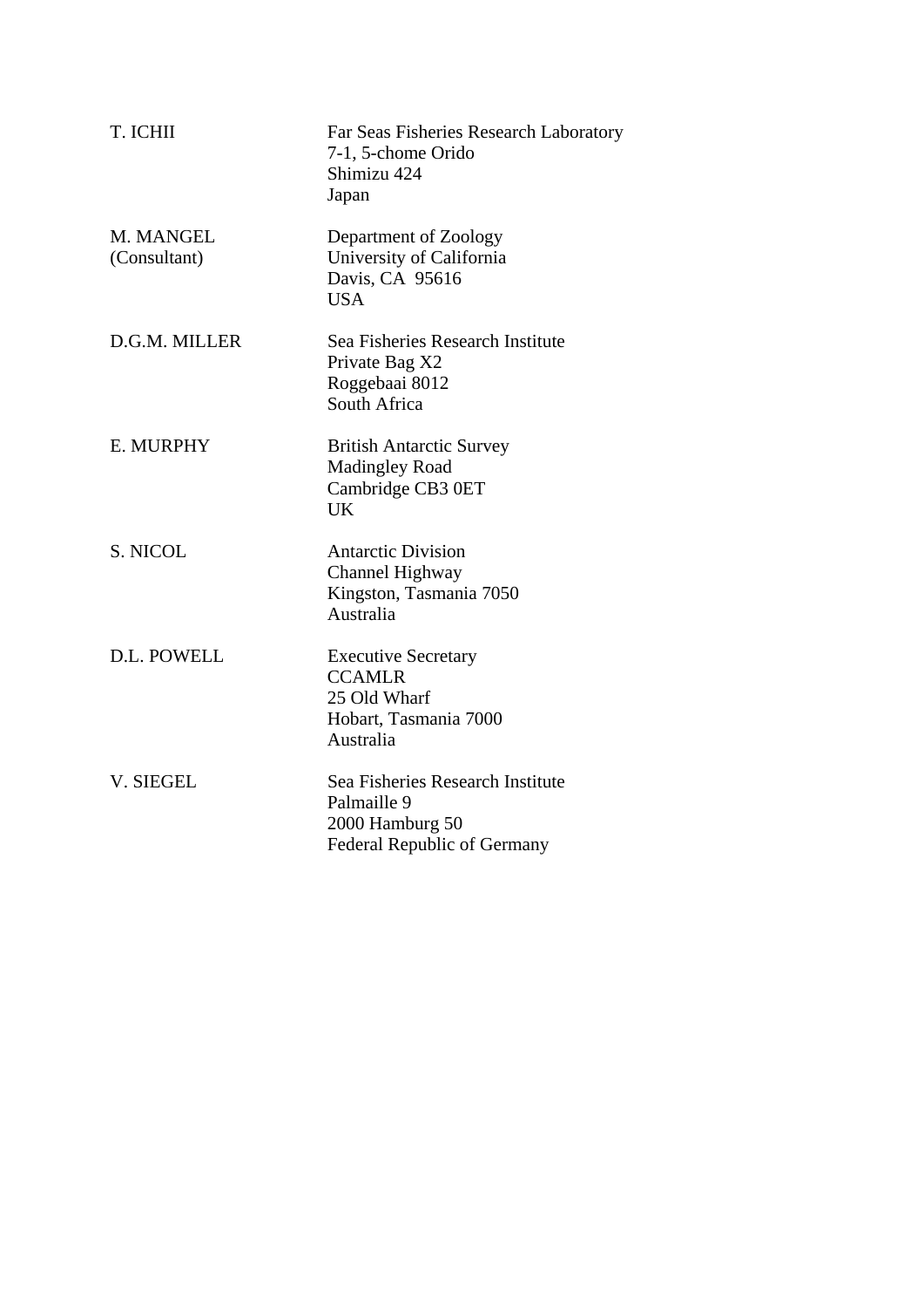| | |
|---|---|
| T. ICHII | Far Seas Fisheries Research Laboratory<br>7-1, 5-chome Orido<br>Shimizu 424<br>Japan |
| M. MANGEL<br>(Consultant) | Department of Zoology<br>University of California<br>Davis, CA 95616<br>USA |
| D.G.M. MILLER | Sea Fisheries Research Institute<br>Private Bag X2<br>Roggebaai 8012<br>South Africa |
| E. MURPHY | British Antarctic Survey<br>Madingley Road<br>Cambridge CB3 0ET<br>UK |
| S. NICOL | Antarctic Division<br>Channel Highway<br>Kingston, Tasmania 7050<br>Australia |
| D.L. POWELL | Executive Secretary<br>CCAMLR<br>25 Old Wharf<br>Hobart, Tasmania 7000<br>Australia |
| V. SIEGEL | Sea Fisheries Research Institute<br>Palmaille 9<br>2000 Hamburg 50<br>Federal Republic of Germany |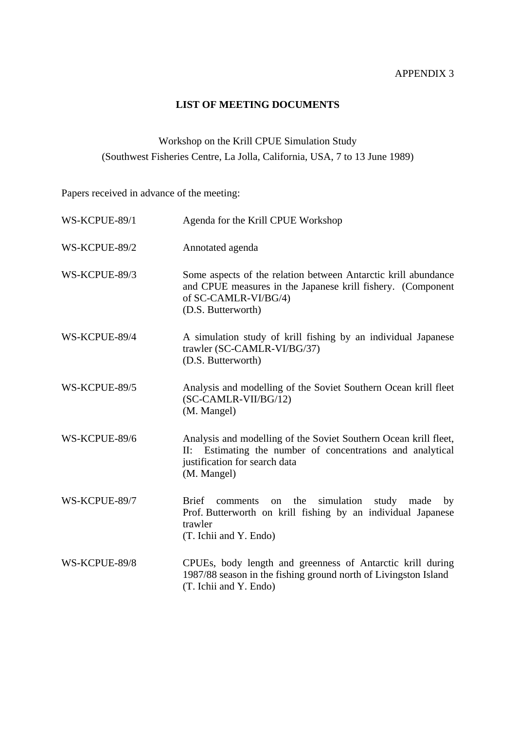APPENDIX 3

## LIST OF MEETING DOCUMENTS

Workshop on the Krill CPUE Simulation Study
(Southwest Fisheries Centre, La Jolla, California, USA, 7 to 13 June 1989)

Papers received in advance of the meeting:

| | |
|---|---|
| WS-KCPUE-89/1 | Agenda for the Krill CPUE Workshop |
| WS-KCPUE-89/2 | Annotated agenda |
| WS-KCPUE-89/3 | Some aspects of the relation between Antarctic krill abundance and CPUE measures in the Japanese krill fishery. (Component of SC-CAMLR-VI/BG/4)<br>(D.S. Butterworth) |
| WS-KCPUE-89/4 | A simulation study of krill fishing by an individual Japanese trawler (SC-CAMLR-VI/BG/37)<br>(D.S. Butterworth) |
| WS-KCPUE-89/5 | Analysis and modelling of the Soviet Southern Ocean krill fleet (SC-CAMLR-VII/BG/12)<br>(M. Mangel) |
| WS-KCPUE-89/6 | Analysis and modelling of the Soviet Southern Ocean krill fleet, II: Estimating the number of concentrations and analytical justification for search data<br>(M. Mangel) |
| WS-KCPUE-89/7 | Brief comments on the simulation study made by Prof. Butterworth on krill fishing by an individual Japanese trawler<br>(T. Ichii and Y. Endo) |
| WS-KCPUE-89/8 | CPUEs, body length and greenness of Antarctic krill during 1987/88 season in the fishing ground north of Livingston Island<br>(T. Ichii and Y. Endo) |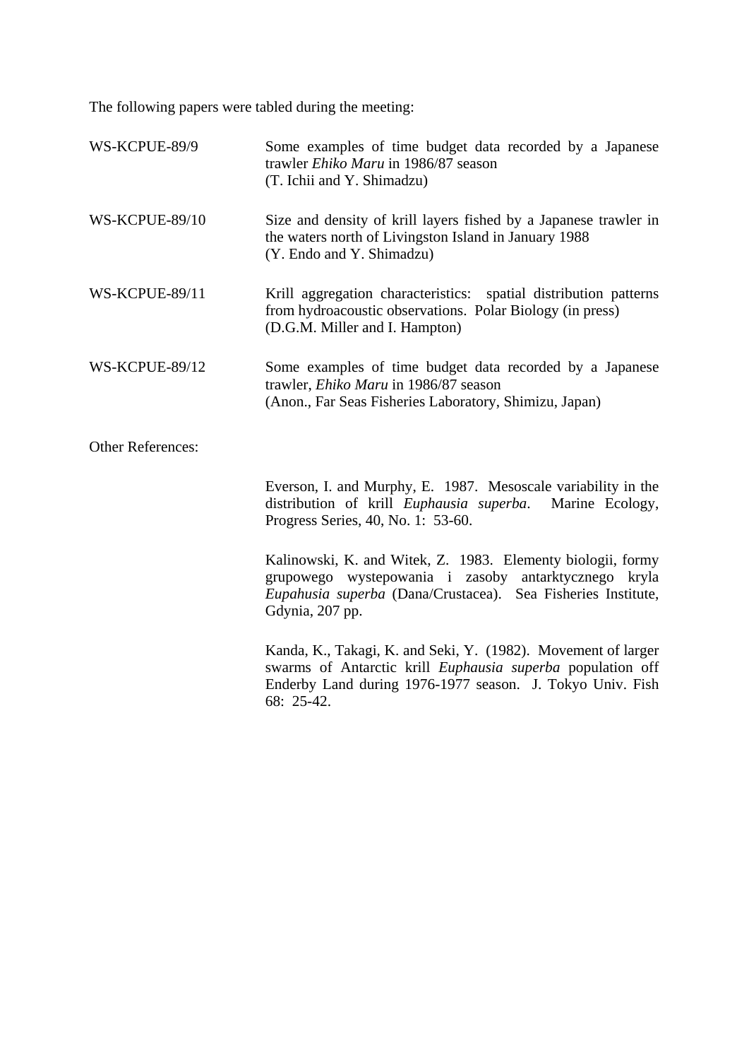The following papers were tabled during the meeting:

| | |
|---|---|
| WS-KCPUE-89/9 | Some examples of time budget data recorded by a Japanese trawler *Ehiko Maru* in 1986/87 season (T. Ichii and Y. Shimadzu) |
| WS-KCPUE-89/10 | Size and density of krill layers fished by a Japanese trawler in the waters north of Livingston Island in January 1988 (Y. Endo and Y. Shimadzu) |
| WS-KCPUE-89/11 | Krill aggregation characteristics: spatial distribution patterns from hydroacoustic observations. Polar Biology (in press) (D.G.M. Miller and I. Hampton) |
| WS-KCPUE-89/12 | Some examples of time budget data recorded by a Japanese trawler, *Ehiko Maru* in 1986/87 season (Anon., Far Seas Fisheries Laboratory, Shimizu, Japan) |

Other References:

Everson, I. and Murphy, E. 1987. Mesoscale variability in the distribution of krill *Euphausia superba*. Marine Ecology, Progress Series, 40, No. 1: 53-60.

Kalinowski, K. and Witek, Z. 1983. Elementy biologii, formy grupowego wystepowania i zasoby antarktycznego kryla *Eupahusia superba* (Dana/Crustacea). Sea Fisheries Institute, Gdynia, 207 pp.

Kanda, K., Takagi, K. and Seki, Y. (1982). Movement of larger swarms of Antarctic krill *Euphausia superba* population off Enderby Land during 1976-1977 season. J. Tokyo Univ. Fish 68: 25-42.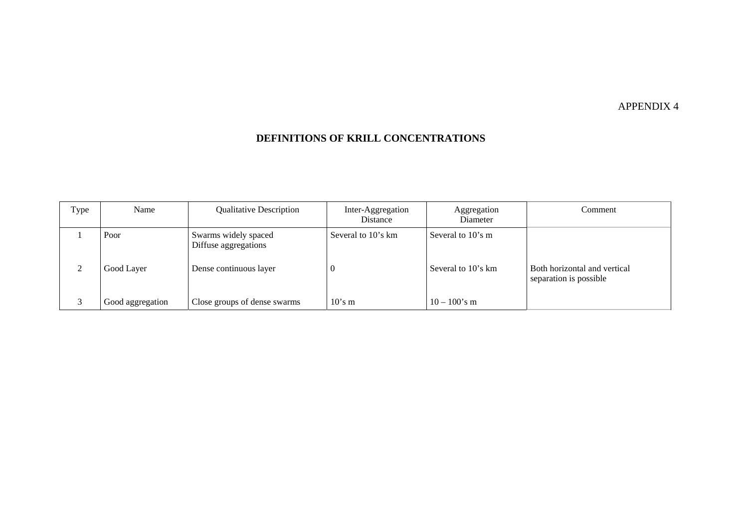APPENDIX 4

## DEFINITIONS OF KRILL CONCENTRATIONS

| Type | Name | Qualitative Description | Inter-Aggregation Distance | Aggregation Diameter | Comment |
|---|---|---|---|---|---|
| 1 | Poor | Swarms widely spaced<br>Diffuse aggregations | Several to 10's km | Several to 10's m | |
| 2 | Good Layer | Dense continuous layer | 0 | Several to 10's km | Both horizontal and vertical separation is possible |
| 3 | Good aggregation | Close groups of dense swarms | 10's m | 10 – 100's m | |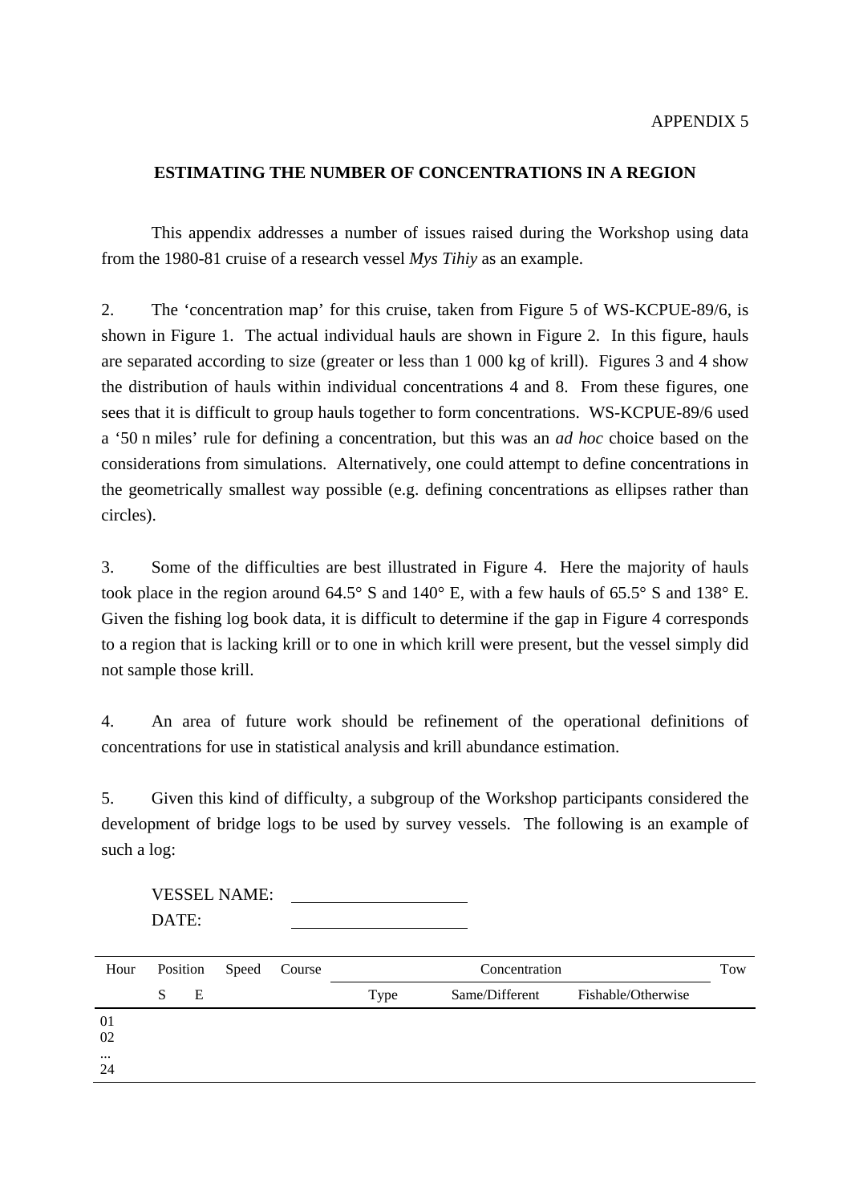APPENDIX 5

## ESTIMATING THE NUMBER OF CONCENTRATIONS IN A REGION

This appendix addresses a number of issues raised during the Workshop using data from the 1980-81 cruise of a research vessel *Mys Tihiy* as an example.

2. The ‘concentration map’ for this cruise, taken from Figure 5 of WS-KCPUE-89/6, is shown in Figure 1. The actual individual hauls are shown in Figure 2. In this figure, hauls are separated according to size (greater or less than 1 000 kg of krill). Figures 3 and 4 show the distribution of hauls within individual concentrations 4 and 8. From these figures, one sees that it is difficult to group hauls together to form concentrations. WS-KCPUE-89/6 used a ‘50 n miles’ rule for defining a concentration, but this was an *ad hoc* choice based on the considerations from simulations. Alternatively, one could attempt to define concentrations in the geometrically smallest way possible (e.g. defining concentrations as ellipses rather than circles).

3. Some of the difficulties are best illustrated in Figure 4. Here the majority of hauls took place in the region around 64.5° S and 140° E, with a few hauls of 65.5° S and 138° E. Given the fishing log book data, it is difficult to determine if the gap in Figure 4 corresponds to a region that is lacking krill or to one in which krill were present, but the vessel simply did not sample those krill.

4. An area of future work should be refinement of the operational definitions of concentrations for use in statistical analysis and krill abundance estimation.

5. Given this kind of difficulty, a subgroup of the Workshop participants considered the development of bridge logs to be used by survey vessels. The following is an example of such a log:

VESSEL NAME: ____________________

DATE: ____________________

| Hour | Position | | Speed | Course | Concentration | | | Tow |
|---|---|---|---|---|---|---|---|---|
| | S | E | | | Type | Same/Different | Fishable/Otherwise | |
| 01 | | | | | | | | |
| 02 | | | | | | | | |
| ... | | | | | | | | |
| 24 | | | | | | | | |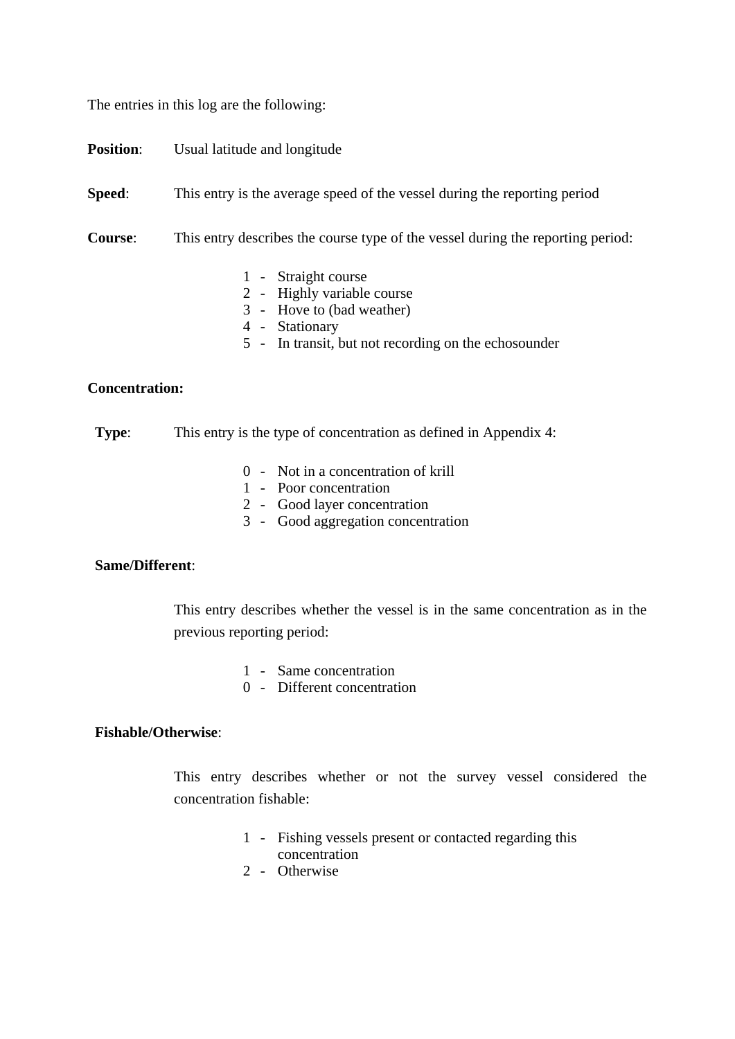The entries in this log are the following:

**Position**: Usual latitude and longitude

**Speed**: This entry is the average speed of the vessel during the reporting period

**Course**: This entry describes the course type of the vessel during the reporting period:

1 - Straight course
2 - Highly variable course
3 - Hove to (bad weather)
4 - Stationary
5 - In transit, but not recording on the echosounder

**Concentration:**

**Type**: This entry is the type of concentration as defined in Appendix 4:

0 - Not in a concentration of krill
1 - Poor concentration
2 - Good layer concentration
3 - Good aggregation concentration

**Same/Different**:

This entry describes whether the vessel is in the same concentration as in the previous reporting period:

1 - Same concentration
0 - Different concentration

**Fishable/Otherwise**:

This entry describes whether or not the survey vessel considered the concentration fishable:

1 - Fishing vessels present or contacted regarding this concentration
2 - Otherwise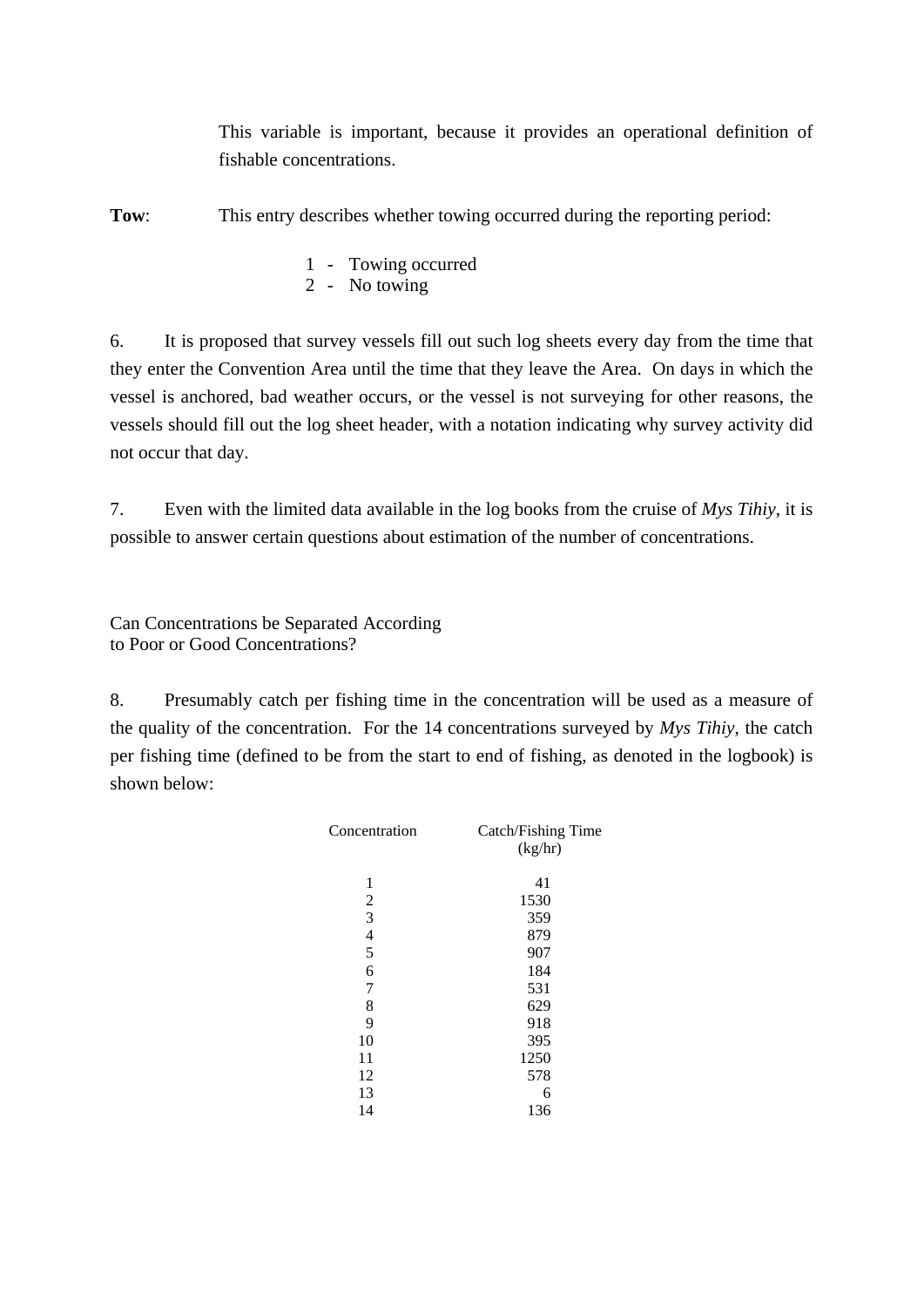This variable is important, because it provides an operational definition of fishable concentrations.

**Tow**: This entry describes whether towing occurred during the reporting period:

1 - Towing occurred
2 - No towing

6. It is proposed that survey vessels fill out such log sheets every day from the time that they enter the Convention Area until the time that they leave the Area. On days in which the vessel is anchored, bad weather occurs, or the vessel is not surveying for other reasons, the vessels should fill out the log sheet header, with a notation indicating why survey activity did not occur that day.

7. Even with the limited data available in the log books from the cruise of *Mys Tihiy*, it is possible to answer certain questions about estimation of the number of concentrations.

Can Concentrations be Separated According to Poor or Good Concentrations?

8. Presumably catch per fishing time in the concentration will be used as a measure of the quality of the concentration. For the 14 concentrations surveyed by *Mys Tihiy*, the catch per fishing time (defined to be from the start to end of fishing, as denoted in the logbook) is shown below:

| Concentration | Catch/Fishing Time (kg/hr) |
|---|---|
| 1 | 41 |
| 2 | 1530 |
| 3 | 359 |
| 4 | 879 |
| 5 | 907 |
| 6 | 184 |
| 7 | 531 |
| 8 | 629 |
| 9 | 918 |
| 10 | 395 |
| 11 | 1250 |
| 12 | 578 |
| 13 | 6 |
| 14 | 136 |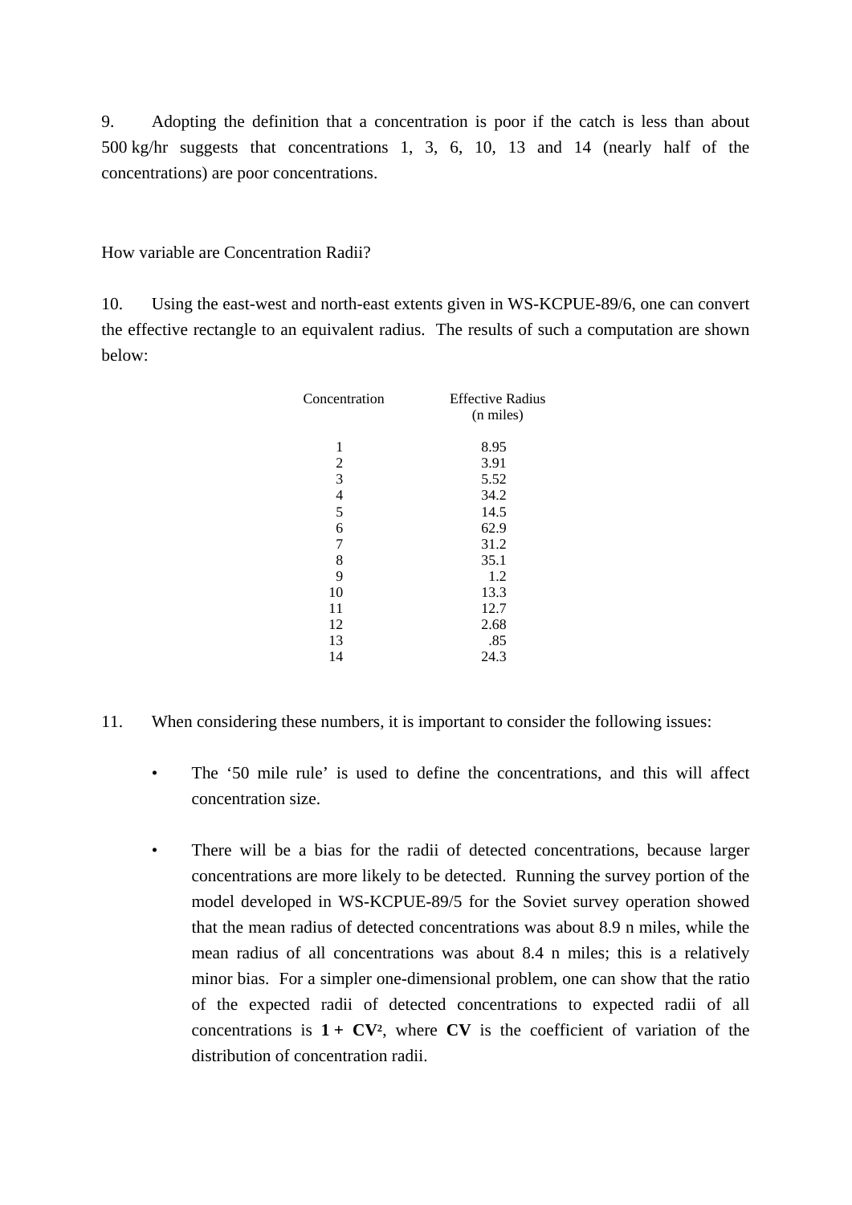9. Adopting the definition that a concentration is poor if the catch is less than about 500 kg/hr suggests that concentrations 1, 3, 6, 10, 13 and 14 (nearly half of the concentrations) are poor concentrations.

How variable are Concentration Radii?

10. Using the east-west and north-east extents given in WS-KCPUE-89/6, one can convert the effective rectangle to an equivalent radius. The results of such a computation are shown below:

| Concentration | Effective Radius (n miles) |
|---|---|
| 1 | 8.95 |
| 2 | 3.91 |
| 3 | 5.52 |
| 4 | 34.2 |
| 5 | 14.5 |
| 6 | 62.9 |
| 7 | 31.2 |
| 8 | 35.1 |
| 9 | 1.2 |
| 10 | 13.3 |
| 11 | 12.7 |
| 12 | 2.68 |
| 13 | .85 |
| 14 | 24.3 |

11. When considering these numbers, it is important to consider the following issues:

- The '50 mile rule' is used to define the concentrations, and this will affect concentration size.

- There will be a bias for the radii of detected concentrations, because larger concentrations are more likely to be detected. Running the survey portion of the model developed in WS-KCPUE-89/5 for the Soviet survey operation showed that the mean radius of detected concentrations was about 8.9 n miles, while the mean radius of all concentrations was about 8.4 n miles; this is a relatively minor bias. For a simpler one-dimensional problem, one can show that the ratio of the expected radii of detected concentrations to expected radii of all concentrations is $\mathbf{1 + CV^2}$, where $\mathbf{CV}$ is the coefficient of variation of the distribution of concentration radii.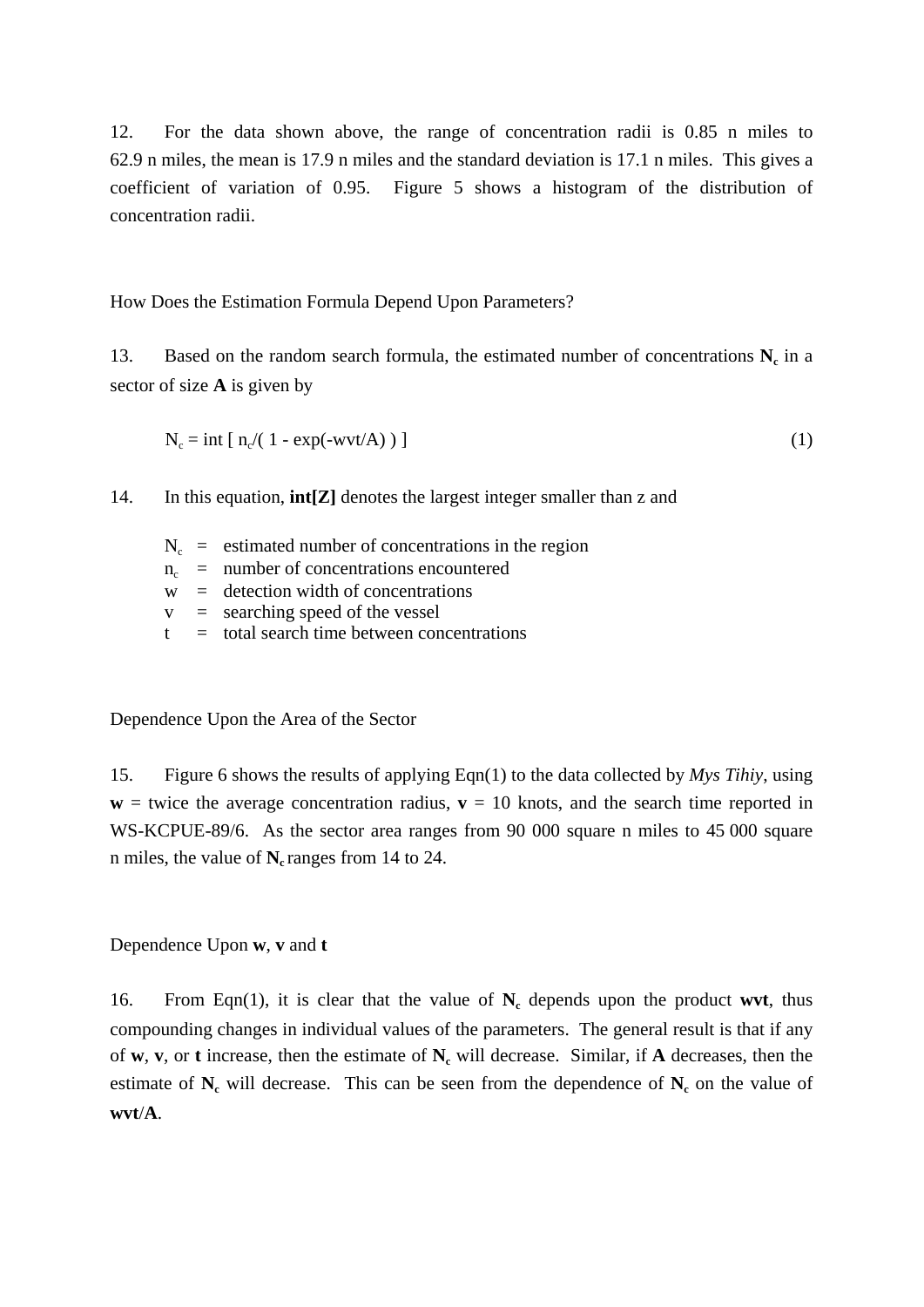12. For the data shown above, the range of concentration radii is 0.85 n miles to 62.9 n miles, the mean is 17.9 n miles and the standard deviation is 17.1 n miles. This gives a coefficient of variation of 0.95. Figure 5 shows a histogram of the distribution of concentration radii.

## How Does the Estimation Formula Depend Upon Parameters?

13. Based on the random search formula, the estimated number of concentrations $\mathbf{N_c}$ in a sector of size $\mathbf{A}$ is given by

$$N_c = \text{int} [ \, n_c/( 1 - \exp(-wvt/A) ) \, ] \tag{1}$$

14. In this equation, **int[Z]** denotes the largest integer smaller than z and

$N_c$ = estimated number of concentrations in the region
$n_c$ = number of concentrations encountered
w = detection width of concentrations
v = searching speed of the vessel
t = total search time between concentrations

### Dependence Upon the Area of the Sector

15. Figure 6 shows the results of applying Eqn(1) to the data collected by *Mys Tihiy*, using **w** = twice the average concentration radius, **v** = 10 knots, and the search time reported in WS-KCPUE-89/6. As the sector area ranges from 90 000 square n miles to 45 000 square n miles, the value of $\mathbf{N_c}$ ranges from 14 to 24.

### Dependence Upon **w**, **v** and **t**

16. From Eqn(1), it is clear that the value of $\mathbf{N_c}$ depends upon the product **wvt**, thus compounding changes in individual values of the parameters. The general result is that if any of **w**, **v**, or **t** increase, then the estimate of $\mathbf{N_c}$ will decrease. Similar, if **A** decreases, then the estimate of $\mathbf{N_c}$ will decrease. This can be seen from the dependence of $\mathbf{N_c}$ on the value of **wvt**/**A**.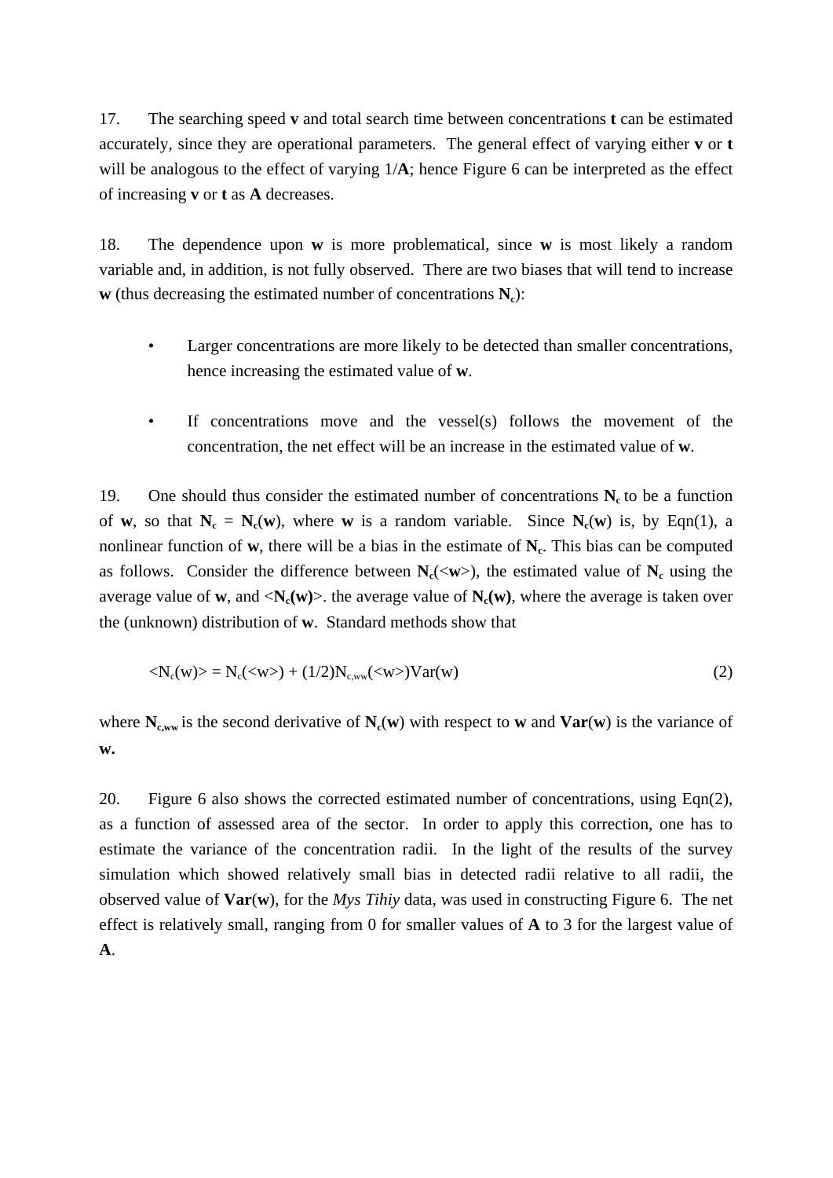17. The searching speed **v** and total search time between concentrations **t** can be estimated accurately, since they are operational parameters. The general effect of varying either **v** or **t** will be analogous to the effect of varying 1/**A**; hence Figure 6 can be interpreted as the effect of increasing **v** or **t** as **A** decreases.

18. The dependence upon **w** is more problematical, since **w** is most likely a random variable and, in addition, is not fully observed. There are two biases that will tend to increase **w** (thus decreasing the estimated number of concentrations $\mathbf{N_c}$):

- Larger concentrations are more likely to be detected than smaller concentrations, hence increasing the estimated value of **w**.

- If concentrations move and the vessel(s) follows the movement of the concentration, the net effect will be an increase in the estimated value of **w**.

19. One should thus consider the estimated number of concentrations $\mathbf{N_c}$ to be a function of **w**, so that $\mathbf{N_c} = \mathbf{N_c(w)}$, where **w** is a random variable. Since $\mathbf{N_c(w)}$ is, by Eqn(1), a nonlinear function of **w**, there will be a bias in the estimate of $\mathbf{N_c}$. This bias can be computed as follows. Consider the difference between $\mathbf{N_c}(<\mathbf{w}>)$, the estimated value of $\mathbf{N_c}$ using the average value of **w**, and $<\mathbf{N_c(w)}>$. the average value of $\mathbf{N_c(w)}$, where the average is taken over the (unknown) distribution of **w**. Standard methods show that

$$<N_c(w)> = N_c(<w>) + (1/2)N_{c,ww}(<w>)Var(w) \tag{2}$$

where $\mathbf{N_{c,ww}}$ is the second derivative of $\mathbf{N_c(w)}$ with respect to **w** and **Var**(**w**) is the variance of **w.**

20. Figure 6 also shows the corrected estimated number of concentrations, using Eqn(2), as a function of assessed area of the sector. In order to apply this correction, one has to estimate the variance of the concentration radii. In the light of the results of the survey simulation which showed relatively small bias in detected radii relative to all radii, the observed value of **Var**(**w**), for the *Mys Tihiy* data, was used in constructing Figure 6. The net effect is relatively small, ranging from 0 for smaller values of **A** to 3 for the largest value of **A**.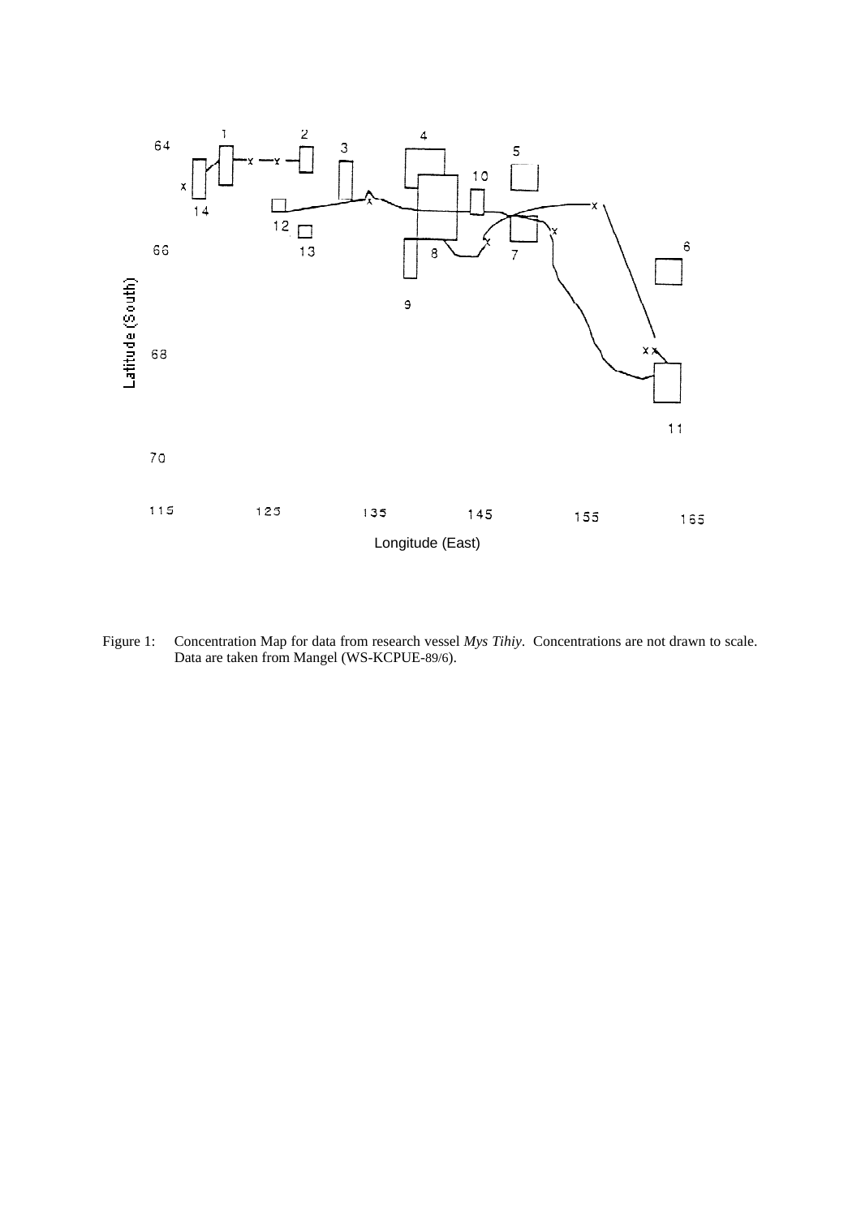Figure 1: Concentration Map for data from research vessel *Mys Tihiy*. Concentrations are not drawn to scale. Data are taken from Mangel (WS-KCPUE-89/6).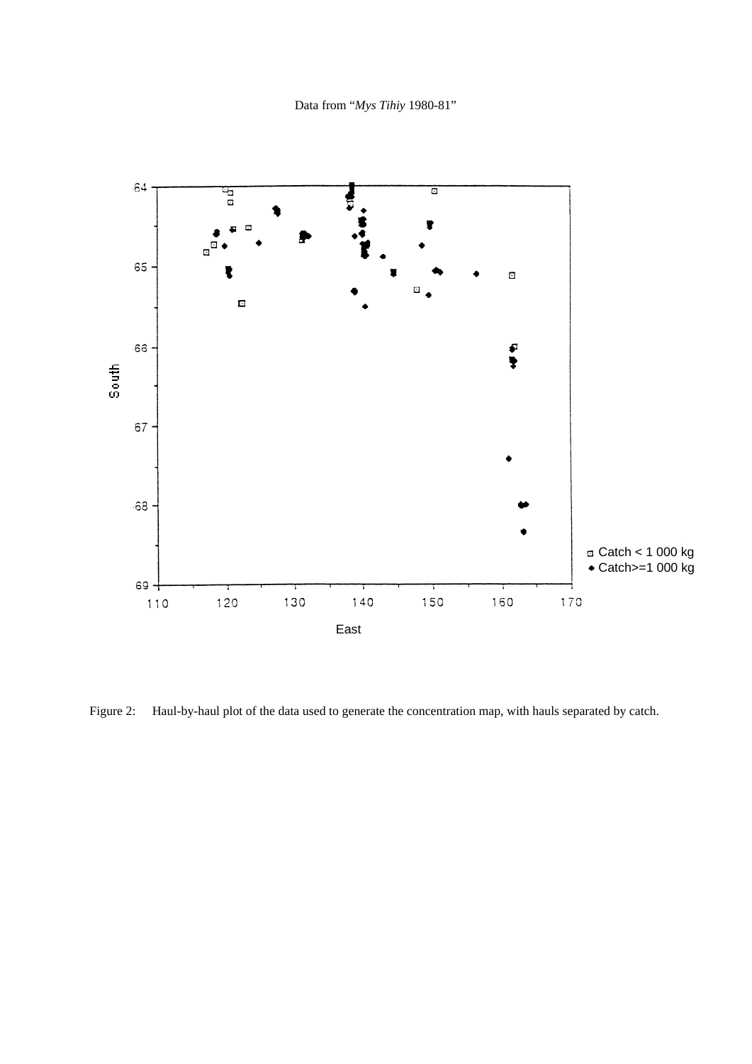Data from "*Mys Tihiy* 1980-81"

Figure 2: Haul-by-haul plot of the data used to generate the concentration map, with hauls separated by catch.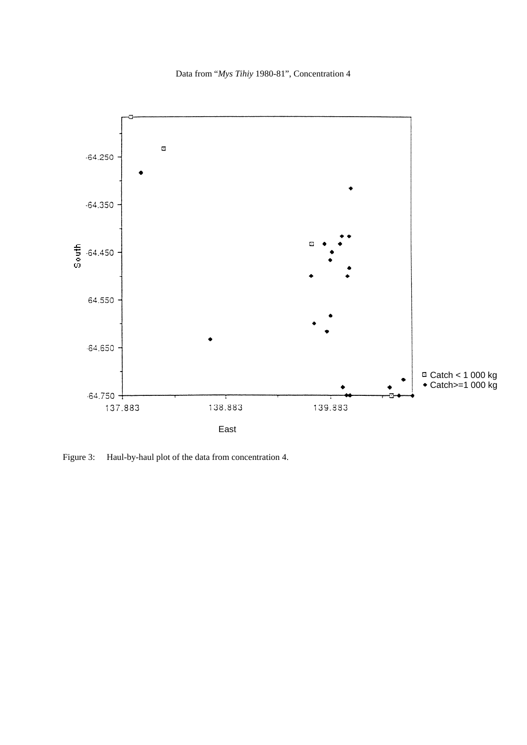Data from "*Mys Tihiy* 1980-81", Concentration 4

Figure 3: Haul-by-haul plot of the data from concentration 4.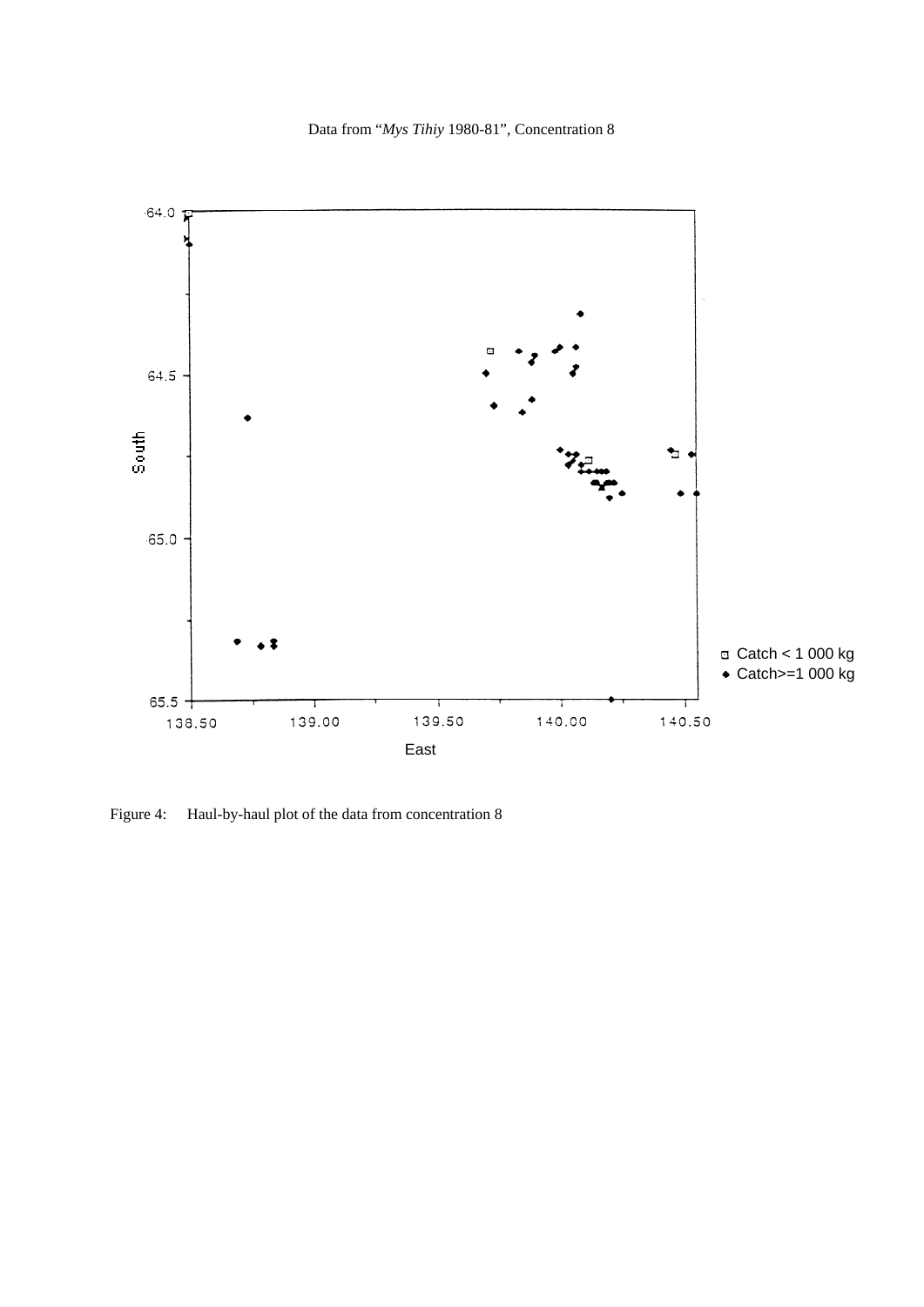Data from "*Mys Tihiy* 1980-81", Concentration 8

Figure 4: Haul-by-haul plot of the data from concentration 8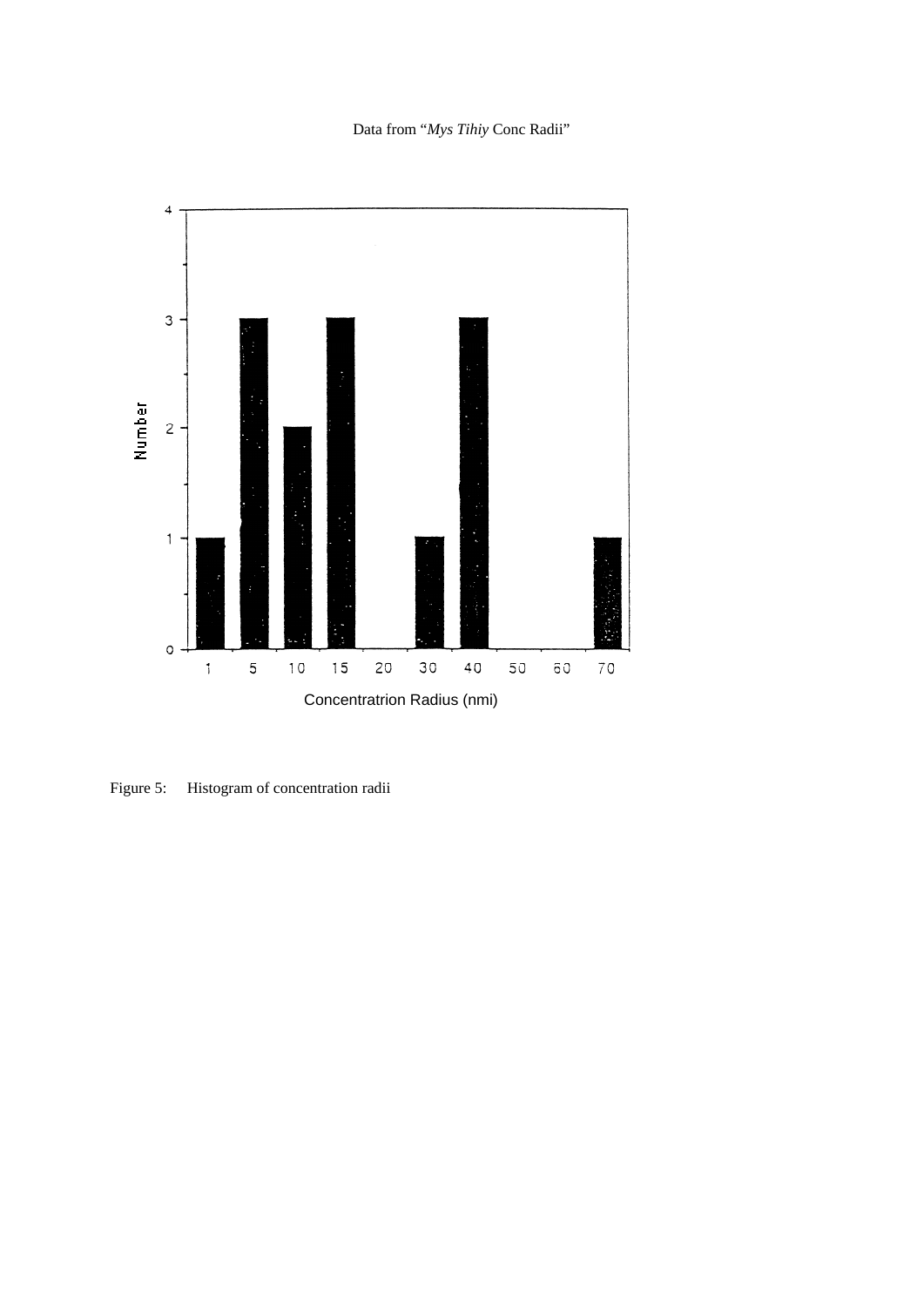Data from "*Mys Tihiy* Conc Radii"

| Concentratrion Radius (nmi) | Number |
| --- | --- |
| 1 | 1 |
| 5 | 3 |
| 10 | 2 |
| 15 | 3 |
| 20 | 0 |
| 30 | 1 |
| 40 | 3 |
| 50 | 0 |
| 60 | 0 |
| 70 | 1 |

Figure 5: Histogram of concentration radii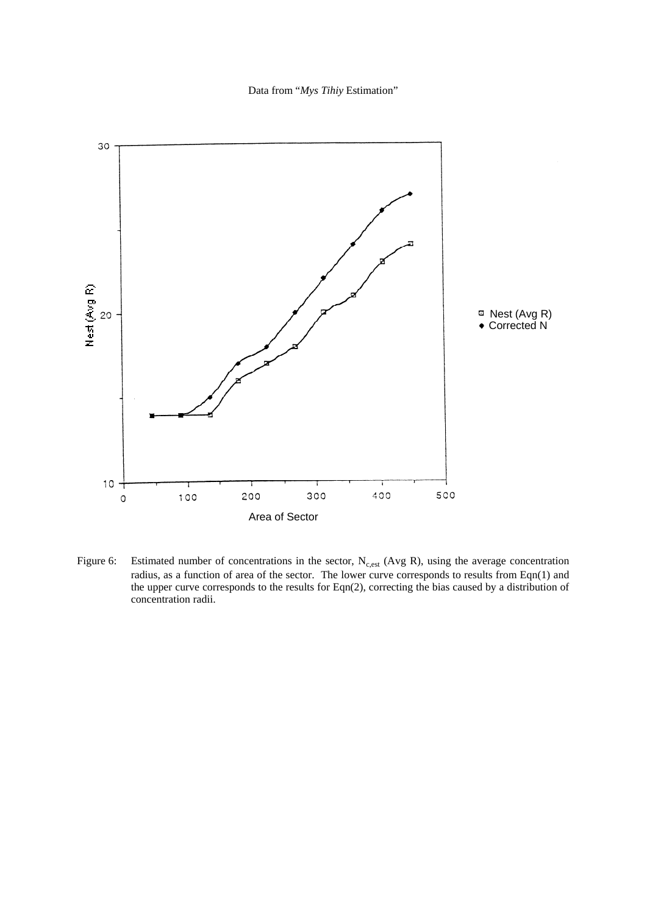Data from "*Mys Tihiy* Estimation"

Figure 6: Estimated number of concentrations in the sector, $N_{c,est}$ (Avg R), using the average concentration radius, as a function of area of the sector. The lower curve corresponds to results from Eqn(1) and the upper curve corresponds to the results for Eqn(2), correcting the bias caused by a distribution of concentration radii.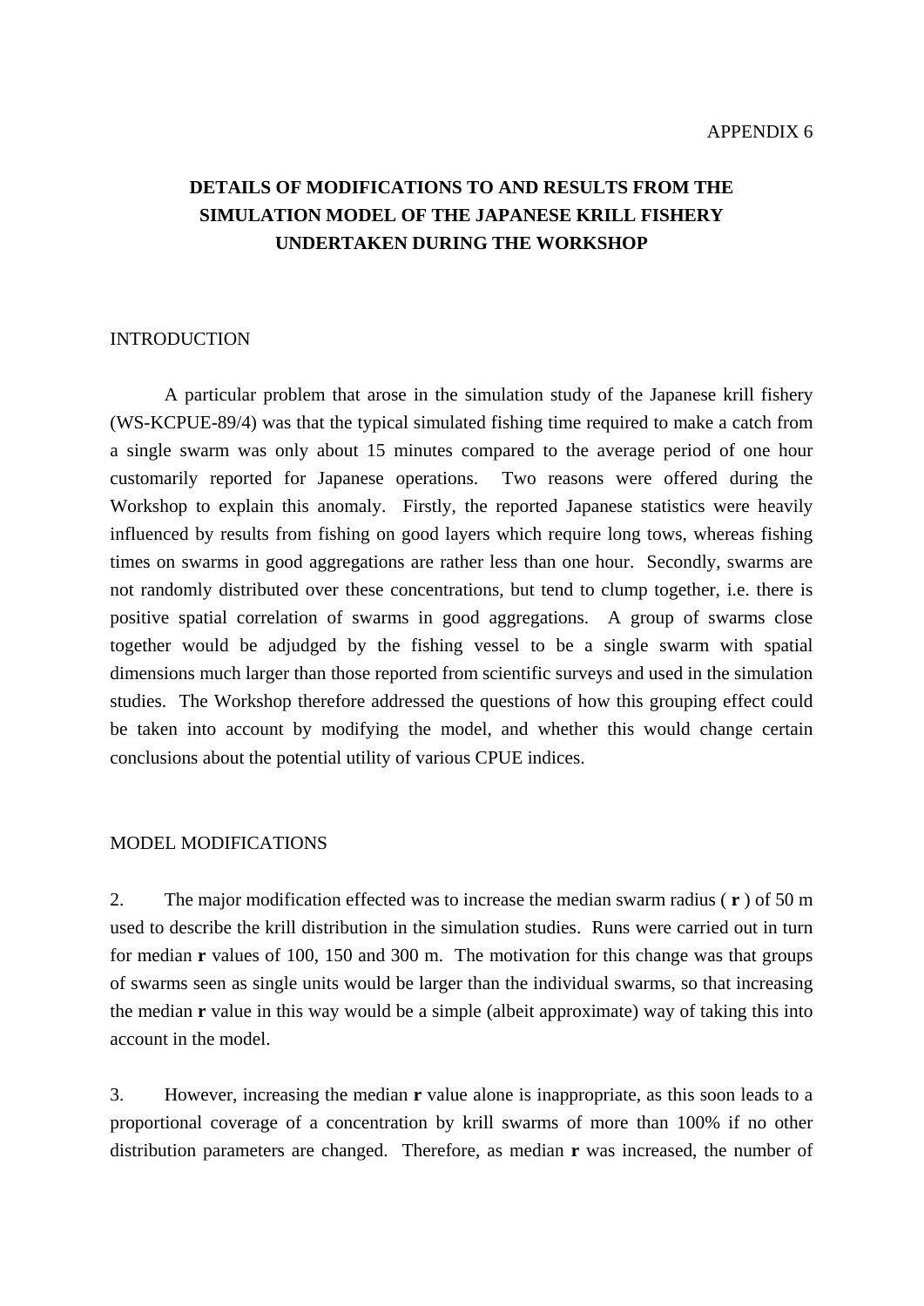APPENDIX 6

# DETAILS OF MODIFICATIONS TO AND RESULTS FROM THE SIMULATION MODEL OF THE JAPANESE KRILL FISHERY UNDERTAKEN DURING THE WORKSHOP

## INTRODUCTION

A particular problem that arose in the simulation study of the Japanese krill fishery (WS-KCPUE-89/4) was that the typical simulated fishing time required to make a catch from a single swarm was only about 15 minutes compared to the average period of one hour customarily reported for Japanese operations. Two reasons were offered during the Workshop to explain this anomaly. Firstly, the reported Japanese statistics were heavily influenced by results from fishing on good layers which require long tows, whereas fishing times on swarms in good aggregations are rather less than one hour. Secondly, swarms are not randomly distributed over these concentrations, but tend to clump together, i.e. there is positive spatial correlation of swarms in good aggregations. A group of swarms close together would be adjudged by the fishing vessel to be a single swarm with spatial dimensions much larger than those reported from scientific surveys and used in the simulation studies. The Workshop therefore addressed the questions of how this grouping effect could be taken into account by modifying the model, and whether this would change certain conclusions about the potential utility of various CPUE indices.

## MODEL MODIFICATIONS

2. The major modification effected was to increase the median swarm radius ( **r** ) of 50 m used to describe the krill distribution in the simulation studies. Runs were carried out in turn for median **r** values of 100, 150 and 300 m. The motivation for this change was that groups of swarms seen as single units would be larger than the individual swarms, so that increasing the median **r** value in this way would be a simple (albeit approximate) way of taking this into account in the model.

3. However, increasing the median **r** value alone is inappropriate, as this soon leads to a proportional coverage of a concentration by krill swarms of more than 100% if no other distribution parameters are changed. Therefore, as median **r** was increased, the number of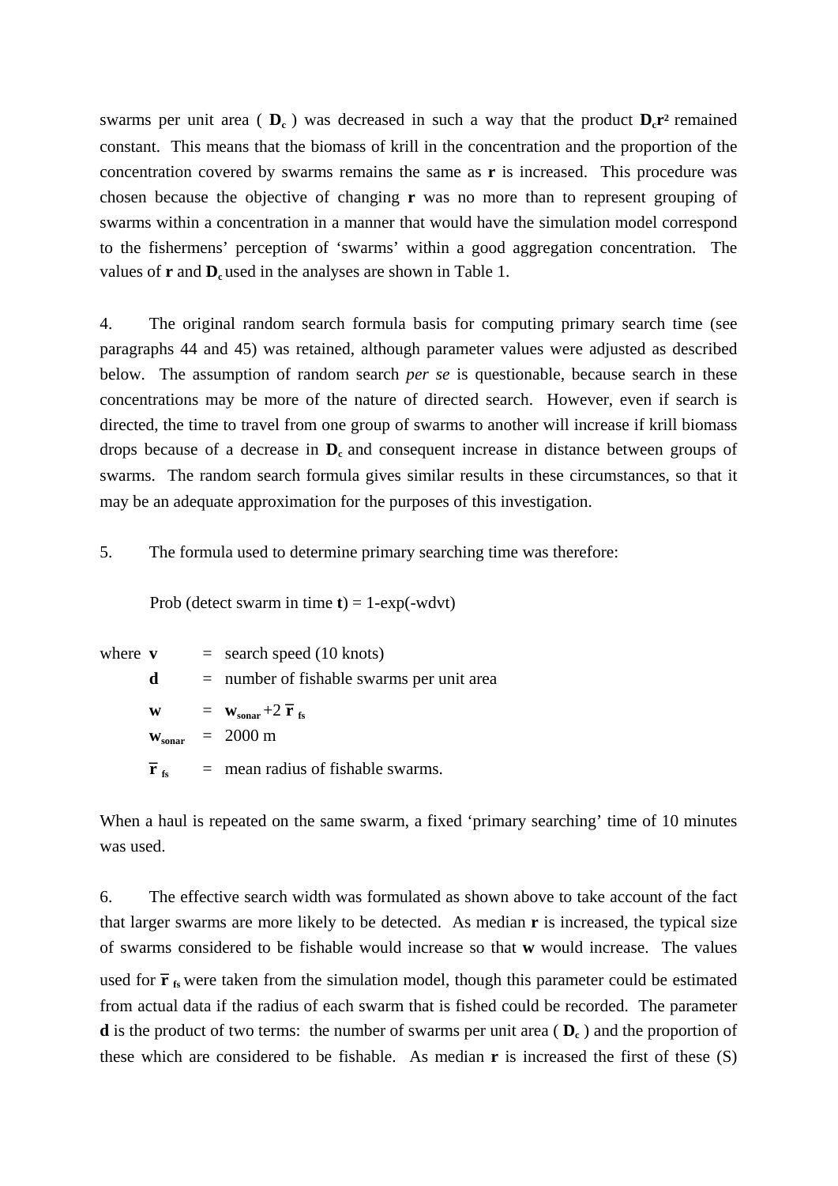swarms per unit area ( $\mathbf{D_c}$ ) was decreased in such a way that the product $\mathbf{D_c r^2}$ remained constant. This means that the biomass of krill in the concentration and the proportion of the concentration covered by swarms remains the same as $\mathbf{r}$ is increased. This procedure was chosen because the objective of changing $\mathbf{r}$ was no more than to represent grouping of swarms within a concentration in a manner that would have the simulation model correspond to the fishermens' perception of 'swarms' within a good aggregation concentration. The values of $\mathbf{r}$ and $\mathbf{D_c}$ used in the analyses are shown in Table 1.

4. The original random search formula basis for computing primary search time (see paragraphs 44 and 45) was retained, although parameter values were adjusted as described below. The assumption of random search *per se* is questionable, because search in these concentrations may be more of the nature of directed search. However, even if search is directed, the time to travel from one group of swarms to another will increase if krill biomass drops because of a decrease in $\mathbf{D_c}$ and consequent increase in distance between groups of swarms. The random search formula gives similar results in these circumstances, so that it may be an adequate approximation for the purposes of this investigation.

5. The formula used to determine primary searching time was therefore:

Prob (detect swarm in time $\mathbf{t}$) = 1-exp(-wdvt)

where
$\mathbf{v}$ = search speed (10 knots)
$\mathbf{d}$ = number of fishable swarms per unit area
$\mathbf{w}$ = $\mathbf{w_{sonar}} + 2\,\bar{\mathbf{r}}_{\mathbf{fs}}$
$\mathbf{w_{sonar}}$ = 2000 m
$\bar{\mathbf{r}}_{\mathbf{fs}}$ = mean radius of fishable swarms.

When a haul is repeated on the same swarm, a fixed 'primary searching' time of 10 minutes was used.

6. The effective search width was formulated as shown above to take account of the fact that larger swarms are more likely to be detected. As median $\mathbf{r}$ is increased, the typical size of swarms considered to be fishable would increase so that $\mathbf{w}$ would increase. The values used for $\bar{\mathbf{r}}_{\mathbf{fs}}$ were taken from the simulation model, though this parameter could be estimated from actual data if the radius of each swarm that is fished could be recorded. The parameter $\mathbf{d}$ is the product of two terms: the number of swarms per unit area ( $\mathbf{D_c}$ ) and the proportion of these which are considered to be fishable. As median $\mathbf{r}$ is increased the first of these (S)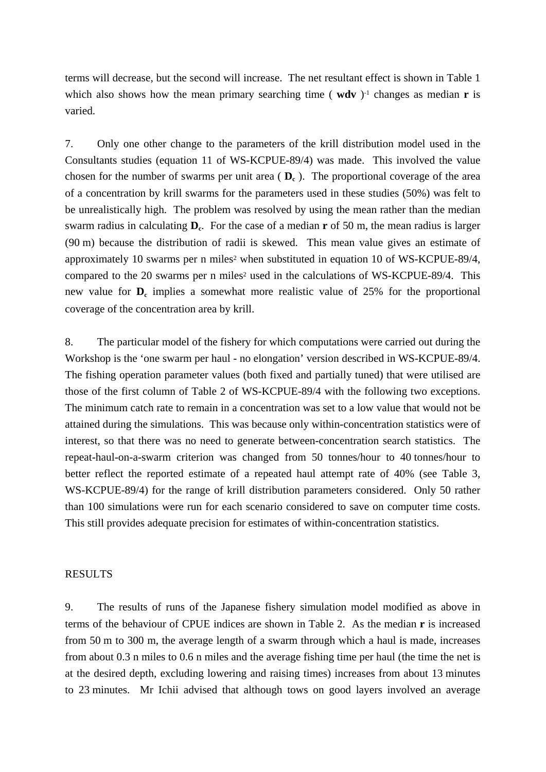terms will decrease, but the second will increase. The net resultant effect is shown in Table 1 which also shows how the mean primary searching time ( **wdv** )$^{-1}$ changes as median **r** is varied.

7. Only one other change to the parameters of the krill distribution model used in the Consultants studies (equation 11 of WS-KCPUE-89/4) was made. This involved the value chosen for the number of swarms per unit area ( $\mathbf{D_c}$ ). The proportional coverage of the area of a concentration by krill swarms for the parameters used in these studies (50%) was felt to be unrealistically high. The problem was resolved by using the mean rather than the median swarm radius in calculating $\mathbf{D_c}$. For the case of a median **r** of 50 m, the mean radius is larger (90 m) because the distribution of radii is skewed. This mean value gives an estimate of approximately 10 swarms per n miles$^2$ when substituted in equation 10 of WS-KCPUE-89/4, compared to the 20 swarms per n miles$^2$ used in the calculations of WS-KCPUE-89/4. This new value for $\mathbf{D_c}$ implies a somewhat more realistic value of 25% for the proportional coverage of the concentration area by krill.

8. The particular model of the fishery for which computations were carried out during the Workshop is the 'one swarm per haul - no elongation' version described in WS-KCPUE-89/4. The fishing operation parameter values (both fixed and partially tuned) that were utilised are those of the first column of Table 2 of WS-KCPUE-89/4 with the following two exceptions. The minimum catch rate to remain in a concentration was set to a low value that would not be attained during the simulations. This was because only within-concentration statistics were of interest, so that there was no need to generate between-concentration search statistics. The repeat-haul-on-a-swarm criterion was changed from 50 tonnes/hour to 40 tonnes/hour to better reflect the reported estimate of a repeated haul attempt rate of 40% (see Table 3, WS-KCPUE-89/4) for the range of krill distribution parameters considered. Only 50 rather than 100 simulations were run for each scenario considered to save on computer time costs. This still provides adequate precision for estimates of within-concentration statistics.

RESULTS

9. The results of runs of the Japanese fishery simulation model modified as above in terms of the behaviour of CPUE indices are shown in Table 2. As the median **r** is increased from 50 m to 300 m, the average length of a swarm through which a haul is made, increases from about 0.3 n miles to 0.6 n miles and the average fishing time per haul (the time the net is at the desired depth, excluding lowering and raising times) increases from about 13 minutes to 23 minutes. Mr Ichii advised that although tows on good layers involved an average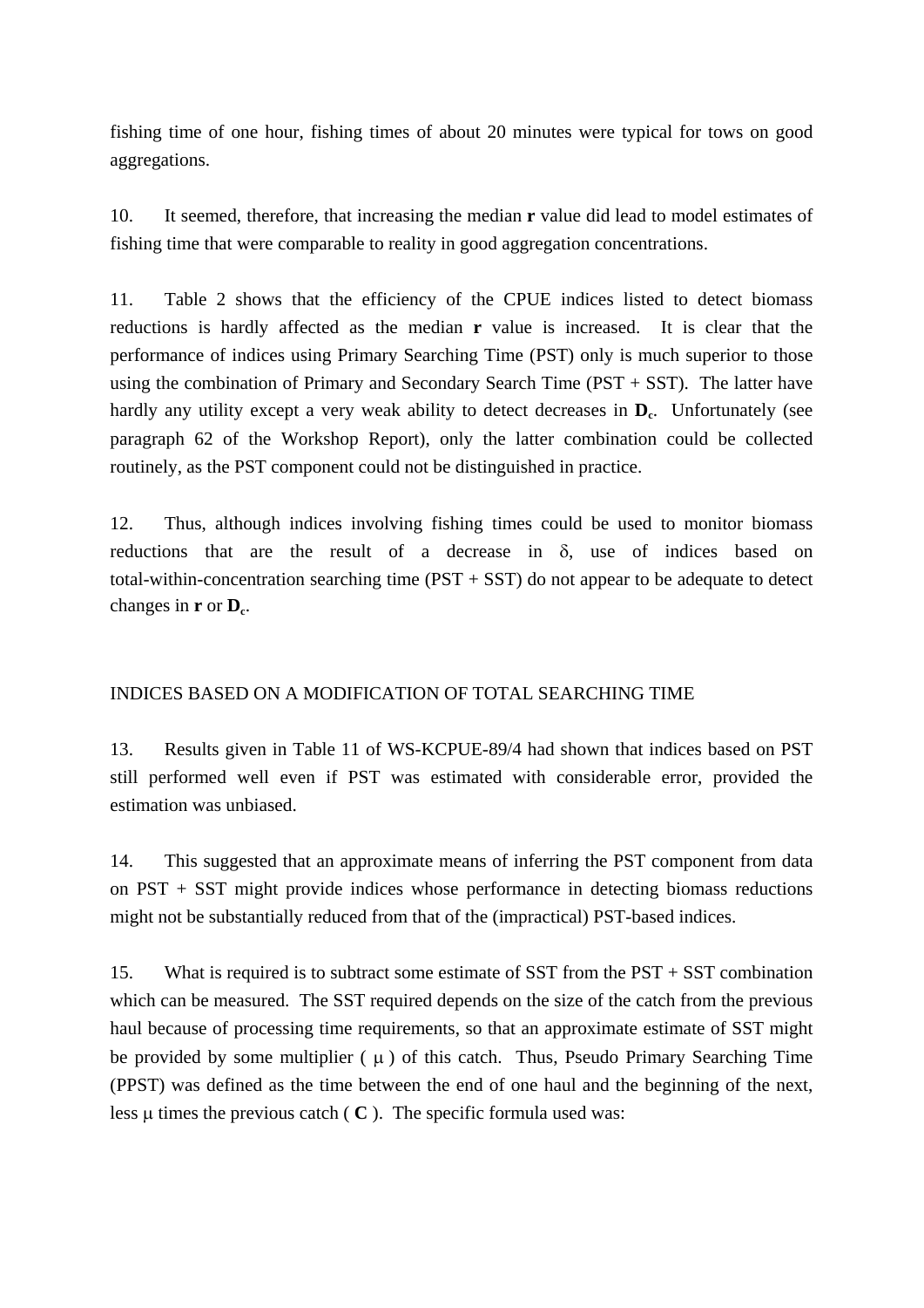fishing time of one hour, fishing times of about 20 minutes were typical for tows on good aggregations.

10. It seemed, therefore, that increasing the median **r** value did lead to model estimates of fishing time that were comparable to reality in good aggregation concentrations.

11. Table 2 shows that the efficiency of the CPUE indices listed to detect biomass reductions is hardly affected as the median **r** value is increased. It is clear that the performance of indices using Primary Searching Time (PST) only is much superior to those using the combination of Primary and Secondary Search Time (PST + SST). The latter have hardly any utility except a very weak ability to detect decreases in $\mathbf{D_c}$. Unfortunately (see paragraph 62 of the Workshop Report), only the latter combination could be collected routinely, as the PST component could not be distinguished in practice.

12. Thus, although indices involving fishing times could be used to monitor biomass reductions that are the result of a decrease in $\delta$, use of indices based on total-within-concentration searching time (PST + SST) do not appear to be adequate to detect changes in **r** or $\mathbf{D_c}$.

## INDICES BASED ON A MODIFICATION OF TOTAL SEARCHING TIME

13. Results given in Table 11 of WS-KCPUE-89/4 had shown that indices based on PST still performed well even if PST was estimated with considerable error, provided the estimation was unbiased.

14. This suggested that an approximate means of inferring the PST component from data on PST + SST might provide indices whose performance in detecting biomass reductions might not be substantially reduced from that of the (impractical) PST-based indices.

15. What is required is to subtract some estimate of SST from the PST + SST combination which can be measured. The SST required depends on the size of the catch from the previous haul because of processing time requirements, so that an approximate estimate of SST might be provided by some multiplier ( $\mu$ ) of this catch. Thus, Pseudo Primary Searching Time (PPST) was defined as the time between the end of one haul and the beginning of the next, less $\mu$ times the previous catch ( **C** ). The specific formula used was: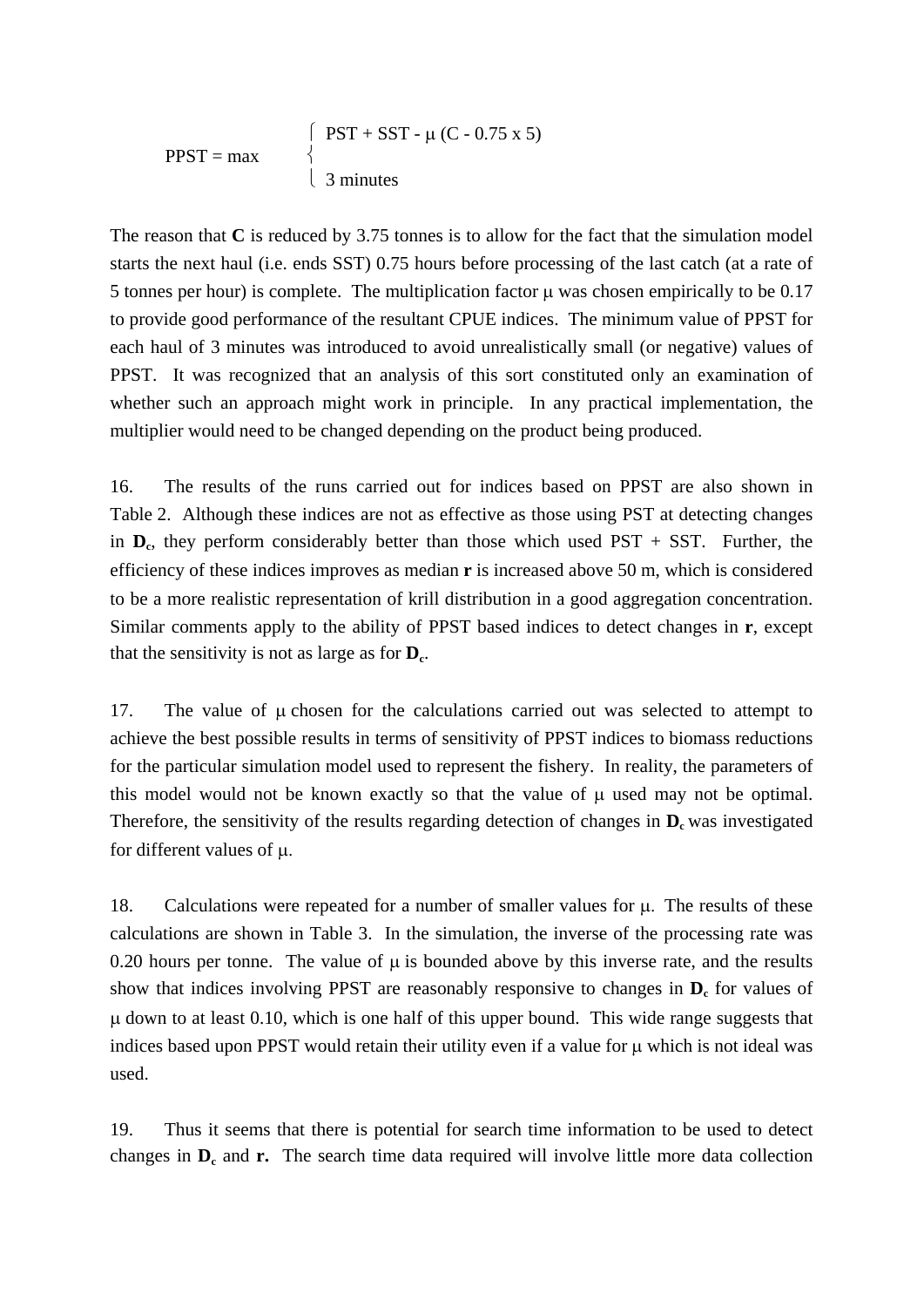$$\text{PPST} = \max \begin{cases} \text{PST} + \text{SST} - \mu\,(\text{C} - 0.75 \times 5) \\ 3 \text{ minutes} \end{cases}$$

The reason that **C** is reduced by 3.75 tonnes is to allow for the fact that the simulation model starts the next haul (i.e. ends SST) 0.75 hours before processing of the last catch (at a rate of 5 tonnes per hour) is complete. The multiplication factor $\mu$ was chosen empirically to be 0.17 to provide good performance of the resultant CPUE indices. The minimum value of PPST for each haul of 3 minutes was introduced to avoid unrealistically small (or negative) values of PPST. It was recognized that an analysis of this sort constituted only an examination of whether such an approach might work in principle. In any practical implementation, the multiplier would need to be changed depending on the product being produced.

16. The results of the runs carried out for indices based on PPST are also shown in Table 2. Although these indices are not as effective as those using PST at detecting changes in $\mathbf{D_c}$, they perform considerably better than those which used PST + SST. Further, the efficiency of these indices improves as median **r** is increased above 50 m, which is considered to be a more realistic representation of krill distribution in a good aggregation concentration. Similar comments apply to the ability of PPST based indices to detect changes in **r**, except that the sensitivity is not as large as for $\mathbf{D_c}$.

17. The value of $\mu$ chosen for the calculations carried out was selected to attempt to achieve the best possible results in terms of sensitivity of PPST indices to biomass reductions for the particular simulation model used to represent the fishery. In reality, the parameters of this model would not be known exactly so that the value of $\mu$ used may not be optimal. Therefore, the sensitivity of the results regarding detection of changes in $\mathbf{D_c}$ was investigated for different values of $\mu$.

18. Calculations were repeated for a number of smaller values for $\mu$. The results of these calculations are shown in Table 3. In the simulation, the inverse of the processing rate was 0.20 hours per tonne. The value of $\mu$ is bounded above by this inverse rate, and the results show that indices involving PPST are reasonably responsive to changes in $\mathbf{D_c}$ for values of $\mu$ down to at least 0.10, which is one half of this upper bound. This wide range suggests that indices based upon PPST would retain their utility even if a value for $\mu$ which is not ideal was used.

19. Thus it seems that there is potential for search time information to be used to detect changes in $\mathbf{D_c}$ and **r.** The search time data required will involve little more data collection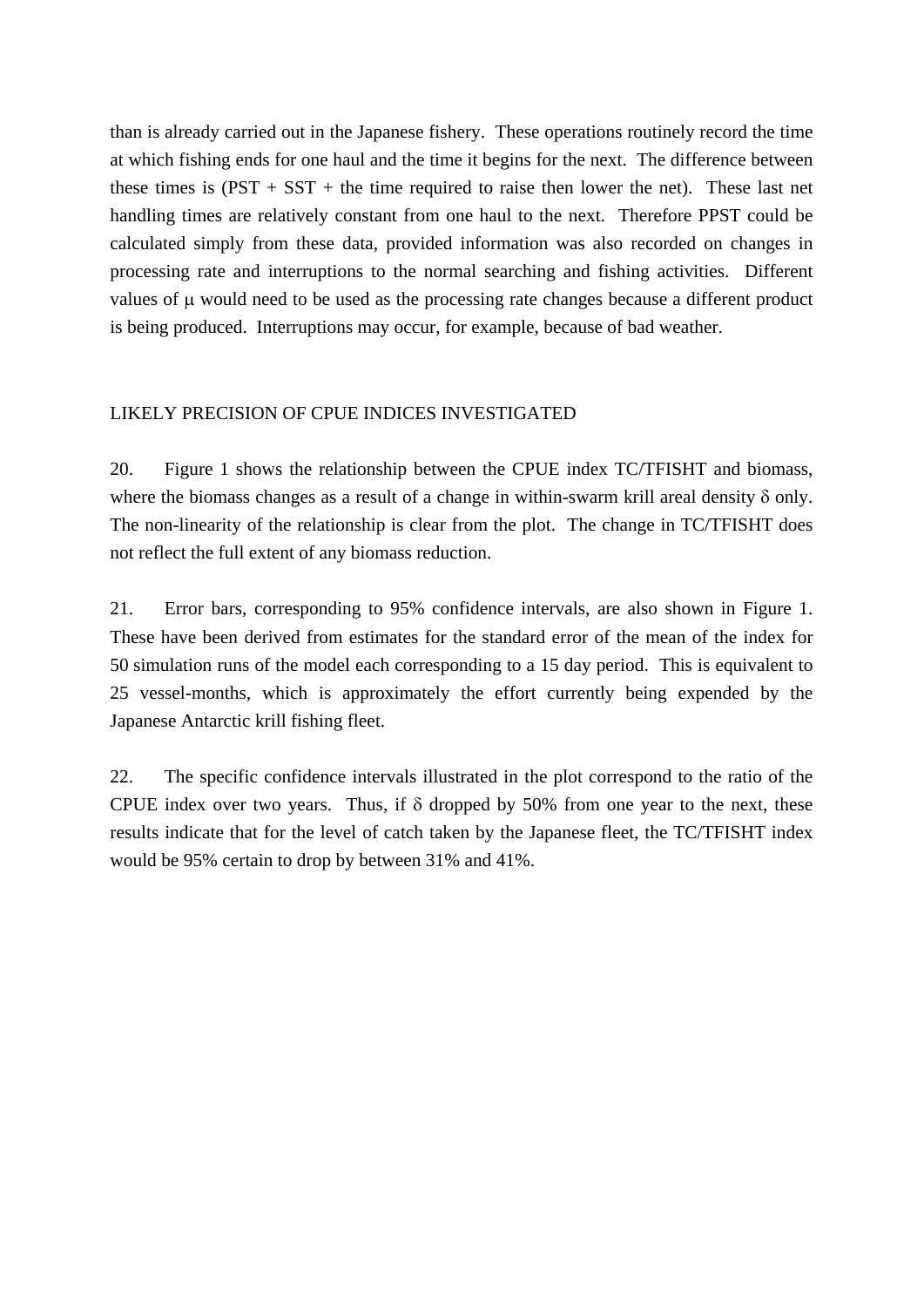than is already carried out in the Japanese fishery. These operations routinely record the time at which fishing ends for one haul and the time it begins for the next. The difference between these times is (PST + SST + the time required to raise then lower the net). These last net handling times are relatively constant from one haul to the next. Therefore PPST could be calculated simply from these data, provided information was also recorded on changes in processing rate and interruptions to the normal searching and fishing activities. Different values of $\mu$ would need to be used as the processing rate changes because a different product is being produced. Interruptions may occur, for example, because of bad weather.

## LIKELY PRECISION OF CPUE INDICES INVESTIGATED

20. Figure 1 shows the relationship between the CPUE index TC/TFISHT and biomass, where the biomass changes as a result of a change in within-swarm krill areal density $\delta$ only. The non-linearity of the relationship is clear from the plot. The change in TC/TFISHT does not reflect the full extent of any biomass reduction.

21. Error bars, corresponding to 95% confidence intervals, are also shown in Figure 1. These have been derived from estimates for the standard error of the mean of the index for 50 simulation runs of the model each corresponding to a 15 day period. This is equivalent to 25 vessel-months, which is approximately the effort currently being expended by the Japanese Antarctic krill fishing fleet.

22. The specific confidence intervals illustrated in the plot correspond to the ratio of the CPUE index over two years. Thus, if $\delta$ dropped by 50% from one year to the next, these results indicate that for the level of catch taken by the Japanese fleet, the TC/TFISHT index would be 95% certain to drop by between 31% and 41%.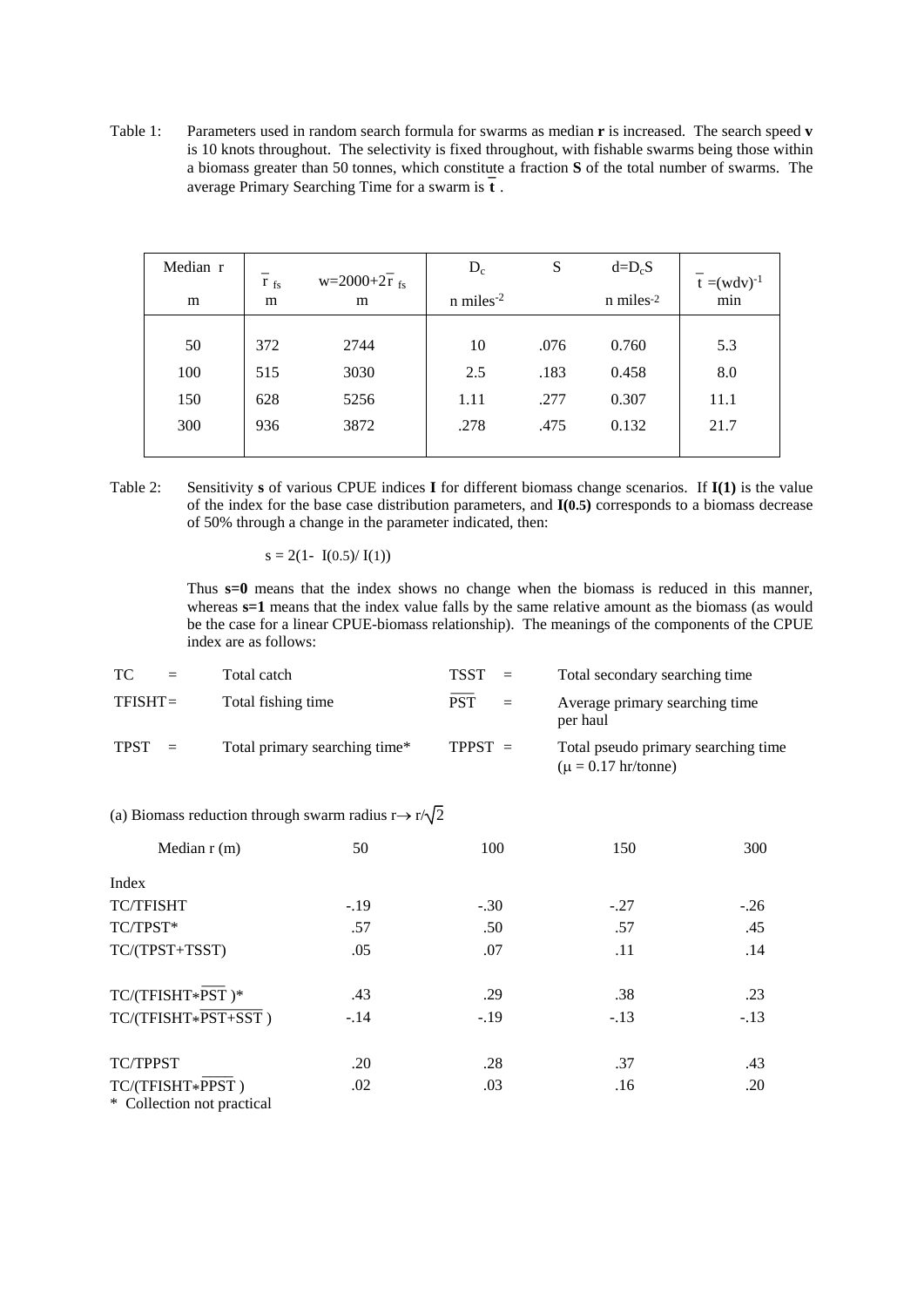Table 1: Parameters used in random search formula for swarms as median **r** is increased. The search speed **v** is 10 knots throughout. The selectivity is fixed throughout, with fishable swarms being those within a biomass greater than 50 tonnes, which constitute a fraction **S** of the total number of swarms. The average Primary Searching Time for a swarm is $\bar{\mathbf{t}}$.

| Median r<br>m | $\bar{r}_{fs}$<br>m | $w=2000+2\bar{r}_{fs}$<br>m | $D_c$<br>n miles$^{-2}$ | S | $d=D_cS$<br>n miles$^{-2}$ | $\bar{t}=(wdv)^{-1}$<br>min |
|---|---|---|---|---|---|---|
| 50 | 372 | 2744 | 10 | .076 | 0.760 | 5.3 |
| 100 | 515 | 3030 | 2.5 | .183 | 0.458 | 8.0 |
| 150 | 628 | 5256 | 1.11 | .277 | 0.307 | 11.1 |
| 300 | 936 | 3872 | .278 | .475 | 0.132 | 21.7 |

Table 2: Sensitivity **s** of various CPUE indices **I** for different biomass change scenarios. If **I(1)** is the value of the index for the base case distribution parameters, and **I(0.5)** corresponds to a biomass decrease of 50% through a change in the parameter indicated, then:

$$s = 2(1 - I(0.5)/I(1))$$

Thus **s=0** means that the index shows no change when the biomass is reduced in this manner, whereas **s=1** means that the index value falls by the same relative amount as the biomass (as would be the case for a linear CPUE-biomass relationship). The meanings of the components of the CPUE index are as follows:

| | | | |
|---|---|---|---|
| TC = | Total catch | TSST = | Total secondary searching time |
| TFISHT = | Total fishing time | $\overline{PST}$ = | Average primary searching time per haul |
| TPST = | Total primary searching time* | TPPST = | Total pseudo primary searching time ($\mu$ = 0.17 hr/tonne) |

(a) Biomass reduction through swarm radius $r \rightarrow r/\sqrt{2}$

| Median r (m) | 50 | 100 | 150 | 300 |
|---|---|---|---|---|
| Index | | | | |
| TC/TFISHT | -.19 | -.30 | -.27 | -.26 |
| TC/TPST* | .57 | .50 | .57 | .45 |
| TC/(TPST+TSST) | .05 | .07 | .11 | .14 |
| $TC/(TFISHT*\overline{PST})$* | .43 | .29 | .38 | .23 |
| $TC/(TFISHT*\overline{PST+SST})$ | -.14 | -.19 | -.13 | -.13 |
| TC/TPPST | .20 | .28 | .37 | .43 |
| $TC/(TFISHT*\overline{PPST})$ | .02 | .03 | .16 | .20 |

\* Collection not practical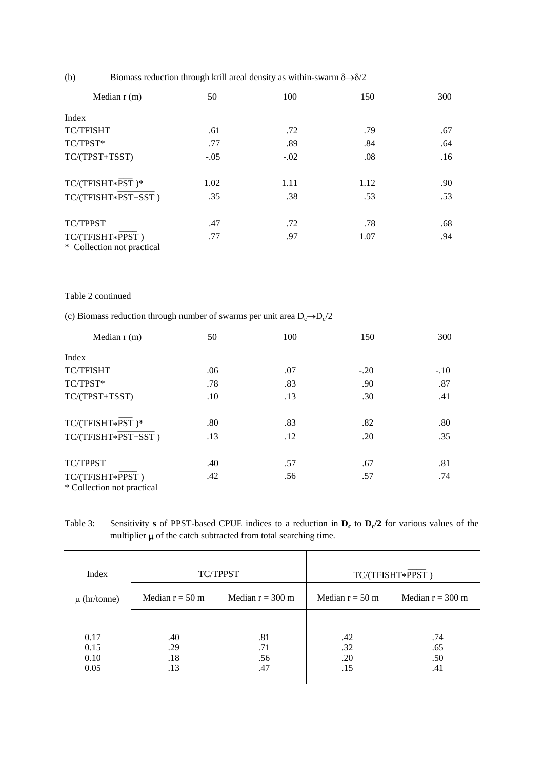(b) Biomass reduction through krill areal density as within-swarm $\delta \rightarrow \delta/2$

| Median r (m) | 50 | 100 | 150 | 300 |
|---|---|---|---|---|
| Index | | | | |
| TC/TFISHT | .61 | .72 | .79 | .67 |
| TC/TPST* | .77 | .89 | .84 | .64 |
| TC/(TPST+TSST) | -.05 | -.02 | .08 | .16 |
| | | | | |
| TC/(TFISHT$*\overline{\text{PST}}$)* | 1.02 | 1.11 | 1.12 | .90 |
| TC/(TFISHT$*\overline{\text{PST+SST}}$) | .35 | .38 | .53 | .53 |
| | | | | |
| TC/TPPST | .47 | .72 | .78 | .68 |
| TC/(TFISHT$*\overline{\text{PPST}}$) | .77 | .97 | 1.07 | .94 |

\* Collection not practical

Table 2 continued

(c) Biomass reduction through number of swarms per unit area $D_c \rightarrow D_c/2$

| Median r (m) | 50 | 100 | 150 | 300 |
|---|---|---|---|---|
| Index | | | | |
| TC/TFISHT | .06 | .07 | -.20 | -.10 |
| TC/TPST* | .78 | .83 | .90 | .87 |
| TC/(TPST+TSST) | .10 | .13 | .30 | .41 |
| | | | | |
| TC/(TFISHT$*\overline{\text{PST}}$)* | .80 | .83 | .82 | .80 |
| TC/(TFISHT$*\overline{\text{PST+SST}}$) | .13 | .12 | .20 | .35 |
| | | | | |
| TC/TPPST | .40 | .57 | .67 | .81 |
| TC/(TFISHT$*\overline{\text{PPST}}$) | .42 | .56 | .57 | .74 |

\* Collection not practical

Table 3: Sensitivity **s** of PPST-based CPUE indices to a reduction in $\mathbf{D_c}$ to $\mathbf{D_c/2}$ for various values of the multiplier $\mu$ of the catch subtracted from total searching time.

| Index | TC/TPPST | | TC/(TFISHT$*\overline{\text{PPST}}$) | |
|---|---|---|---|---|
| $\mu$ (hr/tonne) | Median r = 50 m | Median r = 300 m | Median r = 50 m | Median r = 300 m |
| 0.17 | .40 | .81 | .42 | .74 |
| 0.15 | .29 | .71 | .32 | .65 |
| 0.10 | .18 | .56 | .20 | .50 |
| 0.05 | .13 | .47 | .15 | .41 |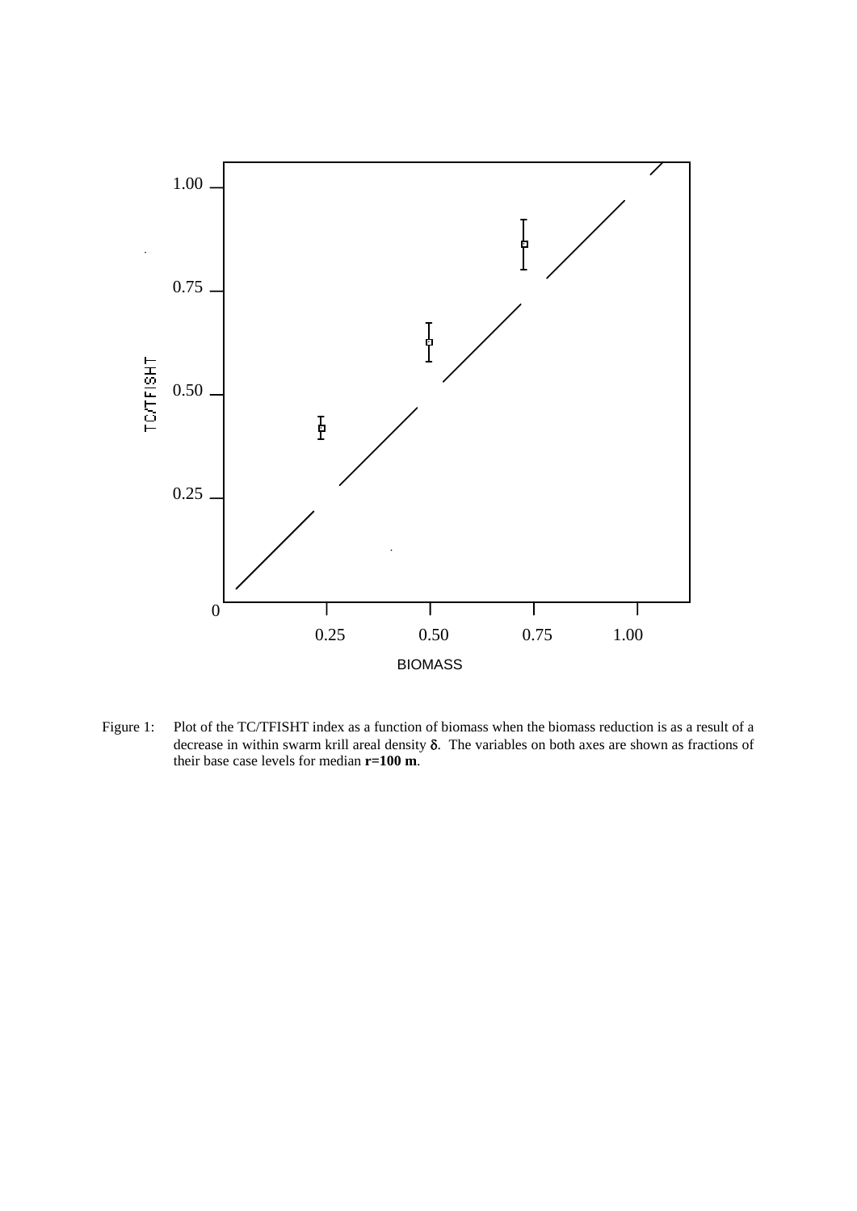Figure 1: Plot of the TC/TFISHT index as a function of biomass when the biomass reduction is as a result of a decrease in within swarm krill areal density $\delta$. The variables on both axes are shown as fractions of their base case levels for median **r=100 m**.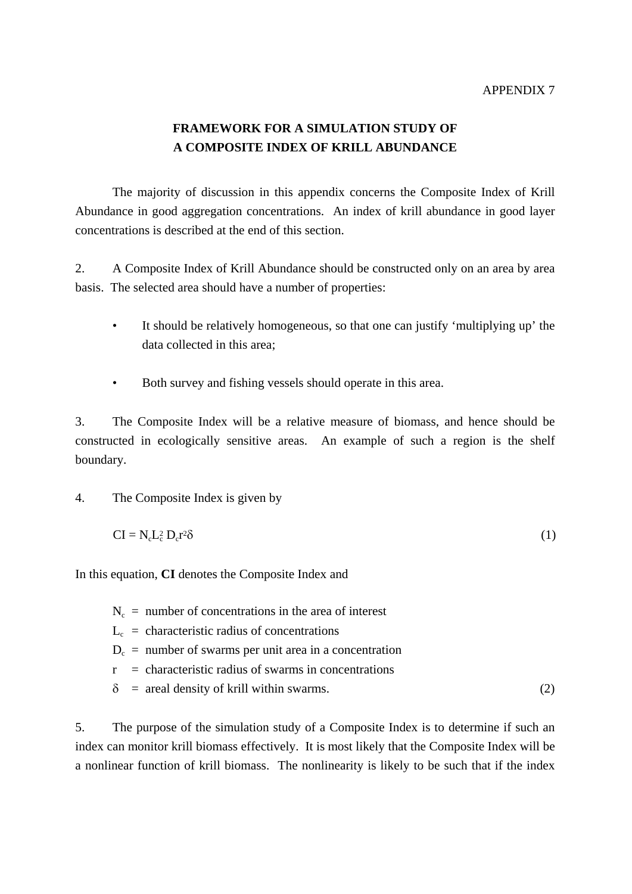APPENDIX 7

# FRAMEWORK FOR A SIMULATION STUDY OF A COMPOSITE INDEX OF KRILL ABUNDANCE

The majority of discussion in this appendix concerns the Composite Index of Krill Abundance in good aggregation concentrations. An index of krill abundance in good layer concentrations is described at the end of this section.

2. A Composite Index of Krill Abundance should be constructed only on an area by area basis. The selected area should have a number of properties:

- It should be relatively homogeneous, so that one can justify 'multiplying up' the data collected in this area;
- Both survey and fishing vessels should operate in this area.

3. The Composite Index will be a relative measure of biomass, and hence should be constructed in ecologically sensitive areas. An example of such a region is the shelf boundary.

4. The Composite Index is given by

$$CI = N_c L_c^2 D_c r^2 \delta \tag{1}$$

In this equation, **CI** denotes the Composite Index and

$N_c$ = number of concentrations in the area of interest
$L_c$ = characteristic radius of concentrations
$D_c$ = number of swarms per unit area in a concentration
$r$ = characteristic radius of swarms in concentrations
$\delta$ = areal density of krill within swarms. (2)

5. The purpose of the simulation study of a Composite Index is to determine if such an index can monitor krill biomass effectively. It is most likely that the Composite Index will be a nonlinear function of krill biomass. The nonlinearity is likely to be such that if the index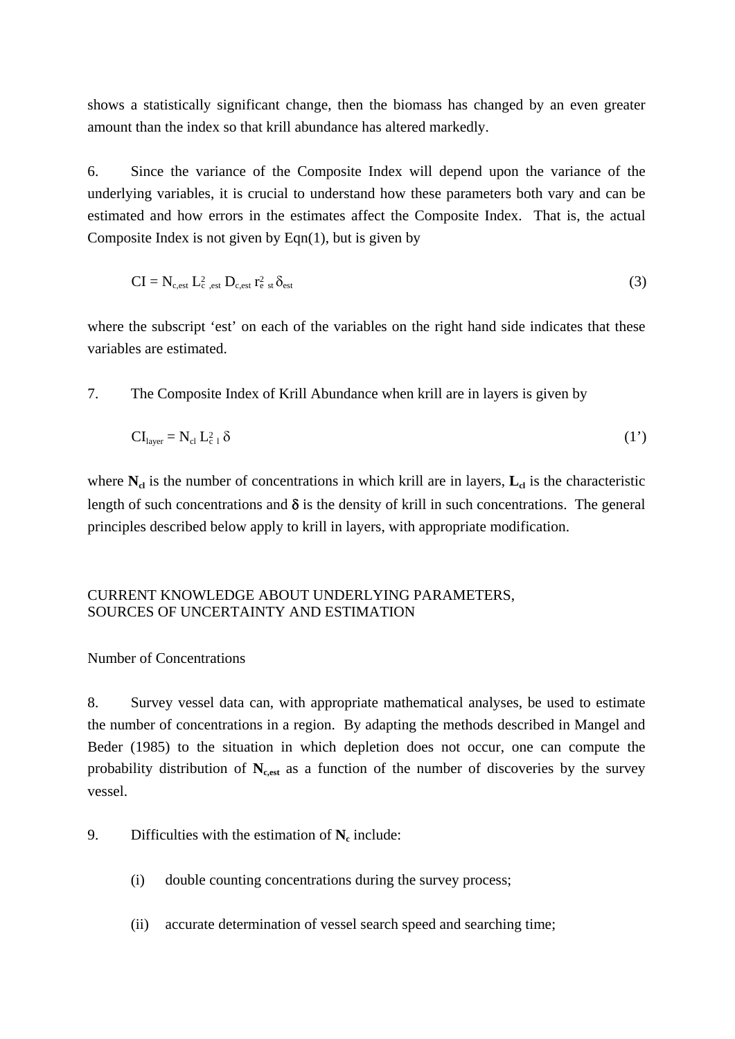shows a statistically significant change, then the biomass has changed by an even greater amount than the index so that krill abundance has altered markedly.

6. Since the variance of the Composite Index will depend upon the variance of the underlying variables, it is crucial to understand how these parameters both vary and can be estimated and how errors in the estimates affect the Composite Index. That is, the actual Composite Index is not given by Eqn(1), but is given by

$$CI = N_{c,est}\, L^2_{c,est}\, D_{c,est}\, r^2_{e\ st}\, \delta_{est} \tag{3}$$

where the subscript 'est' on each of the variables on the right hand side indicates that these variables are estimated.

7. The Composite Index of Krill Abundance when krill are in layers is given by

$$CI_{layer} = N_{cl}\, L^2_{c\ l}\, \delta \tag{1'}$$

where $\mathbf{N_{cl}}$ is the number of concentrations in which krill are in layers, $\mathbf{L_{cl}}$ is the characteristic length of such concentrations and $\delta$ is the density of krill in such concentrations. The general principles described below apply to krill in layers, with appropriate modification.

## CURRENT KNOWLEDGE ABOUT UNDERLYING PARAMETERS, SOURCES OF UNCERTAINTY AND ESTIMATION

### Number of Concentrations

8. Survey vessel data can, with appropriate mathematical analyses, be used to estimate the number of concentrations in a region. By adapting the methods described in Mangel and Beder (1985) to the situation in which depletion does not occur, one can compute the probability distribution of $\mathbf{N_{c,est}}$ as a function of the number of discoveries by the survey vessel.

9. Difficulties with the estimation of $\mathbf{N_c}$ include:

(i) double counting concentrations during the survey process;

(ii) accurate determination of vessel search speed and searching time;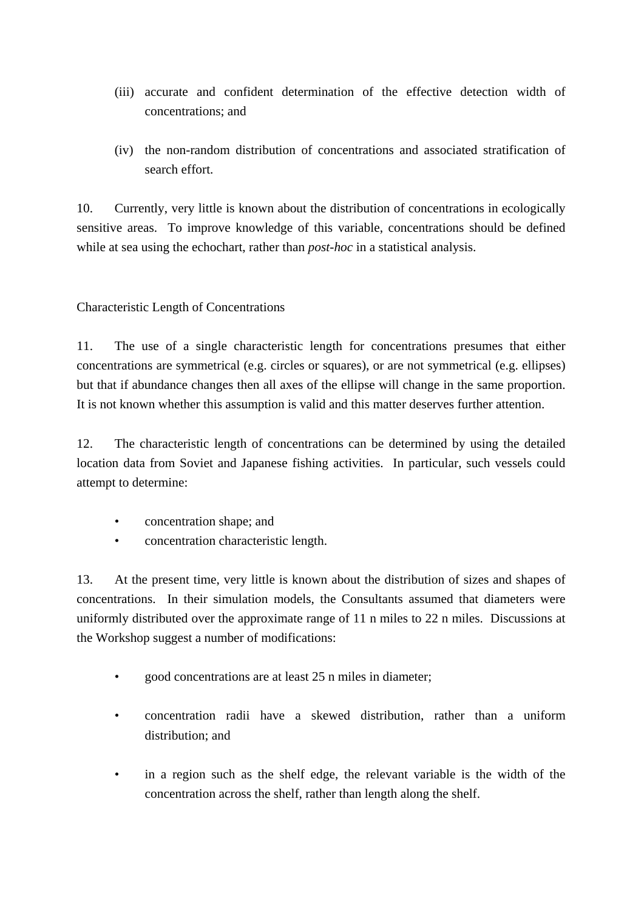(iii) accurate and confident determination of the effective detection width of concentrations; and

(iv) the non-random distribution of concentrations and associated stratification of search effort.

10. Currently, very little is known about the distribution of concentrations in ecologically sensitive areas. To improve knowledge of this variable, concentrations should be defined while at sea using the echochart, rather than *post-hoc* in a statistical analysis.

Characteristic Length of Concentrations

11. The use of a single characteristic length for concentrations presumes that either concentrations are symmetrical (e.g. circles or squares), or are not symmetrical (e.g. ellipses) but that if abundance changes then all axes of the ellipse will change in the same proportion. It is not known whether this assumption is valid and this matter deserves further attention.

12. The characteristic length of concentrations can be determined by using the detailed location data from Soviet and Japanese fishing activities. In particular, such vessels could attempt to determine:

- concentration shape; and
- concentration characteristic length.

13. At the present time, very little is known about the distribution of sizes and shapes of concentrations. In their simulation models, the Consultants assumed that diameters were uniformly distributed over the approximate range of 11 n miles to 22 n miles. Discussions at the Workshop suggest a number of modifications:

- good concentrations are at least 25 n miles in diameter;

- concentration radii have a skewed distribution, rather than a uniform distribution; and

- in a region such as the shelf edge, the relevant variable is the width of the concentration across the shelf, rather than length along the shelf.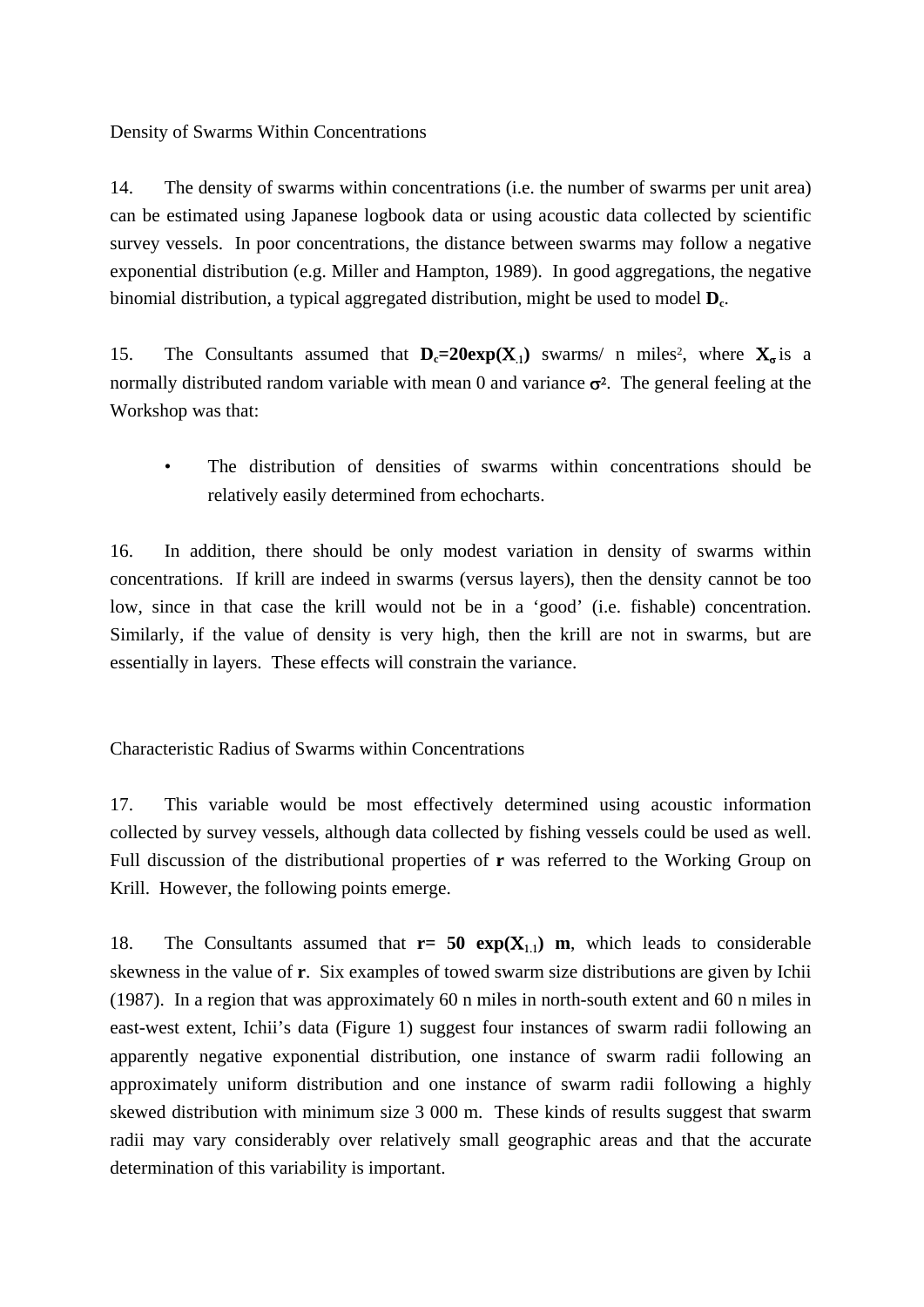Density of Swarms Within Concentrations

14. The density of swarms within concentrations (i.e. the number of swarms per unit area) can be estimated using Japanese logbook data or using acoustic data collected by scientific survey vessels. In poor concentrations, the distance between swarms may follow a negative exponential distribution (e.g. Miller and Hampton, 1989). In good aggregations, the negative binomial distribution, a typical aggregated distribution, might be used to model $\mathbf{D_c}$.

15. The Consultants assumed that $\mathbf{D_c=20exp(X_{.1})}$ swarms/ n miles[2], where $\mathbf{X_\sigma}$ is a normally distributed random variable with mean 0 and variance $\sigma^2$. The general feeling at the Workshop was that:

- The distribution of densities of swarms within concentrations should be relatively easily determined from echocharts.

16. In addition, there should be only modest variation in density of swarms within concentrations. If krill are indeed in swarms (versus layers), then the density cannot be too low, since in that case the krill would not be in a 'good' (i.e. fishable) concentration. Similarly, if the value of density is very high, then the krill are not in swarms, but are essentially in layers. These effects will constrain the variance.

Characteristic Radius of Swarms within Concentrations

17. This variable would be most effectively determined using acoustic information collected by survey vessels, although data collected by fishing vessels could be used as well. Full discussion of the distributional properties of **r** was referred to the Working Group on Krill. However, the following points emerge.

18. The Consultants assumed that $\mathbf{r= 50\ exp(X_{1.1})\ m}$, which leads to considerable skewness in the value of **r**. Six examples of towed swarm size distributions are given by Ichii (1987). In a region that was approximately 60 n miles in north-south extent and 60 n miles in east-west extent, Ichii's data (Figure 1) suggest four instances of swarm radii following an apparently negative exponential distribution, one instance of swarm radii following an approximately uniform distribution and one instance of swarm radii following a highly skewed distribution with minimum size 3 000 m. These kinds of results suggest that swarm radii may vary considerably over relatively small geographic areas and that the accurate determination of this variability is important.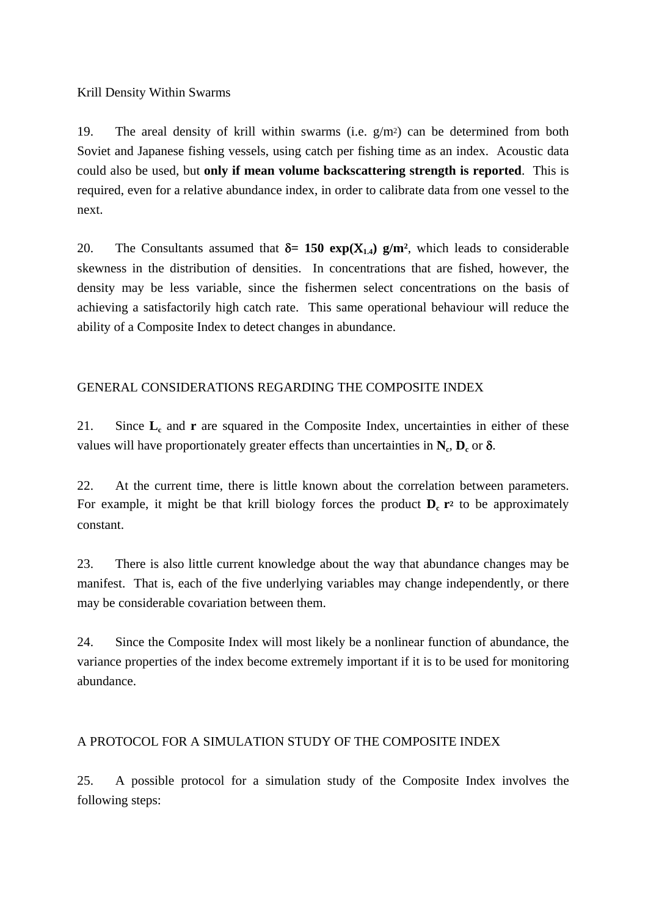Krill Density Within Swarms

19. The areal density of krill within swarms (i.e. $g/m^2$) can be determined from both Soviet and Japanese fishing vessels, using catch per fishing time as an index. Acoustic data could also be used, but **only if mean volume backscattering strength is reported**. This is required, even for a relative abundance index, in order to calibrate data from one vessel to the next.

20. The Consultants assumed that $\delta = 150 \exp(X_{1.4})$ $g/m^2$, which leads to considerable skewness in the distribution of densities. In concentrations that are fished, however, the density may be less variable, since the fishermen select concentrations on the basis of achieving a satisfactorily high catch rate. This same operational behaviour will reduce the ability of a Composite Index to detect changes in abundance.

## GENERAL CONSIDERATIONS REGARDING THE COMPOSITE INDEX

21. Since $L_c$ and $r$ are squared in the Composite Index, uncertainties in either of these values will have proportionately greater effects than uncertainties in $N_c$, $D_c$ or $\delta$.

22. At the current time, there is little known about the correlation between parameters. For example, it might be that krill biology forces the product $D_c\, r^2$ to be approximately constant.

23. There is also little current knowledge about the way that abundance changes may be manifest. That is, each of the five underlying variables may change independently, or there may be considerable covariation between them.

24. Since the Composite Index will most likely be a nonlinear function of abundance, the variance properties of the index become extremely important if it is to be used for monitoring abundance.

## A PROTOCOL FOR A SIMULATION STUDY OF THE COMPOSITE INDEX

25. A possible protocol for a simulation study of the Composite Index involves the following steps: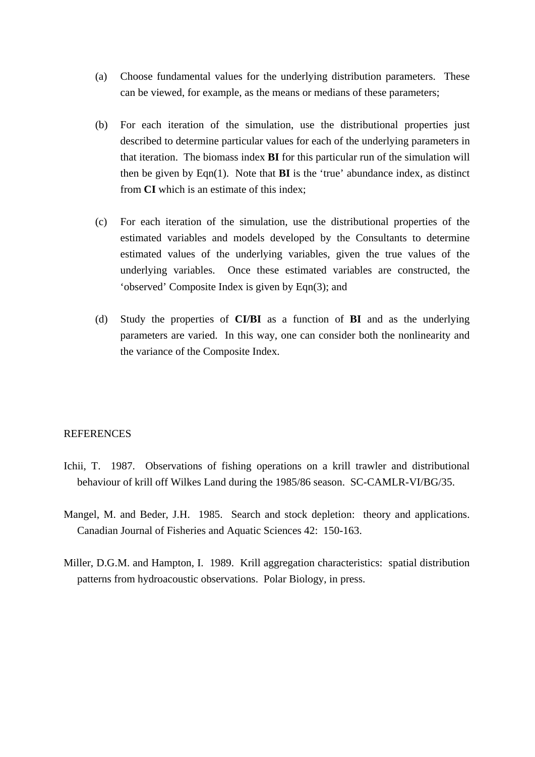(a) Choose fundamental values for the underlying distribution parameters. These can be viewed, for example, as the means or medians of these parameters;

(b) For each iteration of the simulation, use the distributional properties just described to determine particular values for each of the underlying parameters in that iteration. The biomass index **BI** for this particular run of the simulation will then be given by Eqn(1). Note that **BI** is the 'true' abundance index, as distinct from **CI** which is an estimate of this index;

(c) For each iteration of the simulation, use the distributional properties of the estimated variables and models developed by the Consultants to determine estimated values of the underlying variables, given the true values of the underlying variables. Once these estimated variables are constructed, the 'observed' Composite Index is given by Eqn(3); and

(d) Study the properties of **CI/BI** as a function of **BI** and as the underlying parameters are varied. In this way, one can consider both the nonlinearity and the variance of the Composite Index.

REFERENCES

Ichii, T. 1987. Observations of fishing operations on a krill trawler and distributional behaviour of krill off Wilkes Land during the 1985/86 season. SC-CAMLR-VI/BG/35.

Mangel, M. and Beder, J.H. 1985. Search and stock depletion: theory and applications. Canadian Journal of Fisheries and Aquatic Sciences 42: 150-163.

Miller, D.G.M. and Hampton, I. 1989. Krill aggregation characteristics: spatial distribution patterns from hydroacoustic observations. Polar Biology, in press.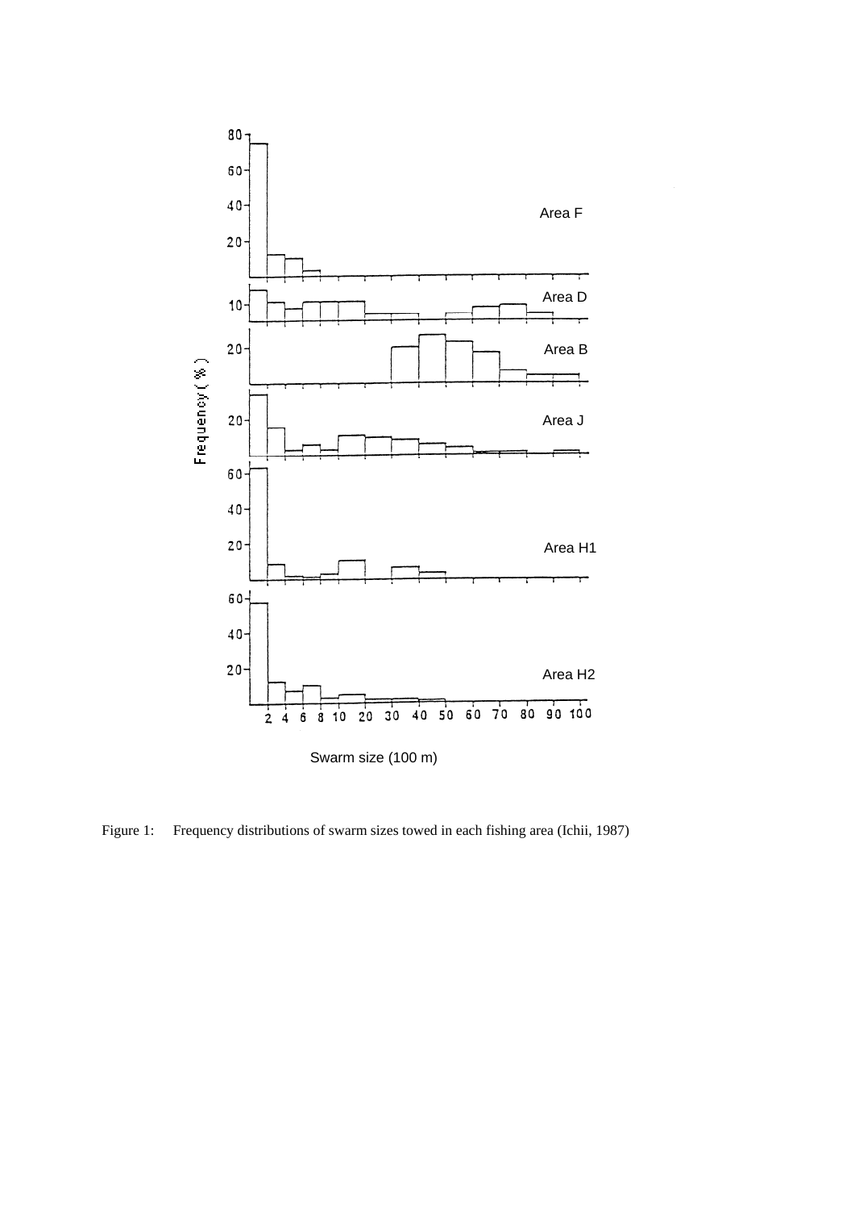80
60
40
20

Area F

10

Area D

20

Area B

Frequency ( % )

20

Area J

60
40
20

Area H1

60
40
20

Area H2

2 4 6 8 10 20 30 40 50 60 70 80 90 100

Swarm size (100 m)

Figure 1: Frequency distributions of swarm sizes towed in each fishing area (Ichii, 1987)